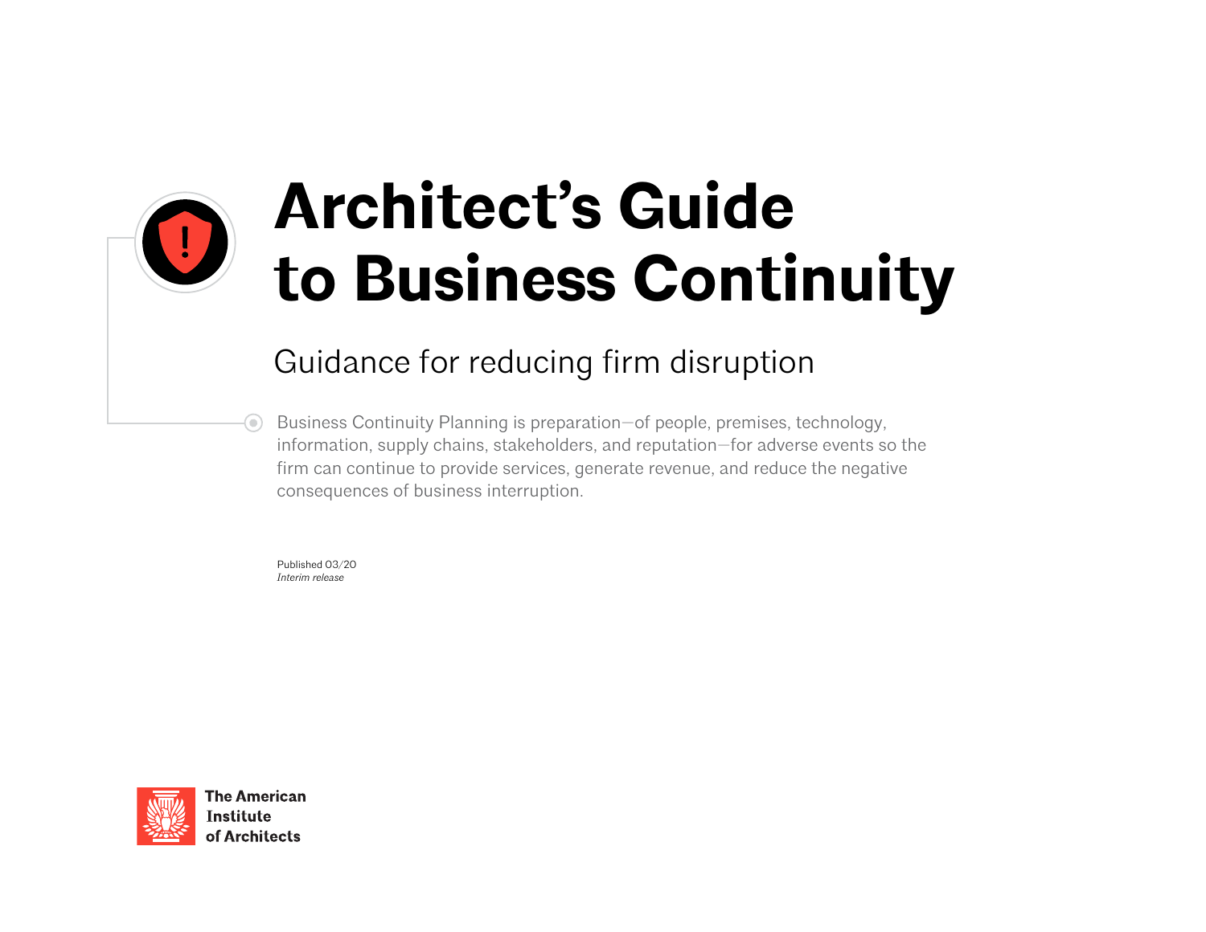# Architect's Guide to Business Continuity

## Guidance for reducing firm disruption

Business Continuity Planning is preparation—of people, premises, technology, information, supply chains, stakeholders, and reputation—for adverse events so the firm can continue to provide services, generate revenue, and reduce the negative consequences of business interruption.

Published 03/20
*Interim release*

The American Institute of Architects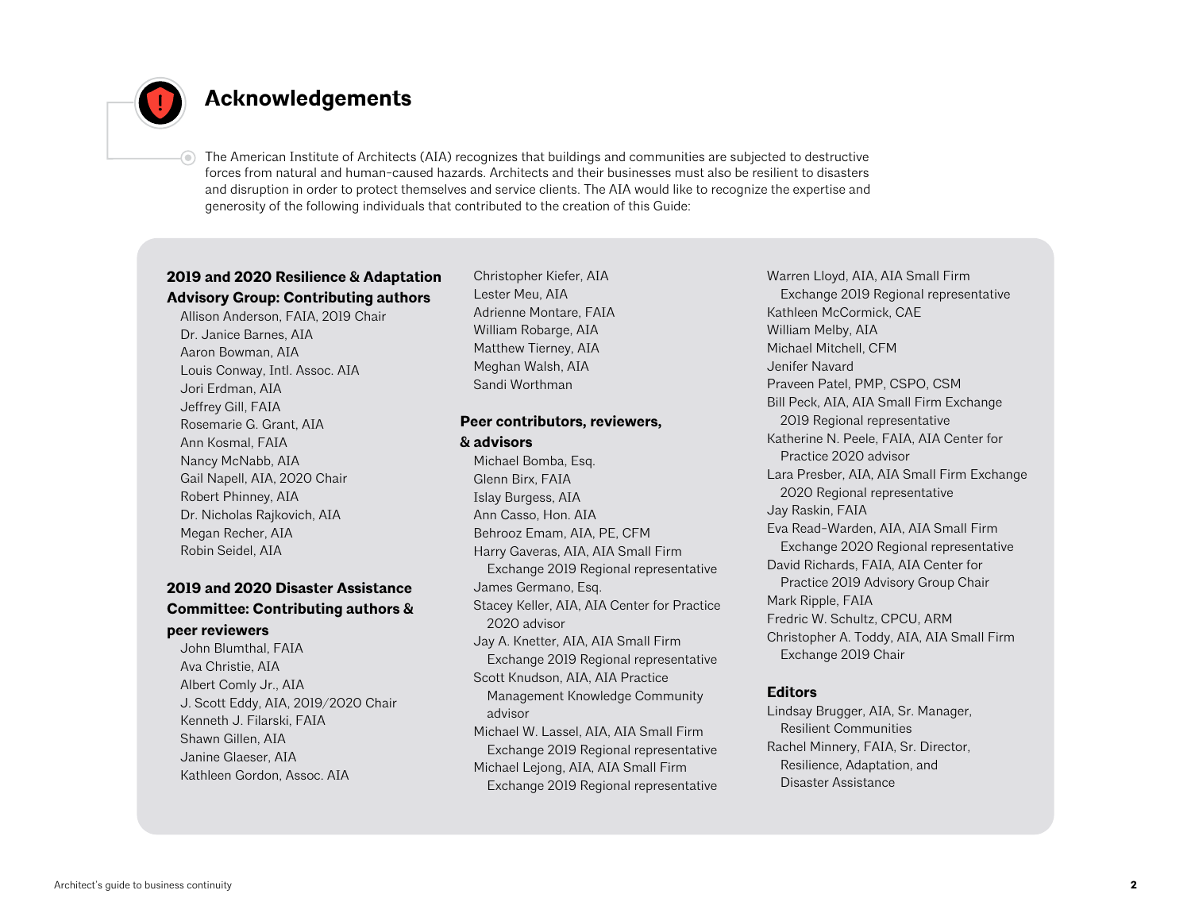# Acknowledgements

The American Institute of Architects (AIA) recognizes that buildings and communities are subjected to destructive forces from natural and human-caused hazards. Architects and their businesses must also be resilient to disasters and disruption in order to protect themselves and service clients. The AIA would like to recognize the expertise and generosity of the following individuals that contributed to the creation of this Guide:

**2019 and 2020 Resilience & Adaptation Advisory Group: Contributing authors**

- Allison Anderson, FAIA, 2019 Chair
- Dr. Janice Barnes, AIA
- Aaron Bowman, AIA
- Louis Conway, Intl. Assoc. AIA
- Jori Erdman, AIA
- Jeffrey Gill, FAIA
- Rosemarie G. Grant, AIA
- Ann Kosmal, FAIA
- Nancy McNabb, AIA
- Gail Napell, AIA, 2020 Chair
- Robert Phinney, AIA
- Dr. Nicholas Rajkovich, AIA
- Megan Recher, AIA
- Robin Seidel, AIA

**2019 and 2020 Disaster Assistance Committee: Contributing authors & peer reviewers**

- John Blumthal, FAIA
- Ava Christie, AIA
- Albert Comly Jr., AIA
- J. Scott Eddy, AIA, 2019/2020 Chair
- Kenneth J. Filarski, FAIA
- Shawn Gillen, AIA
- Janine Glaeser, AIA
- Kathleen Gordon, Assoc. AIA
- Christopher Kiefer, AIA
- Lester Meu, AIA
- Adrienne Montare, FAIA
- William Robarge, AIA
- Matthew Tierney, AIA
- Meghan Walsh, AIA
- Sandi Worthman

**Peer contributors, reviewers, & advisors**

- Michael Bomba, Esq.
- Glenn Birx, FAIA
- Islay Burgess, AIA
- Ann Casso, Hon. AIA
- Behrooz Emam, AIA, PE, CFM
- Harry Gaveras, AIA, AIA Small Firm Exchange 2019 Regional representative
- James Germano, Esq.
- Stacey Keller, AIA, AIA Center for Practice 2020 advisor
- Jay A. Knetter, AIA, AIA Small Firm Exchange 2019 Regional representative
- Scott Knudson, AIA, AIA Practice Management Knowledge Community advisor
- Michael W. Lassel, AIA, AIA Small Firm Exchange 2019 Regional representative
- Michael Lejong, AIA, AIA Small Firm Exchange 2019 Regional representative
- Warren Lloyd, AIA, AIA Small Firm Exchange 2019 Regional representative
- Kathleen McCormick, CAE
- William Melby, AIA
- Michael Mitchell, CFM
- Jenifer Navard
- Praveen Patel, PMP, CSPO, CSM
- Bill Peck, AIA, AIA Small Firm Exchange 2019 Regional representative
- Katherine N. Peele, FAIA, AIA Center for Practice 2020 advisor
- Lara Presber, AIA, AIA Small Firm Exchange 2020 Regional representative
- Jay Raskin, FAIA
- Eva Read-Warden, AIA, AIA Small Firm Exchange 2020 Regional representative
- David Richards, FAIA, AIA Center for Practice 2019 Advisory Group Chair
- Mark Ripple, FAIA
- Fredric W. Schultz, CPCU, ARM
- Christopher A. Toddy, AIA, AIA Small Firm Exchange 2019 Chair

**Editors**

- Lindsay Brugger, AIA, Sr. Manager, Resilient Communities
- Rachel Minnery, FAIA, Sr. Director, Resilience, Adaptation, and Disaster Assistance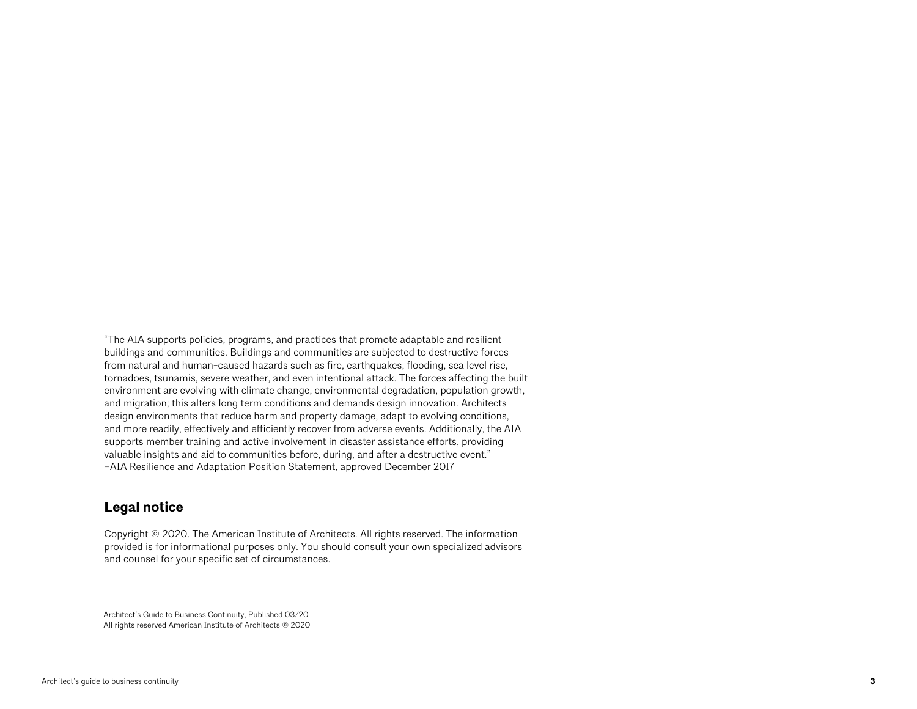"The AIA supports policies, programs, and practices that promote adaptable and resilient buildings and communities. Buildings and communities are subjected to destructive forces from natural and human-caused hazards such as fire, earthquakes, flooding, sea level rise, tornadoes, tsunamis, severe weather, and even intentional attack. The forces affecting the built environment are evolving with climate change, environmental degradation, population growth, and migration; this alters long term conditions and demands design innovation. Architects design environments that reduce harm and property damage, adapt to evolving conditions, and more readily, effectively and efficiently recover from adverse events. Additionally, the AIA supports member training and active involvement in disaster assistance efforts, providing valuable insights and aid to communities before, during, and after a destructive event."
–AIA Resilience and Adaptation Position Statement, approved December 2017

## Legal notice

Copyright © 2020. The American Institute of Architects. All rights reserved. The information provided is for informational purposes only. You should consult your own specialized advisors and counsel for your specific set of circumstances.

Architect's Guide to Business Continuity, Published 03/20
All rights reserved American Institute of Architects © 2020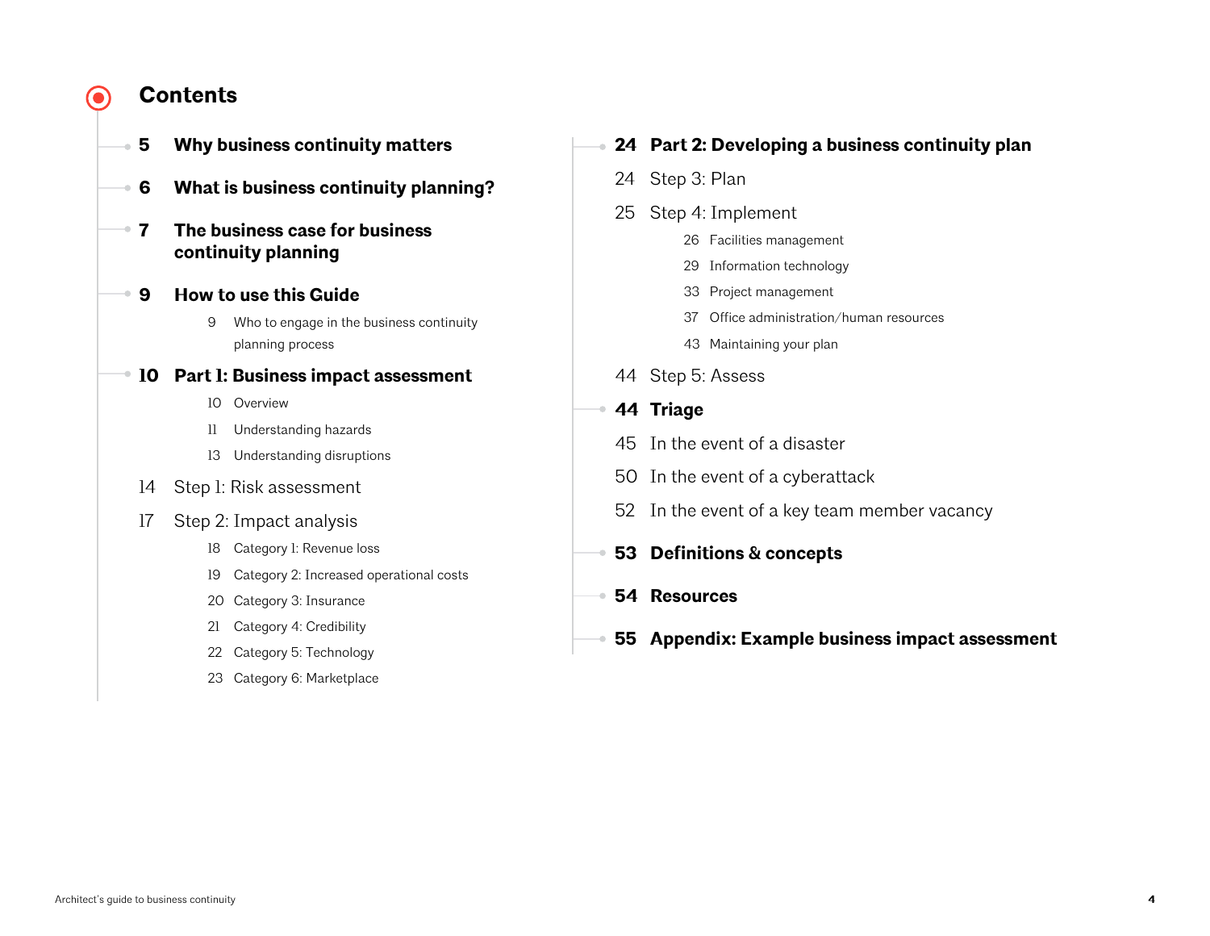# Contents

- **5 Why business continuity matters**
- **6 What is business continuity planning?**
- **7 The business case for business continuity planning**
- **9 How to use this Guide**
  - 9 Who to engage in the business continuity planning process
- **10 Part 1: Business impact assessment**
  - 10 Overview
  - 11 Understanding hazards
  - 13 Understanding disruptions
- 14 Step 1: Risk assessment
- 17 Step 2: Impact analysis
  - 18 Category 1: Revenue loss
  - 19 Category 2: Increased operational costs
  - 20 Category 3: Insurance
  - 21 Category 4: Credibility
  - 22 Category 5: Technology
  - 23 Category 6: Marketplace
- **24 Part 2: Developing a business continuity plan**
- 24 Step 3: Plan
- 25 Step 4: Implement
  - 26 Facilities management
  - 29 Information technology
  - 33 Project management
  - 37 Office administration/human resources
  - 43 Maintaining your plan
- 44 Step 5: Assess
- **44 Triage**
- 45 In the event of a disaster
- 50 In the event of a cyberattack
- 52 In the event of a key team member vacancy
- **53 Definitions & concepts**
- **54 Resources**
- **55 Appendix: Example business impact assessment**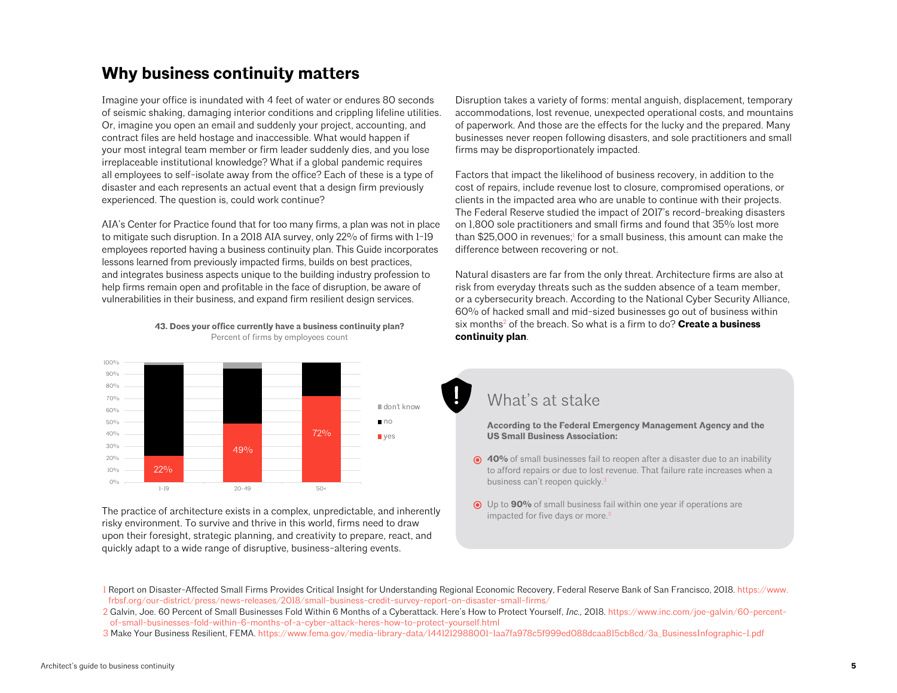## Why business continuity matters

Imagine your office is inundated with 4 feet of water or endures 80 seconds of seismic shaking, damaging interior conditions and crippling lifeline utilities. Or, imagine you open an email and suddenly your project, accounting, and contract files are held hostage and inaccessible. What would happen if your most integral team member or firm leader suddenly dies, and you lose irreplaceable institutional knowledge? What if a global pandemic requires all employees to self-isolate away from the office? Each of these is a type of disaster and each represents an actual event that a design firm previously experienced. The question is, could work continue?

AIA's Center for Practice found that for too many firms, a plan was not in place to mitigate such disruption. In a 2018 AIA survey, only 22% of firms with 1-19 employees reported having a business continuity plan. This Guide incorporates lessons learned from previously impacted firms, builds on best practices, and integrates business aspects unique to the building industry profession to help firms remain open and profitable in the face of disruption, be aware of vulnerabilities in their business, and expand firm resilient design services.

**43. Does your office currently have a business continuity plan?**
Percent of firms by employees count

| Employees | yes | no | don't know |
|---|---|---|---|
| 1-19 | 22% | | |
| 20-49 | 49% | | |
| 50+ | 72% | | |

The practice of architecture exists in a complex, unpredictable, and inherently risky environment. To survive and thrive in this world, firms need to draw upon their foresight, strategic planning, and creativity to prepare, react, and quickly adapt to a wide range of disruptive, business-altering events.

Disruption takes a variety of forms: mental anguish, displacement, temporary accommodations, lost revenue, unexpected operational costs, and mountains of paperwork. And those are the effects for the lucky and the prepared. Many businesses never reopen following disasters, and sole practitioners and small firms may be disproportionately impacted.

Factors that impact the likelihood of business recovery, in addition to the cost of repairs, include revenue lost to closure, compromised operations, or clients in the impacted area who are unable to continue with their projects. The Federal Reserve studied the impact of 2017's record-breaking disasters on 1,800 sole practitioners and small firms and found that 35% lost more than $25,000 in revenues;[1] for a small business, this amount can make the difference between recovering or not.

Natural disasters are far from the only threat. Architecture firms are also at risk from everyday threats such as the sudden absence of a team member, or a cybersecurity breach. According to the National Cyber Security Alliance, 60% of hacked small and mid-sized businesses go out of business within six months[2] of the breach. So what is a firm to do? **Create a business continuity plan**.

### What's at stake

**According to the Federal Emergency Management Agency and the US Small Business Association:**

- **40%** of small businesses fail to reopen after a disaster due to an inability to afford repairs or due to lost revenue. That failure rate increases when a business can't reopen quickly.[3]
- Up to **90%** of small business fail within one year if operations are impacted for five days or more.[3]

1 Report on Disaster-Affected Small Firms Provides Critical Insight for Understanding Regional Economic Recovery, Federal Reserve Bank of San Francisco, 2018. https://www.frbsf.org/our-district/press/news-releases/2018/small-business-credit-survey-report-on-disaster-small-firms/

2 Galvin, Joe. 60 Percent of Small Businesses Fold Within 6 Months of a Cyberattack. Here's How to Protect Yourself, *Inc.,* 2018. https://www.inc.com/joe-galvin/60-percent-of-small-businesses-fold-within-6-months-of-a-cyber-attack-heres-how-to-protect-yourself.html

3 Make Your Business Resilient, FEMA. https://www.fema.gov/media-library-data/1441212988001-1aa7fa978c5f999ed088dcaa815cb8cd/3a_BusinessInfographic-1.pdf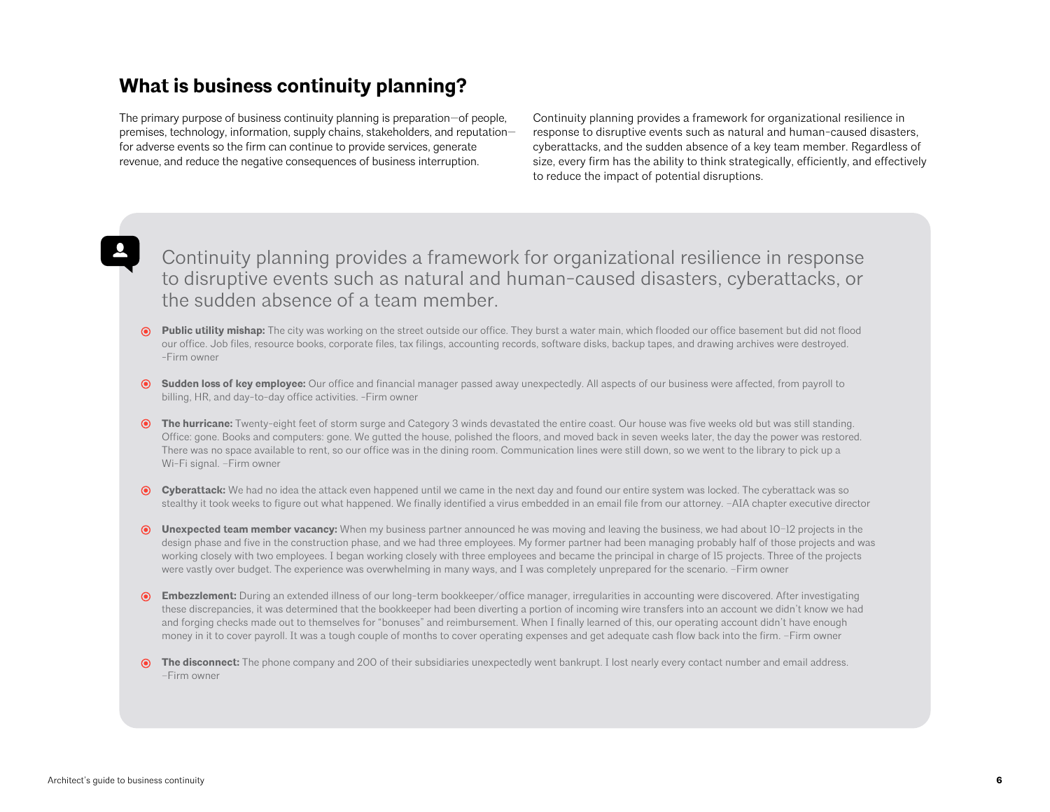## What is business continuity planning?

The primary purpose of business continuity planning is preparation—of people, premises, technology, information, supply chains, stakeholders, and reputation—for adverse events so the firm can continue to provide services, generate revenue, and reduce the negative consequences of business interruption.

Continuity planning provides a framework for organizational resilience in response to disruptive events such as natural and human-caused disasters, cyberattacks, and the sudden absence of a key team member. Regardless of size, every firm has the ability to think strategically, efficiently, and effectively to reduce the impact of potential disruptions.

> Continuity planning provides a framework for organizational resilience in response to disruptive events such as natural and human-caused disasters, cyberattacks, or the sudden absence of a team member.

- **Public utility mishap:** The city was working on the street outside our office. They burst a water main, which flooded our office basement but did not flood our office. Job files, resource books, corporate files, tax filings, accounting records, software disks, backup tapes, and drawing archives were destroyed. –Firm owner
- **Sudden loss of key employee:** Our office and financial manager passed away unexpectedly. All aspects of our business were affected, from payroll to billing, HR, and day-to-day office activities. –Firm owner
- **The hurricane:** Twenty-eight feet of storm surge and Category 3 winds devastated the entire coast. Our house was five weeks old but was still standing. Office: gone. Books and computers: gone. We gutted the house, polished the floors, and moved back in seven weeks later, the day the power was restored. There was no space available to rent, so our office was in the dining room. Communication lines were still down, so we went to the library to pick up a Wi-Fi signal. –Firm owner
- **Cyberattack:** We had no idea the attack even happened until we came in the next day and found our entire system was locked. The cyberattack was so stealthy it took weeks to figure out what happened. We finally identified a virus embedded in an email file from our attorney. –AIA chapter executive director
- **Unexpected team member vacancy:** When my business partner announced he was moving and leaving the business, we had about 10–12 projects in the design phase and five in the construction phase, and we had three employees. My former partner had been managing probably half of those projects and was working closely with two employees. I began working closely with three employees and became the principal in charge of 15 projects. Three of the projects were vastly over budget. The experience was overwhelming in many ways, and I was completely unprepared for the scenario. –Firm owner
- **Embezzlement:** During an extended illness of our long-term bookkeeper/office manager, irregularities in accounting were discovered. After investigating these discrepancies, it was determined that the bookkeeper had been diverting a portion of incoming wire transfers into an account we didn't know we had and forging checks made out to themselves for "bonuses" and reimbursement. When I finally learned of this, our operating account didn't have enough money in it to cover payroll. It was a tough couple of months to cover operating expenses and get adequate cash flow back into the firm. –Firm owner
- **The disconnect:** The phone company and 200 of their subsidiaries unexpectedly went bankrupt. I lost nearly every contact number and email address. –Firm owner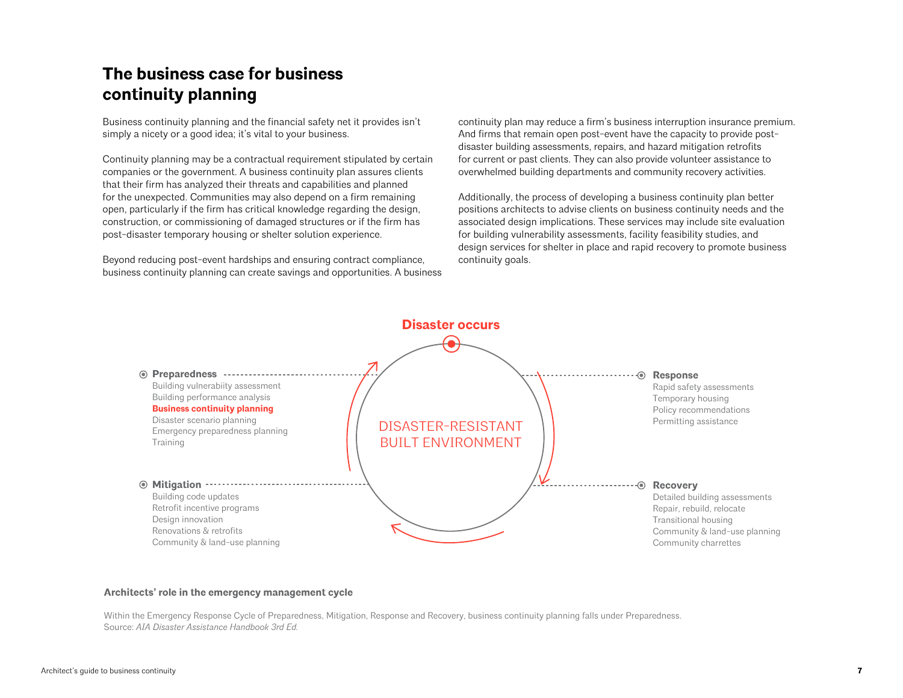## The business case for business continuity planning

Business continuity planning and the financial safety net it provides isn't simply a nicety or a good idea; it's vital to your business.

Continuity planning may be a contractual requirement stipulated by certain companies or the government. A business continuity plan assures clients that their firm has analyzed their threats and capabilities and planned for the unexpected. Communities may also depend on a firm remaining open, particularly if the firm has critical knowledge regarding the design, construction, or commissioning of damaged structures or if the firm has post-disaster temporary housing or shelter solution experience.

Beyond reducing post-event hardships and ensuring contract compliance, business continuity planning can create savings and opportunities. A business continuity plan may reduce a firm's business interruption insurance premium. And firms that remain open post-event have the capacity to provide post-disaster building assessments, repairs, and hazard mitigation retrofits for current or past clients. They can also provide volunteer assistance to overwhelmed building departments and community recovery activities.

Additionally, the process of developing a business continuity plan better positions architects to advise clients on business continuity needs and the associated design implications. These services may include site evaluation for building vulnerability assessments, facility feasibility studies, and design services for shelter in place and rapid recovery to promote business continuity goals.

**Disaster occurs**

DISASTER-RESISTANT BUILT ENVIRONMENT

**Preparedness**
- Building vulnerabiity assessment
- Building performance analysis
- **Business continuity planning**
- Disaster scenario planning
- Emergency preparedness planning
- Training

**Response**
- Rapid safety assessments
- Temporary housing
- Policy recommendations
- Permitting assistance

**Recovery**
- Detailed building assessments
- Repair, rebuild, relocate
- Transitional housing
- Community & land-use planning
- Community charrettes

**Mitigation**
- Building code updates
- Retrofit incentive programs
- Design innovation
- Renovations & retrofits
- Community & land-use planning

**Architects' role in the emergency management cycle**

Within the Emergency Response Cycle of Preparedness, Mitigation, Response and Recovery, business continuity planning falls under Preparedness.
Source: *AIA Disaster Assistance Handbook 3rd Ed.*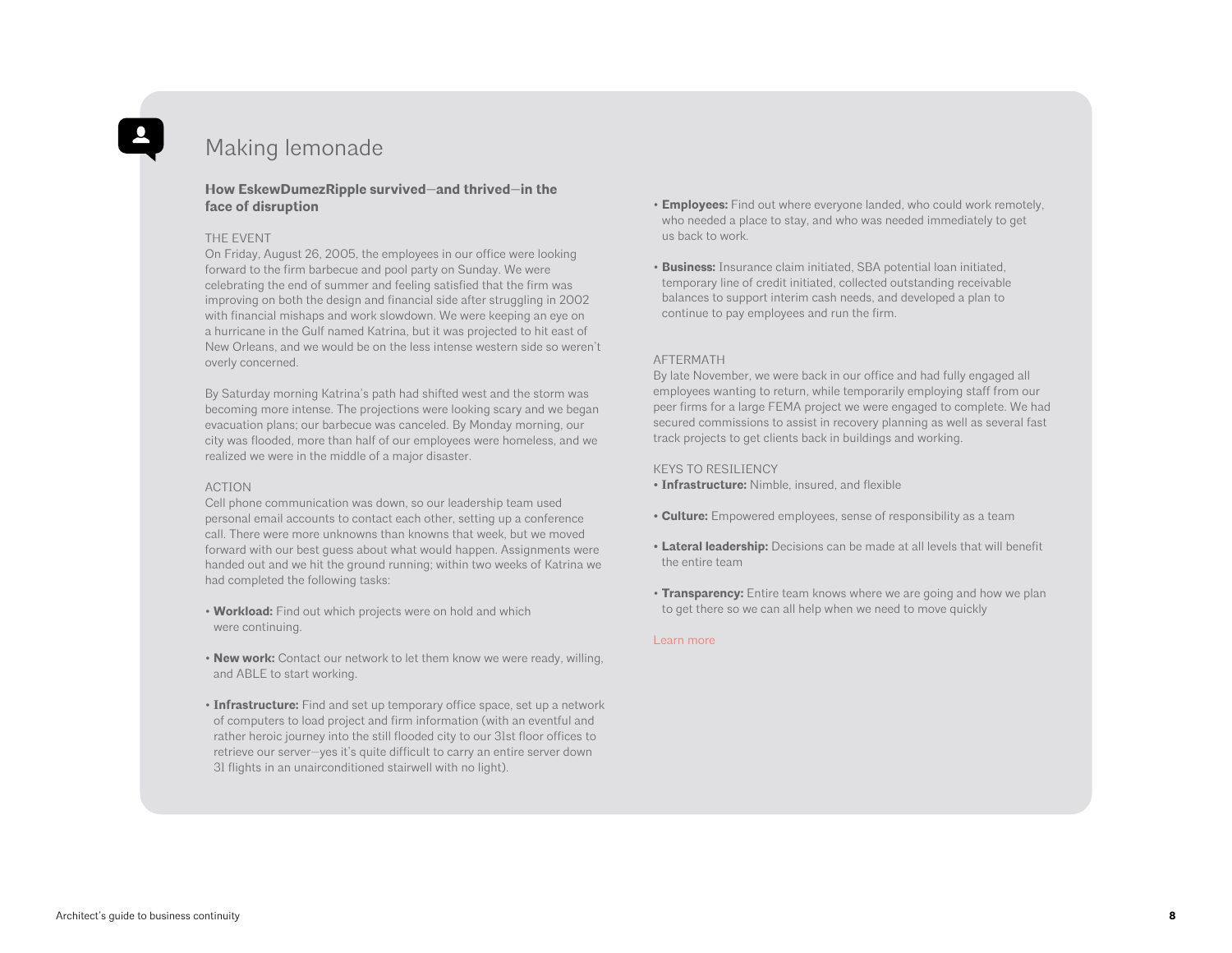## Making lemonade

**How EskewDumezRipple survived—and thrived—in the face of disruption**

THE EVENT

On Friday, August 26, 2005, the employees in our office were looking forward to the firm barbecue and pool party on Sunday. We were celebrating the end of summer and feeling satisfied that the firm was improving on both the design and financial side after struggling in 2002 with financial mishaps and work slowdown. We were keeping an eye on a hurricane in the Gulf named Katrina, but it was projected to hit east of New Orleans, and we would be on the less intense western side so weren't overly concerned.

By Saturday morning Katrina's path had shifted west and the storm was becoming more intense. The projections were looking scary and we began evacuation plans; our barbecue was canceled. By Monday morning, our city was flooded, more than half of our employees were homeless, and we realized we were in the middle of a major disaster.

ACTION

Cell phone communication was down, so our leadership team used personal email accounts to contact each other, setting up a conference call. There were more unknowns than knowns that week, but we moved forward with our best guess about what would happen. Assignments were handed out and we hit the ground running; within two weeks of Katrina we had completed the following tasks:

- **Workload:** Find out which projects were on hold and which were continuing.
- **New work:** Contact our network to let them know we were ready, willing, and ABLE to start working.
- **Infrastructure:** Find and set up temporary office space, set up a network of computers to load project and firm information (with an eventful and rather heroic journey into the still flooded city to our 31st floor offices to retrieve our server—yes it's quite difficult to carry an entire server down 31 flights in an unairconditioned stairwell with no light).
- **Employees:** Find out where everyone landed, who could work remotely, who needed a place to stay, and who was needed immediately to get us back to work.
- **Business:** Insurance claim initiated, SBA potential loan initiated, temporary line of credit initiated, collected outstanding receivable balances to support interim cash needs, and developed a plan to continue to pay employees and run the firm.

AFTERMATH

By late November, we were back in our office and had fully engaged all employees wanting to return, while temporarily employing staff from our peer firms for a large FEMA project we were engaged to complete. We had secured commissions to assist in recovery planning as well as several fast track projects to get clients back in buildings and working.

KEYS TO RESILIENCY

- **Infrastructure:** Nimble, insured, and flexible
- **Culture:** Empowered employees, sense of responsibility as a team
- **Lateral leadership:** Decisions can be made at all levels that will benefit the entire team
- **Transparency:** Entire team knows where we are going and how we plan to get there so we can all help when we need to move quickly

Learn more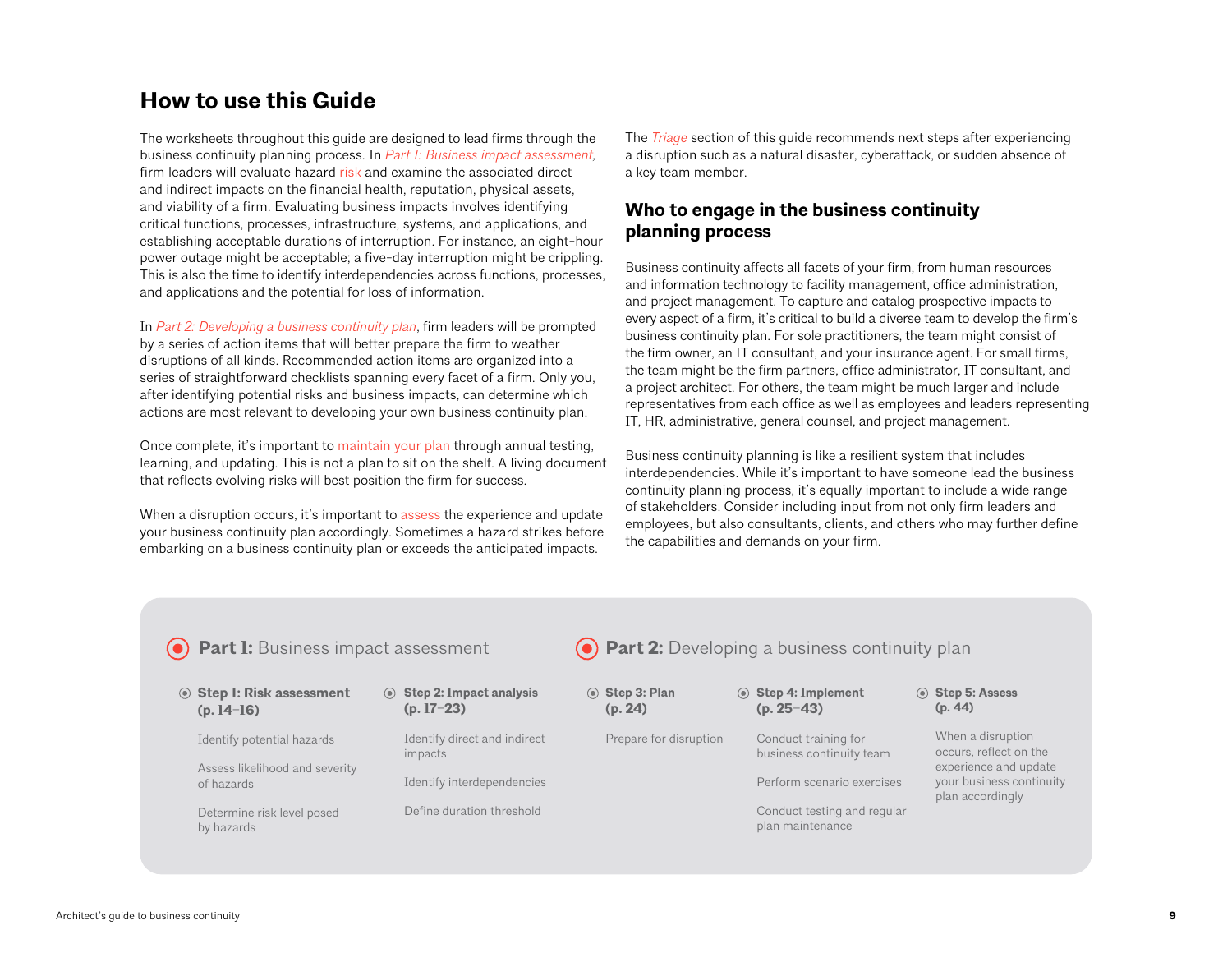# How to use this Guide

The worksheets throughout this guide are designed to lead firms through the business continuity planning process. In *Part 1: Business impact assessment*, firm leaders will evaluate hazard risk and examine the associated direct and indirect impacts on the financial health, reputation, physical assets, and viability of a firm. Evaluating business impacts involves identifying critical functions, processes, infrastructure, systems, and applications, and establishing acceptable durations of interruption. For instance, an eight-hour power outage might be acceptable; a five-day interruption might be crippling. This is also the time to identify interdependencies across functions, processes, and applications and the potential for loss of information.

In *Part 2: Developing a business continuity plan*, firm leaders will be prompted by a series of action items that will better prepare the firm to weather disruptions of all kinds. Recommended action items are organized into a series of straightforward checklists spanning every facet of a firm. Only you, after identifying potential risks and business impacts, can determine which actions are most relevant to developing your own business continuity plan.

Once complete, it's important to maintain your plan through annual testing, learning, and updating. This is not a plan to sit on the shelf. A living document that reflects evolving risks will best position the firm for success.

When a disruption occurs, it's important to assess the experience and update your business continuity plan accordingly. Sometimes a hazard strikes before embarking on a business continuity plan or exceeds the anticipated impacts. The *Triage* section of this guide recommends next steps after experiencing a disruption such as a natural disaster, cyberattack, or sudden absence of a key team member.

## Who to engage in the business continuity planning process

Business continuity affects all facets of your firm, from human resources and information technology to facility management, office administration, and project management. To capture and catalog prospective impacts to every aspect of a firm, it's critical to build a diverse team to develop the firm's business continuity plan. For sole practitioners, the team might consist of the firm owner, an IT consultant, and your insurance agent. For small firms, the team might be the firm partners, office administrator, IT consultant, and a project architect. For others, the team might be much larger and include representatives from each office as well as employees and leaders representing IT, HR, administrative, general counsel, and project management.

Business continuity planning is like a resilient system that includes interdependencies. While it's important to have someone lead the business continuity planning process, it's equally important to include a wide range of stakeholders. Consider including input from not only firm leaders and employees, but also consultants, clients, and others who may further define the capabilities and demands on your firm.

### Part 1: Business impact assessment

**Step 1: Risk assessment (p. 14–16)**
- Identify potential hazards
- Assess likelihood and severity of hazards
- Determine risk level posed by hazards

**Step 2: Impact analysis (p. 17–23)**
- Identify direct and indirect impacts
- Identify interdependencies
- Define duration threshold

### Part 2: Developing a business continuity plan

**Step 3: Plan (p. 24)**
- Prepare for disruption

**Step 4: Implement (p. 25–43)**
- Conduct training for business continuity team
- Perform scenario exercises
- Conduct testing and regular plan maintenance

**Step 5: Assess (p. 44)**
- When a disruption occurs, reflect on the experience and update your business continuity plan accordingly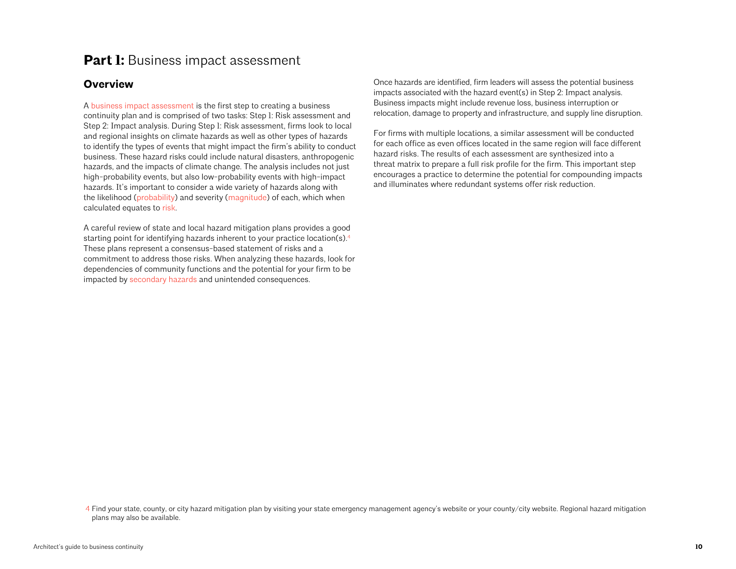# **Part 1:** Business impact assessment

## Overview

A business impact assessment is the first step to creating a business continuity plan and is comprised of two tasks: Step 1: Risk assessment and Step 2: Impact analysis. During Step 1: Risk assessment, firms look to local and regional insights on climate hazards as well as other types of hazards to identify the types of events that might impact the firm's ability to conduct business. These hazard risks could include natural disasters, anthropogenic hazards, and the impacts of climate change. The analysis includes not just high-probability events, but also low-probability events with high-impact hazards. It's important to consider a wide variety of hazards along with the likelihood (probability) and severity (magnitude) of each, which when calculated equates to risk.

A careful review of state and local hazard mitigation plans provides a good starting point for identifying hazards inherent to your practice location(s).[4] These plans represent a consensus-based statement of risks and a commitment to address those risks. When analyzing these hazards, look for dependencies of community functions and the potential for your firm to be impacted by secondary hazards and unintended consequences.

Once hazards are identified, firm leaders will assess the potential business impacts associated with the hazard event(s) in Step 2: Impact analysis. Business impacts might include revenue loss, business interruption or relocation, damage to property and infrastructure, and supply line disruption.

For firms with multiple locations, a similar assessment will be conducted for each office as even offices located in the same region will face different hazard risks. The results of each assessment are synthesized into a threat matrix to prepare a full risk profile for the firm. This important step encourages a practice to determine the potential for compounding impacts and illuminates where redundant systems offer risk reduction.

4 Find your state, county, or city hazard mitigation plan by visiting your state emergency management agency's website or your county/city website. Regional hazard mitigation plans may also be available.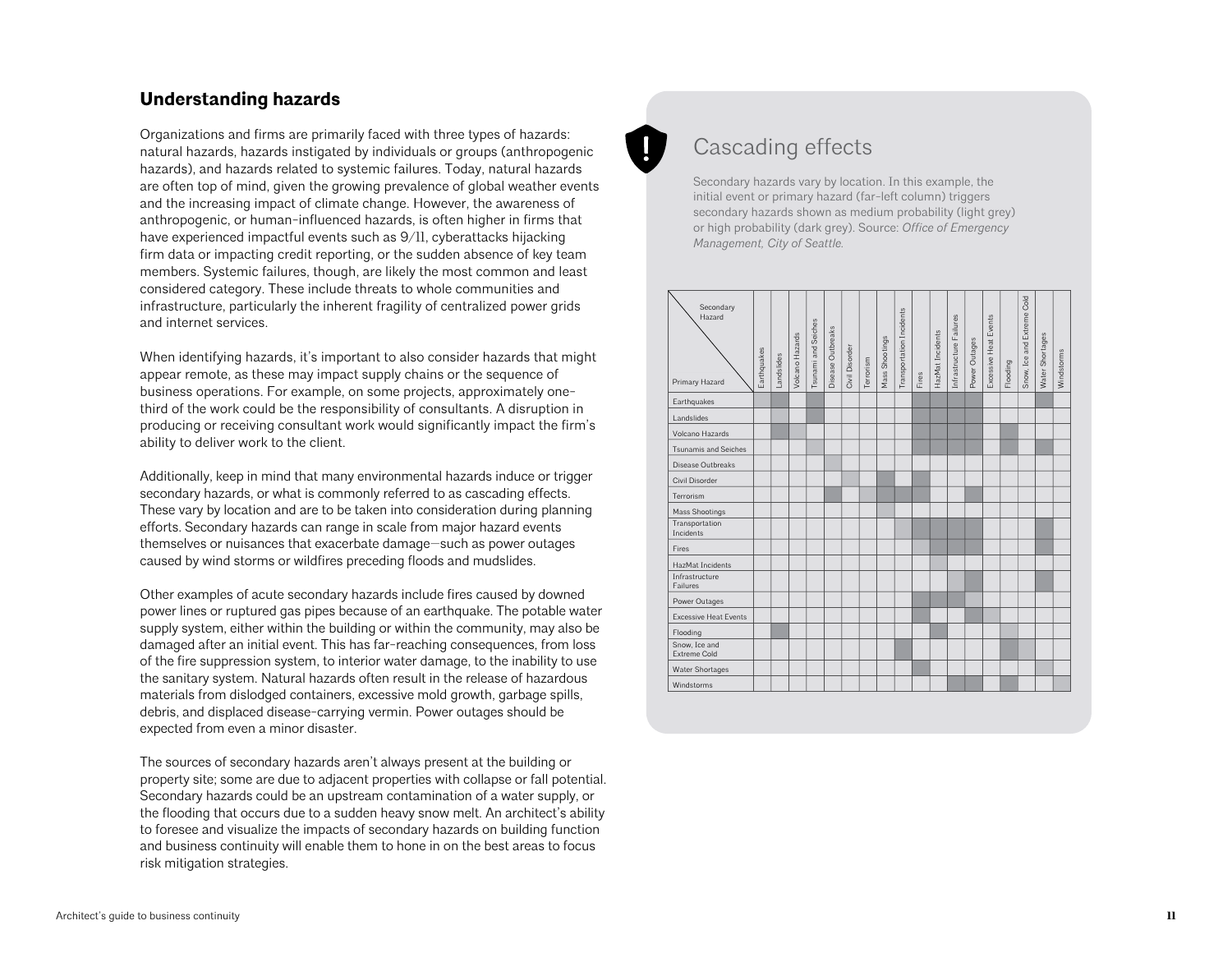## Understanding hazards

Organizations and firms are primarily faced with three types of hazards: natural hazards, hazards instigated by individuals or groups (anthropogenic hazards), and hazards related to systemic failures. Today, natural hazards are often top of mind, given the growing prevalence of global weather events and the increasing impact of climate change. However, the awareness of anthropogenic, or human-influenced hazards, is often higher in firms that have experienced impactful events such as 9/11, cyberattacks hijacking firm data or impacting credit reporting, or the sudden absence of key team members. Systemic failures, though, are likely the most common and least considered category. These include threats to whole communities and infrastructure, particularly the inherent fragility of centralized power grids and internet services.

When identifying hazards, it's important to also consider hazards that might appear remote, as these may impact supply chains or the sequence of business operations. For example, on some projects, approximately one-third of the work could be the responsibility of consultants. A disruption in producing or receiving consultant work would significantly impact the firm's ability to deliver work to the client.

Additionally, keep in mind that many environmental hazards induce or trigger secondary hazards, or what is commonly referred to as cascading effects. These vary by location and are to be taken into consideration during planning efforts. Secondary hazards can range in scale from major hazard events themselves or nuisances that exacerbate damage—such as power outages caused by wind storms or wildfires preceding floods and mudslides.

Other examples of acute secondary hazards include fires caused by downed power lines or ruptured gas pipes because of an earthquake. The potable water supply system, either within the building or within the community, may also be damaged after an initial event. This has far-reaching consequences, from loss of the fire suppression system, to interior water damage, to the inability to use the sanitary system. Natural hazards often result in the release of hazardous materials from dislodged containers, excessive mold growth, garbage spills, debris, and displaced disease-carrying vermin. Power outages should be expected from even a minor disaster.

The sources of secondary hazards aren't always present at the building or property site; some are due to adjacent properties with collapse or fall potential. Secondary hazards could be an upstream contamination of a water supply, or the flooding that occurs due to a sudden heavy snow melt. An architect's ability to foresee and visualize the impacts of secondary hazards on building function and business continuity will enable them to hone in on the best areas to focus risk mitigation strategies.

### Cascading effects

Secondary hazards vary by location. In this example, the initial event or primary hazard (far-left column) triggers secondary hazards shown as medium probability (light grey) or high probability (dark grey). Source: *Office of Emergency Management, City of Seattle.*

| Primary Hazard \ Secondary Hazard | Earthquakes | Landslides | Volcano Hazards | Tsunami and Seiches | Disease Outbreaks | Civil Disorder | Terrorism | Mass Shootings | Transportation Incidents | Fires | HazMat Incidents | Infrastructure Failures | Power Outages | Excessive Heat Events | Flooding | Snow, Ice and Extreme Cold | Water Shortages | Windstorms |
|---|---|---|---|---|---|---|---|---|---|---|---|---|---|---|---|---|---|---|
| Earthquakes | Medium | High | | High | | | | | | High | High | High | High | | | | High | |
| Landslides | | Medium | | High | | | | | | High | High | High | High | | | | | |
| Volcano Hazards | | High | Medium | | | | | | | High | High | High | High | | High | | | |
| Tsunamis and Seiches | | | | Medium | | | | | | High | High | High | High | | High | | High | |
| Disease Outbreaks | | | | | Medium | | | | | | | | | | | | | |
| Civil Disorder | | | | | | Medium | | High | | High | | | | | | | | |
| Terrorism | | | | | High | | Medium | High | High | High | | | High | | | | | |
| Mass Shootings | | | | | | | | Medium | | | | | | | | | | |
| Transportation Incidents | | | | | | | | | Medium | High | High | High | High | | | | High | |
| Fires | | | | | | | | | | Medium | High | High | High | | | | High | |
| HazMat Incidents | | | | | | | | | | | Medium | | | | | | | |
| Infrastructure Failures | | | | | | | | | | | | Medium | High | | | | High | |
| Power Outages | | | | | | | | | | High | High | Medium | | | | | | |
| Excessive Heat Events | | | | | | | | | | High | | | High | Medium | | | | |
| Flooding | | High | | | | | | | | | High | | | | Medium | | | |
| Snow, Ice and Extreme Cold | | | | | | | | | High | | | | | | High | Medium | | |
| Water Shortages | | | | | | | | | | High | | | | | | | Medium | |
| Windstorms | | | | | | | | | | | | High | High | | High | | | Medium |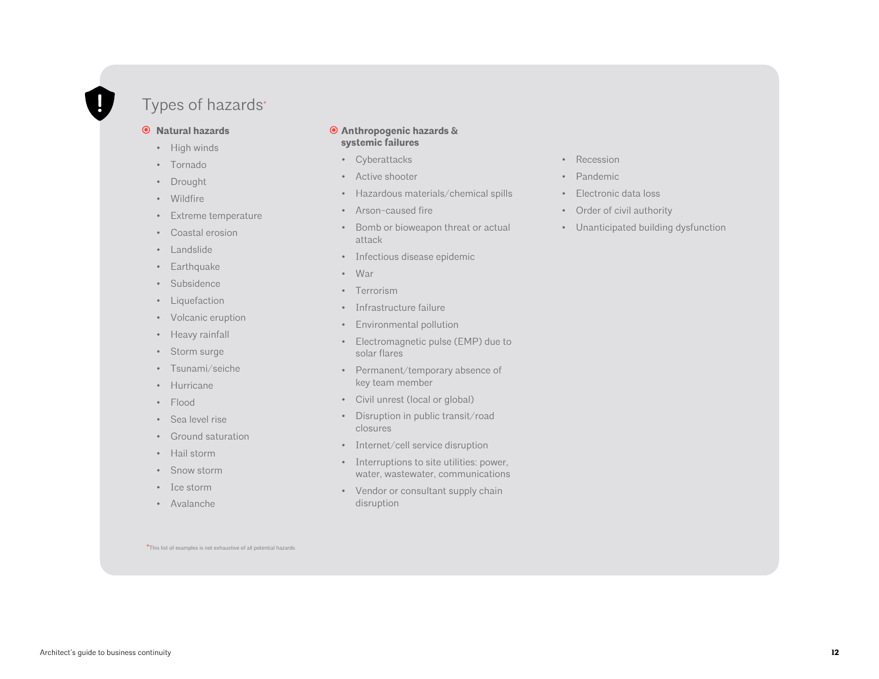## Types of hazards*

### Natural hazards

- High winds
- Tornado
- Drought
- Wildfire
- Extreme temperature
- Coastal erosion
- Landslide
- Earthquake
- Subsidence
- Liquefaction
- Volcanic eruption
- Heavy rainfall
- Storm surge
- Tsunami/seiche
- Hurricane
- Flood
- Sea level rise
- Ground saturation
- Hail storm
- Snow storm
- Ice storm
- Avalanche

### Anthropogenic hazards & systemic failures

- Cyberattacks
- Active shooter
- Hazardous materials/chemical spills
- Arson-caused fire
- Bomb or bioweapon threat or actual attack
- Infectious disease epidemic
- War
- Terrorism
- Infrastructure failure
- Environmental pollution
- Electromagnetic pulse (EMP) due to solar flares
- Permanent/temporary absence of key team member
- Civil unrest (local or global)
- Disruption in public transit/road closures
- Internet/cell service disruption
- Interruptions to site utilities: power, water, wastewater, communications
- Vendor or consultant supply chain disruption
- Recession
- Pandemic
- Electronic data loss
- Order of civil authority
- Unanticipated building dysfunction

*This list of examples is not exhaustive of all potential hazards.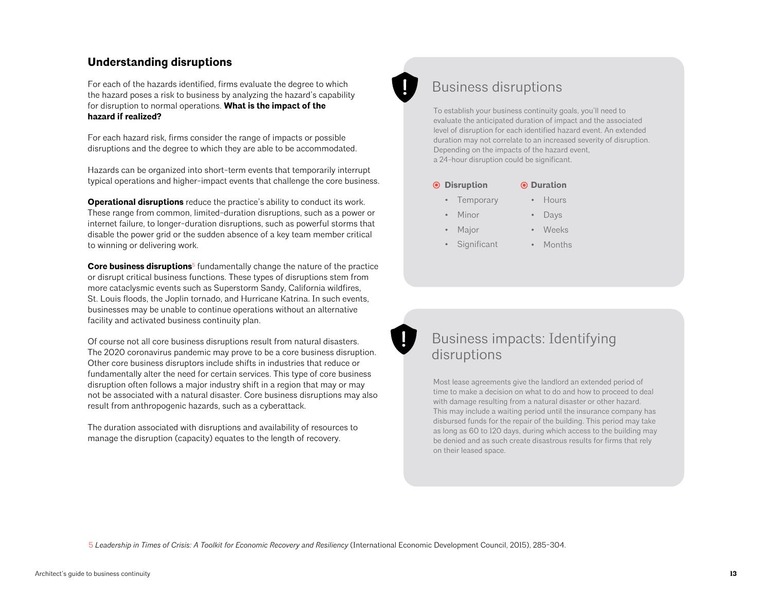## Understanding disruptions

For each of the hazards identified, firms evaluate the degree to which the hazard poses a risk to business by analyzing the hazard's capability for disruption to normal operations. **What is the impact of the hazard if realized?**

For each hazard risk, firms consider the range of impacts or possible disruptions and the degree to which they are able to be accommodated.

Hazards can be organized into short-term events that temporarily interrupt typical operations and higher-impact events that challenge the core business.

**Operational disruptions** reduce the practice's ability to conduct its work. These range from common, limited-duration disruptions, such as a power or internet failure, to longer-duration disruptions, such as powerful storms that disable the power grid or the sudden absence of a key team member critical to winning or delivering work.

**Core business disruptions**[5] fundamentally change the nature of the practice or disrupt critical business functions. These types of disruptions stem from more cataclysmic events such as Superstorm Sandy, California wildfires, St. Louis floods, the Joplin tornado, and Hurricane Katrina. In such events, businesses may be unable to continue operations without an alternative facility and activated business continuity plan.

Of course not all core business disruptions result from natural disasters. The 2020 coronavirus pandemic may prove to be a core business disruption. Other core business disruptors include shifts in industries that reduce or fundamentally alter the need for certain services. This type of core business disruption often follows a major industry shift in a region that may or may not be associated with a natural disaster. Core business disruptions may also result from anthropogenic hazards, such as a cyberattack.

The duration associated with disruptions and availability of resources to manage the disruption (capacity) equates to the length of recovery.

### Business disruptions

To establish your business continuity goals, you'll need to evaluate the anticipated duration of impact and the associated level of disruption for each identified hazard event. An extended duration may not correlate to an increased severity of disruption. Depending on the impacts of the hazard event, a 24-hour disruption could be significant.

**Disruption**

- Temporary
- Minor
- Major
- Significant

**Duration**

- Hours
- Days
- Weeks
- Months

### Business impacts: Identifying disruptions

Most lease agreements give the landlord an extended period of time to make a decision on what to do and how to proceed to deal with damage resulting from a natural disaster or other hazard. This may include a waiting period until the insurance company has disbursed funds for the repair of the building. This period may take as long as 60 to 120 days, during which access to the building may be denied and as such create disastrous results for firms that rely on their leased space.

5 *Leadership in Times of Crisis: A Toolkit for Economic Recovery and Resiliency* (International Economic Development Council, 2015), 285-304.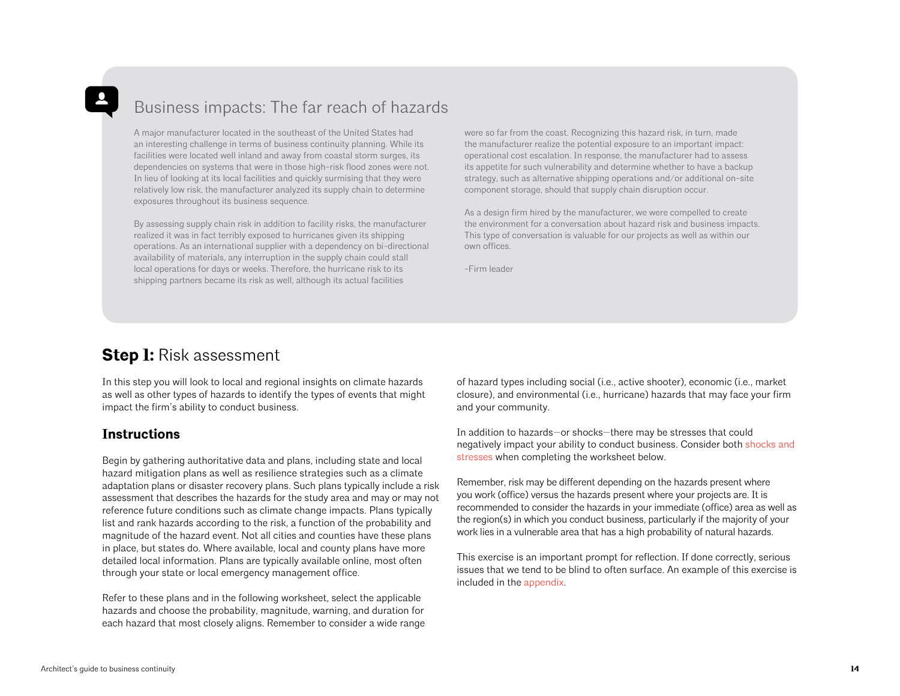## Business impacts: The far reach of hazards

A major manufacturer located in the southeast of the United States had an interesting challenge in terms of business continuity planning. While its facilities were located well inland and away from coastal storm surges, its dependencies on systems that were in those high-risk flood zones were not. In lieu of looking at its local facilities and quickly surmising that they were relatively low risk, the manufacturer analyzed its supply chain to determine exposures throughout its business sequence.

By assessing supply chain risk in addition to facility risks, the manufacturer realized it was in fact terribly exposed to hurricanes given its shipping operations. As an international supplier with a dependency on bi-directional availability of materials, any interruption in the supply chain could stall local operations for days or weeks. Therefore, the hurricane risk to its shipping partners became its risk as well, although its actual facilities were so far from the coast. Recognizing this hazard risk, in turn, made the manufacturer realize the potential exposure to an important impact: operational cost escalation. In response, the manufacturer had to assess its appetite for such vulnerability and determine whether to have a backup strategy, such as alternative shipping operations and/or additional on-site component storage, should that supply chain disruption occur.

As a design firm hired by the manufacturer, we were compelled to create the environment for a conversation about hazard risk and business impacts. This type of conversation is valuable for our projects as well as within our own offices.

–Firm leader

## **Step 1:** Risk assessment

In this step you will look to local and regional insights on climate hazards as well as other types of hazards to identify the types of events that might impact the firm's ability to conduct business.

### Instructions

Begin by gathering authoritative data and plans, including state and local hazard mitigation plans as well as resilience strategies such as a climate adaptation plans or disaster recovery plans. Such plans typically include a risk assessment that describes the hazards for the study area and may or may not reference future conditions such as climate change impacts. Plans typically list and rank hazards according to the risk, a function of the probability and magnitude of the hazard event. Not all cities and counties have these plans in place, but states do. Where available, local and county plans have more detailed local information. Plans are typically available online, most often through your state or local emergency management office.

Refer to these plans and in the following worksheet, select the applicable hazards and choose the probability, magnitude, warning, and duration for each hazard that most closely aligns. Remember to consider a wide range of hazard types including social (i.e., active shooter), economic (i.e., market closure), and environmental (i.e., hurricane) hazards that may face your firm and your community.

In addition to hazards—or shocks—there may be stresses that could negatively impact your ability to conduct business. Consider both shocks and stresses when completing the worksheet below.

Remember, risk may be different depending on the hazards present where you work (office) versus the hazards present where your projects are. It is recommended to consider the hazards in your immediate (office) area as well as the region(s) in which you conduct business, particularly if the majority of your work lies in a vulnerable area that has a high probability of natural hazards.

This exercise is an important prompt for reflection. If done correctly, serious issues that we tend to be blind to often surface. An example of this exercise is included in the appendix.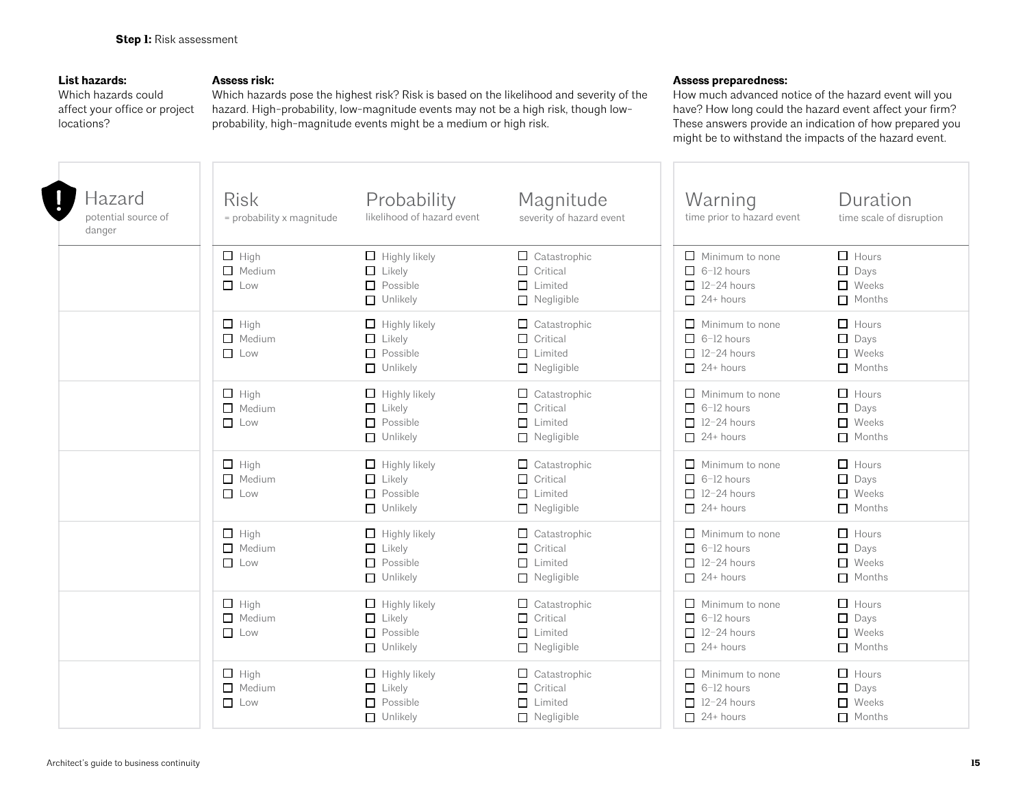**Step 1:** Risk assessment

**List hazards:**
Which hazards could affect your office or project locations?

**Assess risk:**
Which hazards pose the highest risk? Risk is based on the likelihood and severity of the hazard. High-probability, low-magnitude events may not be a high risk, though low-probability, high-magnitude events might be a medium or high risk.

**Assess preparedness:**
How much advanced notice of the hazard event will you have? How long could the hazard event affect your firm? These answers provide an indication of how prepared you might be to withstand the impacts of the hazard event.

| Hazard<br>potential source of danger | Risk<br>= probability x magnitude | Probability<br>likelihood of hazard event | Magnitude<br>severity of hazard event | Warning<br>time prior to hazard event | Duration<br>time scale of disruption |
|---|---|---|---|---|---|
| | ☐ High<br>☐ Medium<br>☐ Low | ☐ Highly likely<br>☐ Likely<br>☐ Possible<br>☐ Unlikely | ☐ Catastrophic<br>☐ Critical<br>☐ Limited<br>☐ Negligible | ☐ Minimum to none<br>☐ 6–12 hours<br>☐ 12–24 hours<br>☐ 24+ hours | ☐ Hours<br>☐ Days<br>☐ Weeks<br>☐ Months |
| | ☐ High<br>☐ Medium<br>☐ Low | ☐ Highly likely<br>☐ Likely<br>☐ Possible<br>☐ Unlikely | ☐ Catastrophic<br>☐ Critical<br>☐ Limited<br>☐ Negligible | ☐ Minimum to none<br>☐ 6–12 hours<br>☐ 12–24 hours<br>☐ 24+ hours | ☐ Hours<br>☐ Days<br>☐ Weeks<br>☐ Months |
| | ☐ High<br>☐ Medium<br>☐ Low | ☐ Highly likely<br>☐ Likely<br>☐ Possible<br>☐ Unlikely | ☐ Catastrophic<br>☐ Critical<br>☐ Limited<br>☐ Negligible | ☐ Minimum to none<br>☐ 6–12 hours<br>☐ 12–24 hours<br>☐ 24+ hours | ☐ Hours<br>☐ Days<br>☐ Weeks<br>☐ Months |
| | ☐ High<br>☐ Medium<br>☐ Low | ☐ Highly likely<br>☐ Likely<br>☐ Possible<br>☐ Unlikely | ☐ Catastrophic<br>☐ Critical<br>☐ Limited<br>☐ Negligible | ☐ Minimum to none<br>☐ 6–12 hours<br>☐ 12–24 hours<br>☐ 24+ hours | ☐ Hours<br>☐ Days<br>☐ Weeks<br>☐ Months |
| | ☐ High<br>☐ Medium<br>☐ Low | ☐ Highly likely<br>☐ Likely<br>☐ Possible<br>☐ Unlikely | ☐ Catastrophic<br>☐ Critical<br>☐ Limited<br>☐ Negligible | ☐ Minimum to none<br>☐ 6–12 hours<br>☐ 12–24 hours<br>☐ 24+ hours | ☐ Hours<br>☐ Days<br>☐ Weeks<br>☐ Months |
| | ☐ High<br>☐ Medium<br>☐ Low | ☐ Highly likely<br>☐ Likely<br>☐ Possible<br>☐ Unlikely | ☐ Catastrophic<br>☐ Critical<br>☐ Limited<br>☐ Negligible | ☐ Minimum to none<br>☐ 6–12 hours<br>☐ 12–24 hours<br>☐ 24+ hours | ☐ Hours<br>☐ Days<br>☐ Weeks<br>☐ Months |
| | ☐ High<br>☐ Medium<br>☐ Low | ☐ Highly likely<br>☐ Likely<br>☐ Possible<br>☐ Unlikely | ☐ Catastrophic<br>☐ Critical<br>☐ Limited<br>☐ Negligible | ☐ Minimum to none<br>☐ 6–12 hours<br>☐ 12–24 hours<br>☐ 24+ hours | ☐ Hours<br>☐ Days<br>☐ Weeks<br>☐ Months |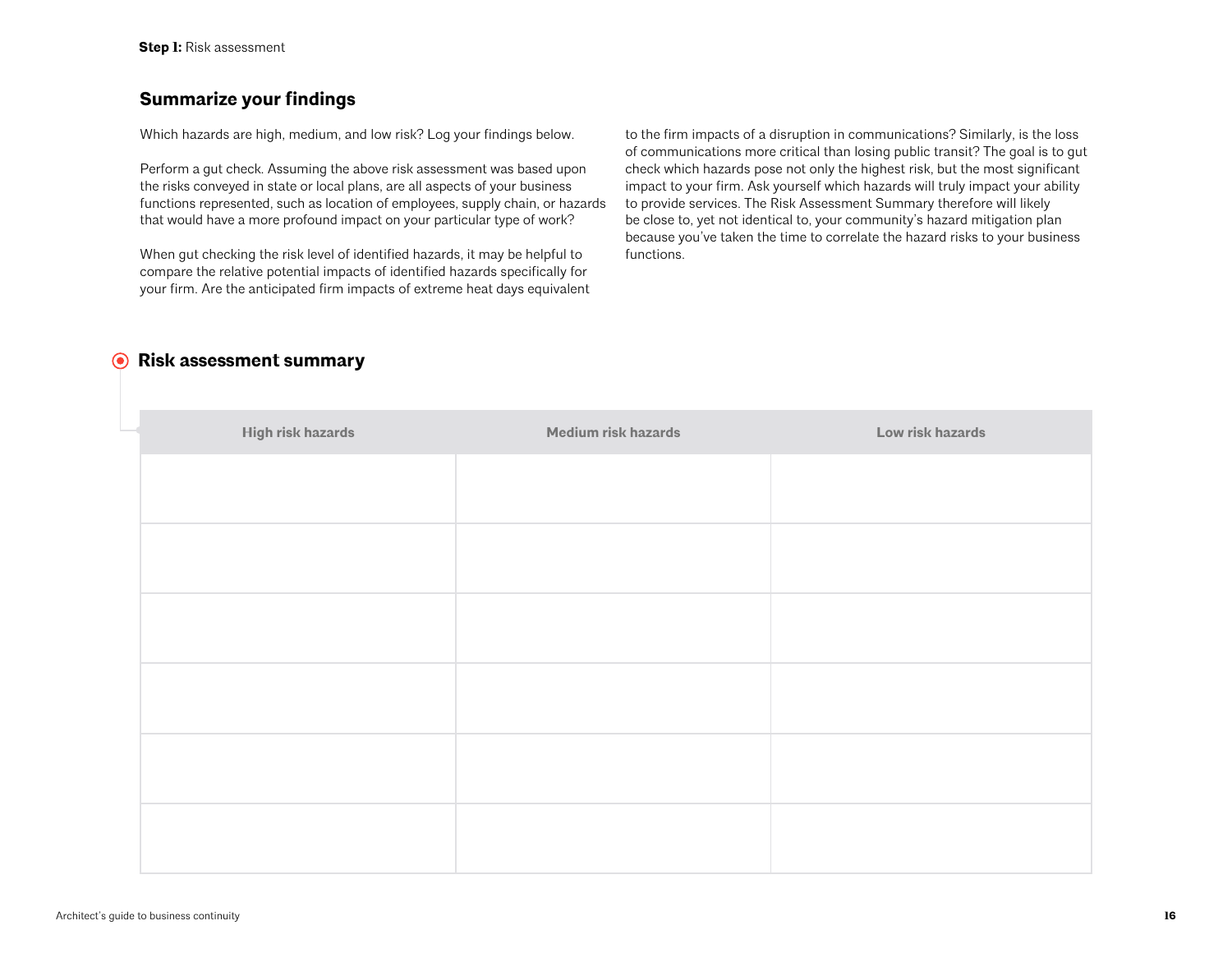**Step 1:** Risk assessment

## Summarize your findings

Which hazards are high, medium, and low risk? Log your findings below.

Perform a gut check. Assuming the above risk assessment was based upon the risks conveyed in state or local plans, are all aspects of your business functions represented, such as location of employees, supply chain, or hazards that would have a more profound impact on your particular type of work?

When gut checking the risk level of identified hazards, it may be helpful to compare the relative potential impacts of identified hazards specifically for your firm. Are the anticipated firm impacts of extreme heat days equivalent to the firm impacts of a disruption in communications? Similarly, is the loss of communications more critical than losing public transit? The goal is to gut check which hazards pose not only the highest risk, but the most significant impact to your firm. Ask yourself which hazards will truly impact your ability to provide services. The Risk Assessment Summary therefore will likely be close to, yet not identical to, your community's hazard mitigation plan because you've taken the time to correlate the hazard risks to your business functions.

### Risk assessment summary

| High risk hazards | Medium risk hazards | Low risk hazards |
|---|---|---|
| | | |
| | | |
| | | |
| | | |
| | | |
| | | |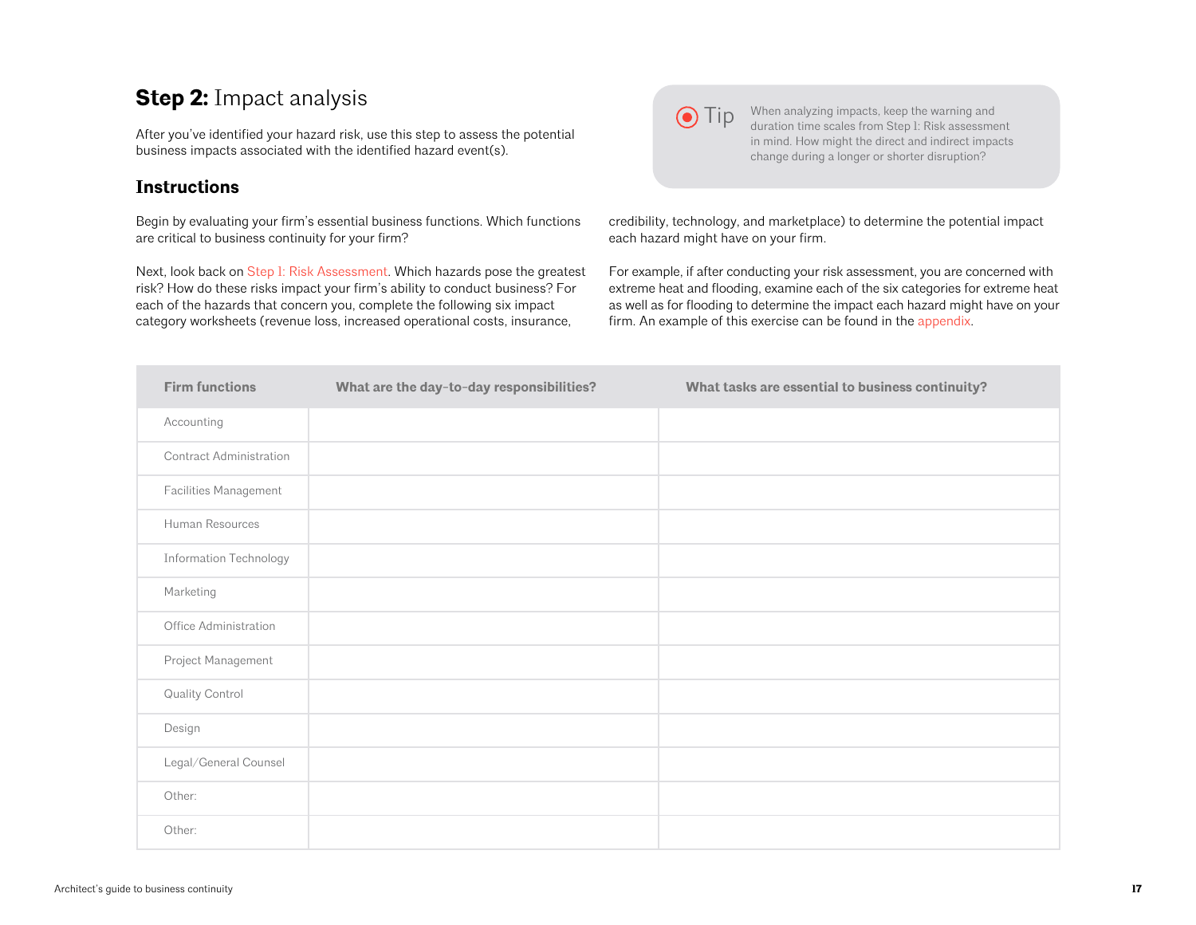## **Step 2:** Impact analysis

After you've identified your hazard risk, use this step to assess the potential business impacts associated with the identified hazard event(s).

> **Tip** When analyzing impacts, keep the warning and duration time scales from Step 1: Risk assessment in mind. How might the direct and indirect impacts change during a longer or shorter disruption?

### Instructions

Begin by evaluating your firm's essential business functions. Which functions are critical to business continuity for your firm?

Next, look back on Step 1: Risk Assessment. Which hazards pose the greatest risk? How do these risks impact your firm's ability to conduct business? For each of the hazards that concern you, complete the following six impact category worksheets (revenue loss, increased operational costs, insurance, credibility, technology, and marketplace) to determine the potential impact each hazard might have on your firm.

For example, if after conducting your risk assessment, you are concerned with extreme heat and flooding, examine each of the six categories for extreme heat as well as for flooding to determine the impact each hazard might have on your firm. An example of this exercise can be found in the appendix.

| Firm functions | What are the day-to-day responsibilities? | What tasks are essential to business continuity? |
|---|---|---|
| Accounting | | |
| Contract Administration | | |
| Facilities Management | | |
| Human Resources | | |
| Information Technology | | |
| Marketing | | |
| Office Administration | | |
| Project Management | | |
| Quality Control | | |
| Design | | |
| Legal/General Counsel | | |
| Other: | | |
| Other: | | |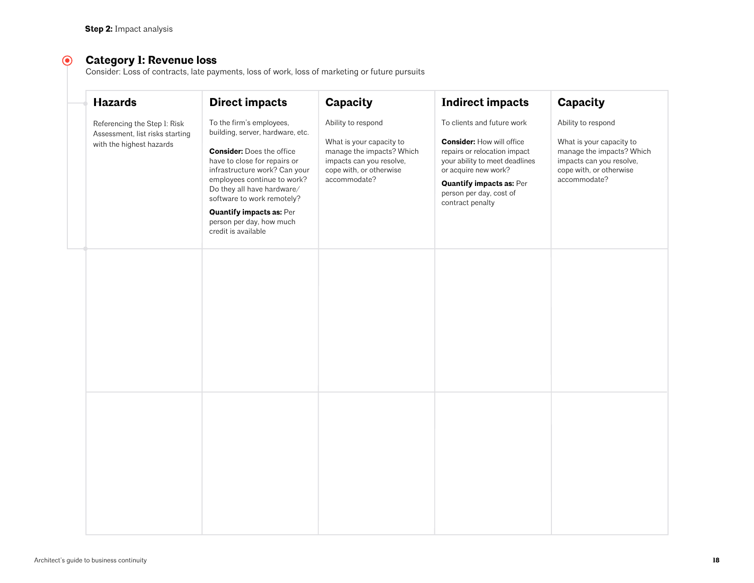**Step 2:** Impact analysis

## Category 1: Revenue loss

Consider: Loss of contracts, late payments, loss of work, loss of marketing or future pursuits

| Hazards | Direct impacts | Capacity | Indirect impacts | Capacity |
|---|---|---|---|---|
| Referencing the Step 1: Risk Assessment, list risks starting with the highest hazards | To the firm's employees, building, server, hardware, etc.<br><br>**Consider:** Does the office have to close for repairs or infrastructure work? Can your employees continue to work? Do they all have hardware/ software to work remotely?<br><br>**Quantify impacts as:** Per person per day, how much credit is available | Ability to respond<br><br>What is your capacity to manage the impacts? Which impacts can you resolve, cope with, or otherwise accommodate? | To clients and future work<br><br>**Consider:** How will office repairs or relocation impact your ability to meet deadlines or acquire new work?<br><br>**Quantify impacts as:** Per person per day, cost of contract penalty | Ability to respond<br><br>What is your capacity to manage the impacts? Which impacts can you resolve, cope with, or otherwise accommodate? |
| | | | | |
| | | | | |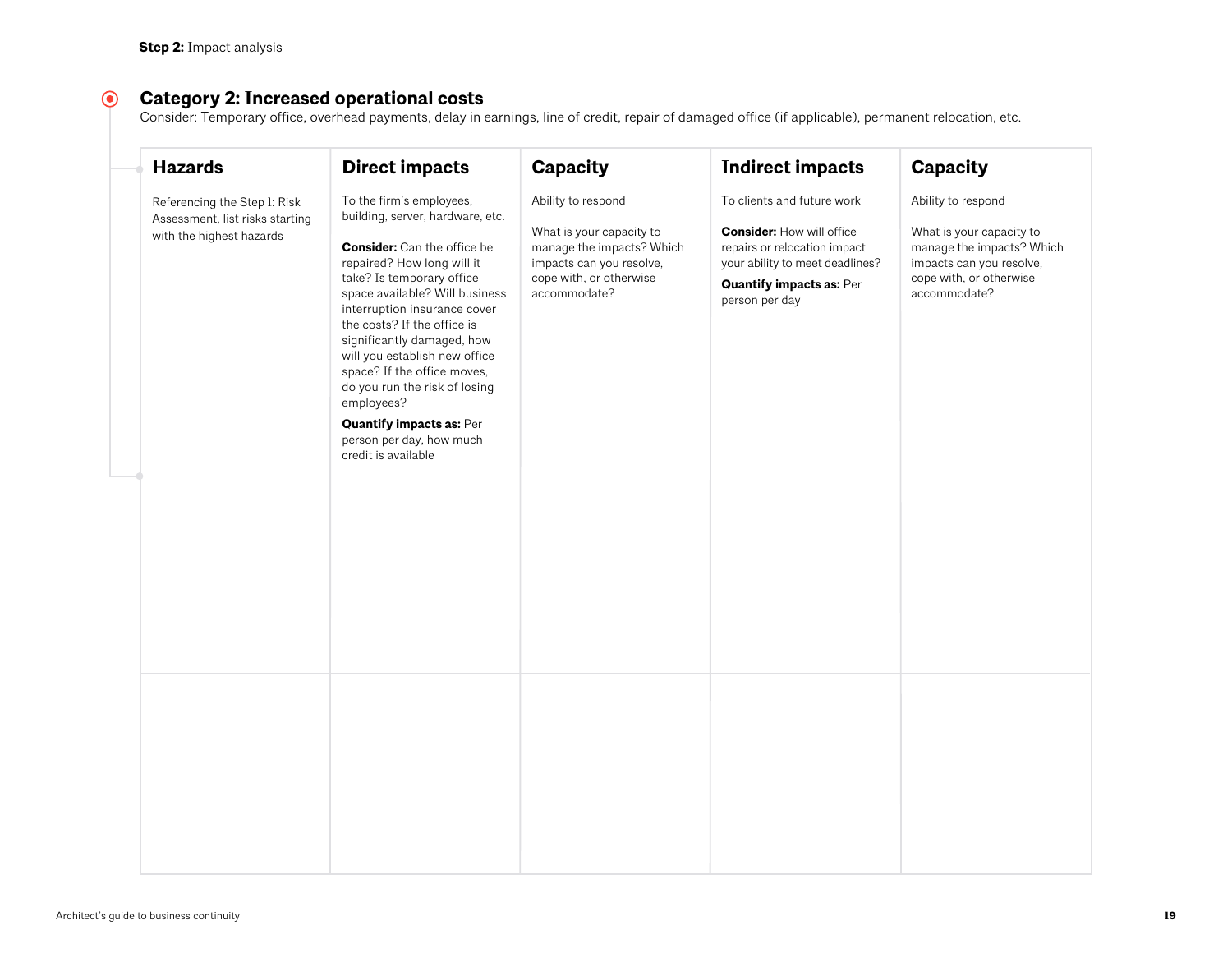**Step 2:** Impact analysis

## Category 2: Increased operational costs

Consider: Temporary office, overhead payments, delay in earnings, line of credit, repair of damaged office (if applicable), permanent relocation, etc.

| **Hazards** | **Direct impacts** | **Capacity** | **Indirect impacts** | **Capacity** |
|---|---|---|---|---|
| Referencing the Step 1: Risk Assessment, list risks starting with the highest hazards | To the firm's employees, building, server, hardware, etc.<br><br>**Consider:** Can the office be repaired? How long will it take? Is temporary office space available? Will business interruption insurance cover the costs? If the office is significantly damaged, how will you establish new office space? If the office moves, do you run the risk of losing employees?<br><br>**Quantify impacts as:** Per person per day, how much credit is available | Ability to respond<br><br>What is your capacity to manage the impacts? Which impacts can you resolve, cope with, or otherwise accommodate? | To clients and future work<br><br>**Consider:** How will office repairs or relocation impact your ability to meet deadlines?<br><br>**Quantify impacts as:** Per person per day | Ability to respond<br><br>What is your capacity to manage the impacts? Which impacts can you resolve, cope with, or otherwise accommodate? |
| | | | | |
| | | | | |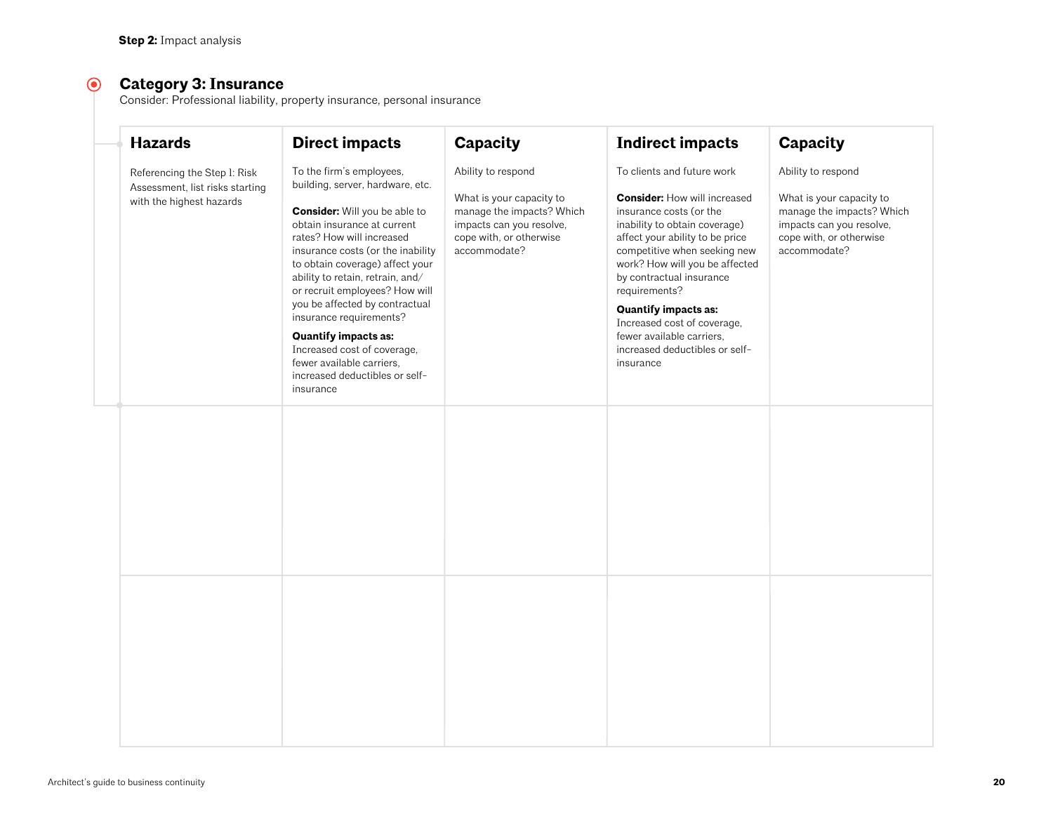**Step 2:** Impact analysis

## Category 3: Insurance

Consider: Professional liability, property insurance, personal insurance

| Hazards | Direct impacts | Capacity | Indirect impacts | Capacity |
|---|---|---|---|---|
| Referencing the Step 1: Risk Assessment, list risks starting with the highest hazards | To the firm's employees, building, server, hardware, etc.<br><br>**Consider:** Will you be able to obtain insurance at current rates? How will increased insurance costs (or the inability to obtain coverage) affect your ability to retain, retrain, and/ or recruit employees? How will you be affected by contractual insurance requirements?<br><br>**Quantify impacts as:** Increased cost of coverage, fewer available carriers, increased deductibles or self-insurance | Ability to respond<br><br>What is your capacity to manage the impacts? Which impacts can you resolve, cope with, or otherwise accommodate? | To clients and future work<br><br>**Consider:** How will increased insurance costs (or the inability to obtain coverage) affect your ability to be price competitive when seeking new work? How will you be affected by contractual insurance requirements?<br><br>**Quantify impacts as:** Increased cost of coverage, fewer available carriers, increased deductibles or self-insurance | Ability to respond<br><br>What is your capacity to manage the impacts? Which impacts can you resolve, cope with, or otherwise accommodate? |
| | | | | |
| | | | | |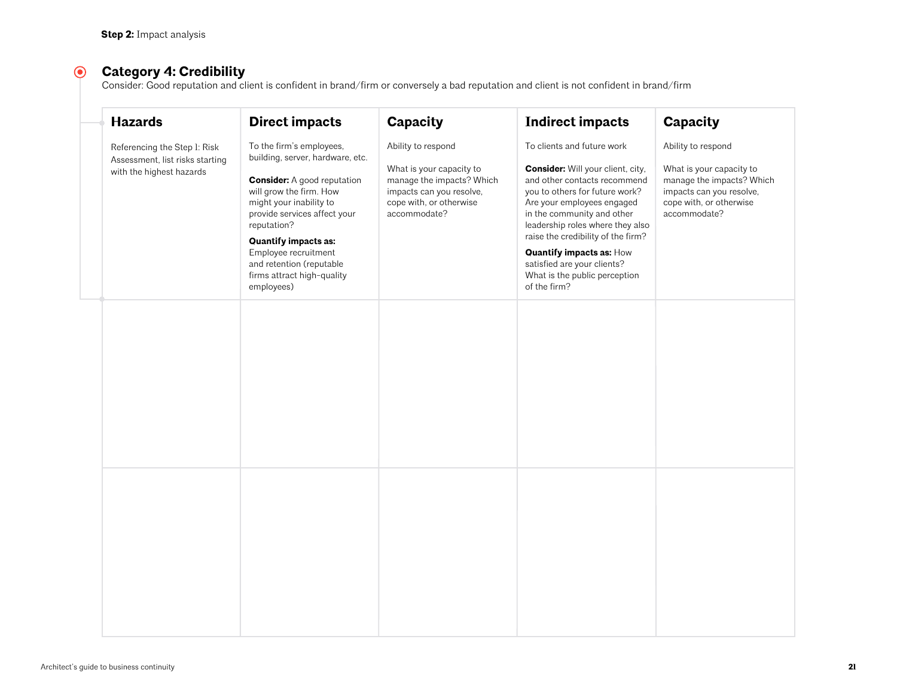**Step 2:** Impact analysis

## Category 4: Credibility

Consider: Good reputation and client is confident in brand/firm or conversely a bad reputation and client is not confident in brand/firm

| Hazards | Direct impacts | Capacity | Indirect impacts | Capacity |
|---|---|---|---|---|
| Referencing the Step 1: Risk Assessment, list risks starting with the highest hazards | To the firm's employees, building, server, hardware, etc.<br><br>**Consider:** A good reputation will grow the firm. How might your inability to provide services affect your reputation?<br><br>**Quantify impacts as:** Employee recruitment and retention (reputable firms attract high-quality employees) | Ability to respond<br><br>What is your capacity to manage the impacts? Which impacts can you resolve, cope with, or otherwise accommodate? | To clients and future work<br><br>**Consider:** Will your client, city, and other contacts recommend you to others for future work? Are your employees engaged in the community and other leadership roles where they also raise the credibility of the firm?<br><br>**Quantify impacts as:** How satisfied are your clients? What is the public perception of the firm? | Ability to respond<br><br>What is your capacity to manage the impacts? Which impacts can you resolve, cope with, or otherwise accommodate? |
| | | | | |
| | | | | |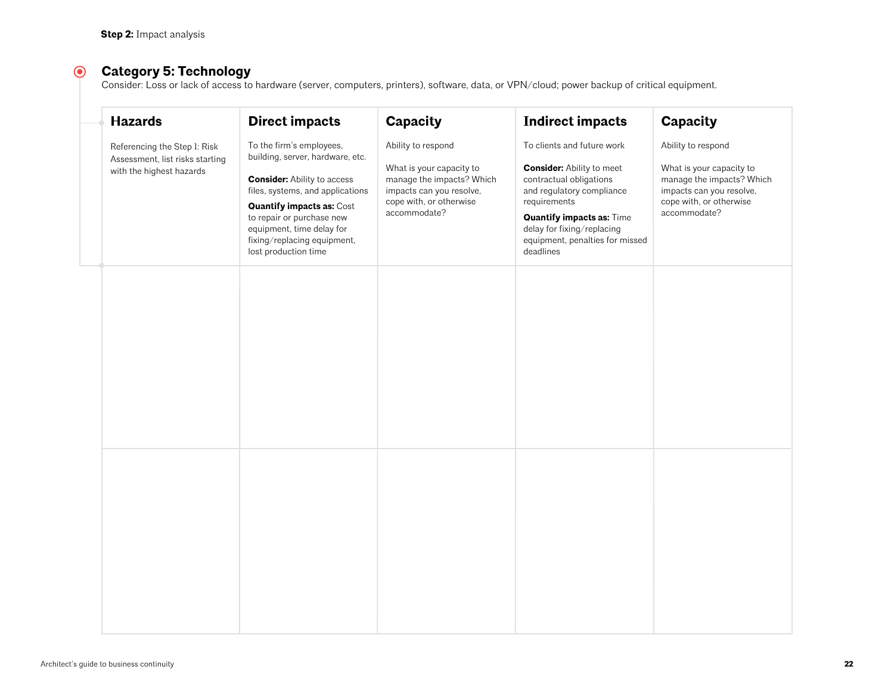**Step 2:** Impact analysis

## Category 5: Technology

Consider: Loss or lack of access to hardware (server, computers, printers), software, data, or VPN/cloud; power backup of critical equipment.

| Hazards | Direct impacts | Capacity | Indirect impacts | Capacity |
|---|---|---|---|---|
| Referencing the Step 1: Risk Assessment, list risks starting with the highest hazards | To the firm's employees, building, server, hardware, etc.<br><br>**Consider:** Ability to access files, systems, and applications<br><br>**Quantify impacts as:** Cost to repair or purchase new equipment, time delay for fixing/replacing equipment, lost production time | Ability to respond<br><br>What is your capacity to manage the impacts? Which impacts can you resolve, cope with, or otherwise accommodate? | To clients and future work<br><br>**Consider:** Ability to meet contractual obligations and regulatory compliance requirements<br><br>**Quantify impacts as:** Time delay for fixing/replacing equipment, penalties for missed deadlines | Ability to respond<br><br>What is your capacity to manage the impacts? Which impacts can you resolve, cope with, or otherwise accommodate? |
| | | | | |
| | | | | |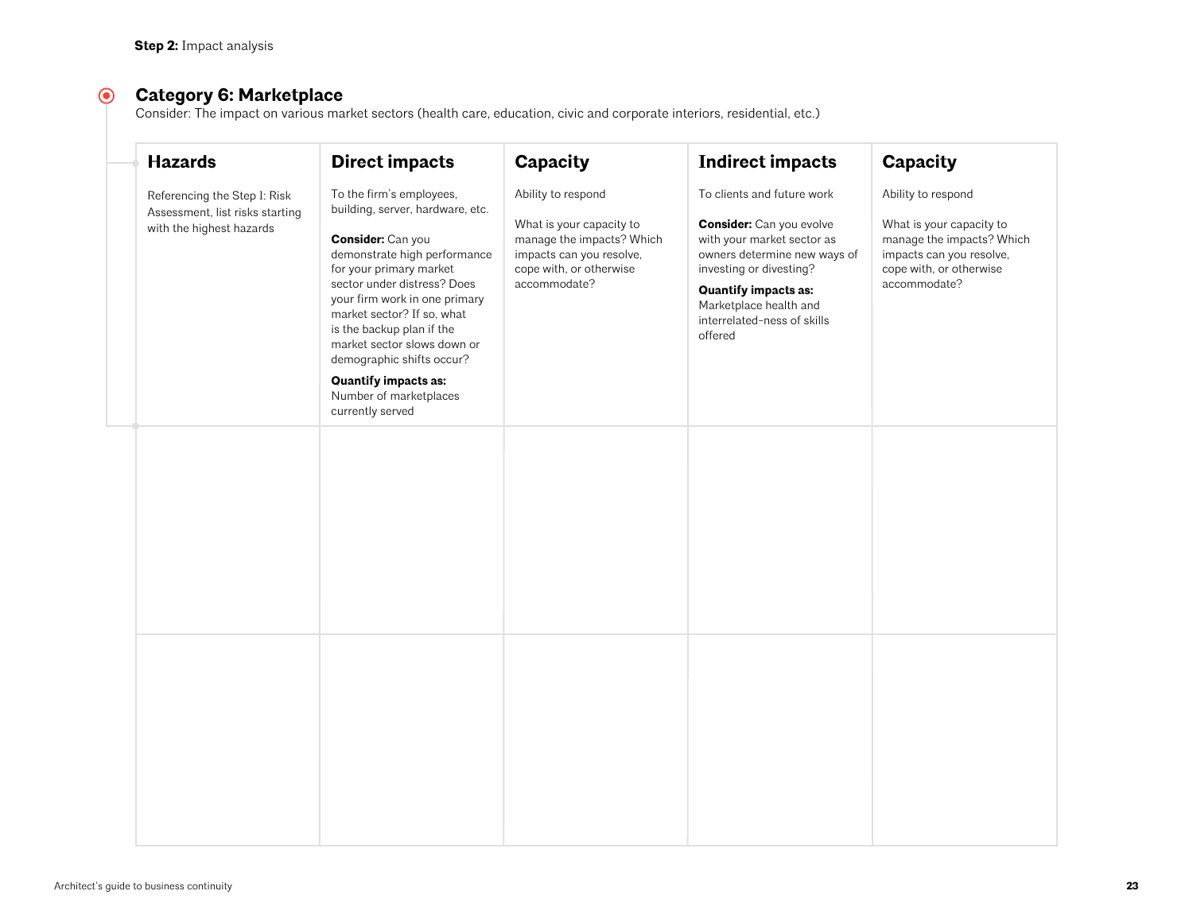**Step 2:** Impact analysis

## Category 6: Marketplace

Consider: The impact on various market sectors (health care, education, civic and corporate interiors, residential, etc.)

| Hazards | Direct impacts | Capacity | Indirect impacts | Capacity |
|---|---|---|---|---|
| Referencing the Step 1: Risk Assessment, list risks starting with the highest hazards | To the firm's employees, building, server, hardware, etc.<br><br>**Consider:** Can you demonstrate high performance for your primary market sector under distress? Does your firm work in one primary market sector? If so, what is the backup plan if the market sector slows down or demographic shifts occur?<br><br>**Quantify impacts as:** Number of marketplaces currently served | Ability to respond<br><br>What is your capacity to manage the impacts? Which impacts can you resolve, cope with, or otherwise accommodate? | To clients and future work<br><br>**Consider:** Can you evolve with your market sector as owners determine new ways of investing or divesting?<br><br>**Quantify impacts as:** Marketplace health and interrelated-ness of skills offered | Ability to respond<br><br>What is your capacity to manage the impacts? Which impacts can you resolve, cope with, or otherwise accommodate? |
| | | | | |
| | | | | |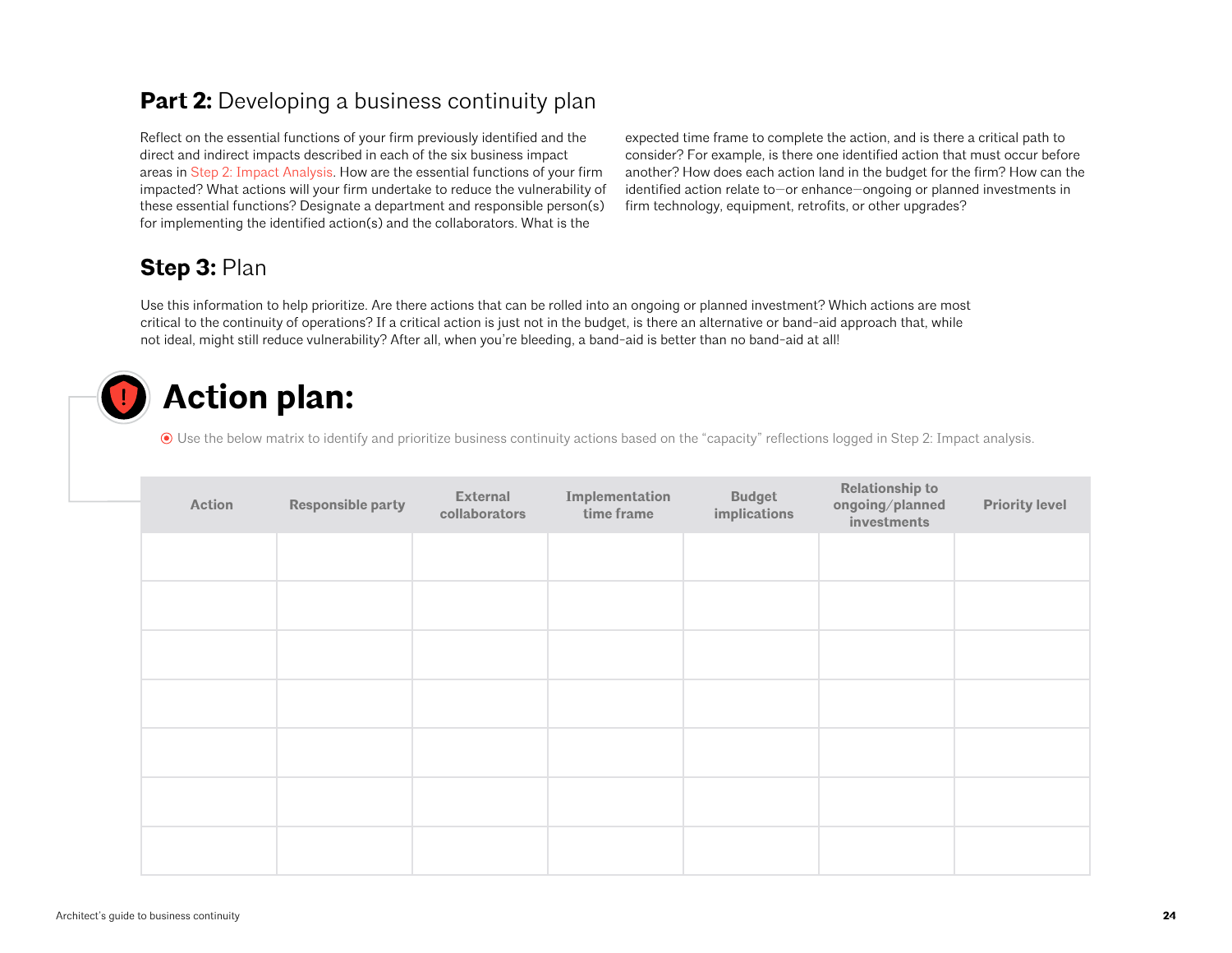## **Part 2:** Developing a business continuity plan

Reflect on the essential functions of your firm previously identified and the direct and indirect impacts described in each of the six business impact areas in Step 2: Impact Analysis. How are the essential functions of your firm impacted? What actions will your firm undertake to reduce the vulnerability of these essential functions? Designate a department and responsible person(s) for implementing the identified action(s) and the collaborators. What is the expected time frame to complete the action, and is there a critical path to consider? For example, is there one identified action that must occur before another? How does each action land in the budget for the firm? How can the identified action relate to—or enhance—ongoing or planned investments in firm technology, equipment, retrofits, or other upgrades?

## **Step 3:** Plan

Use this information to help prioritize. Are there actions that can be rolled into an ongoing or planned investment? Which actions are most critical to the continuity of operations? If a critical action is just not in the budget, is there an alternative or band-aid approach that, while not ideal, might still reduce vulnerability? After all, when you're bleeding, a band-aid is better than no band-aid at all!

# Action plan:

Use the below matrix to identify and prioritize business continuity actions based on the "capacity" reflections logged in Step 2: Impact analysis.

| Action | Responsible party | External collaborators | Implementation time frame | Budget implications | Relationship to ongoing/planned investments | Priority level |
|---|---|---|---|---|---|---|
| | | | | | | |
| | | | | | | |
| | | | | | | |
| | | | | | | |
| | | | | | | |
| | | | | | | |
| | | | | | | |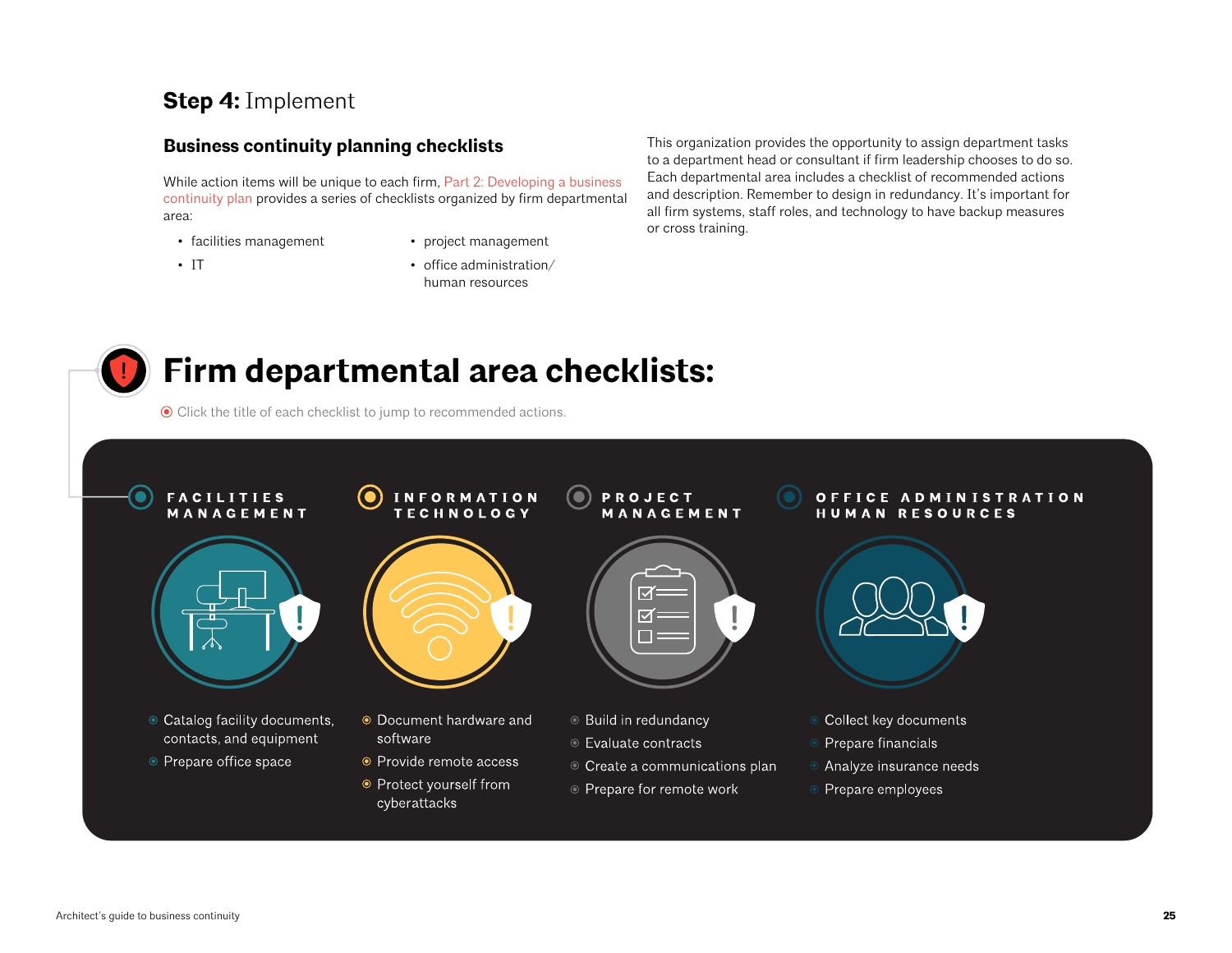## Step 4: Implement

### Business continuity planning checklists

While action items will be unique to each firm, Part 2: Developing a business continuity plan provides a series of checklists organized by firm departmental area:

- facilities management
- IT
- project management
- office administration/ human resources

This organization provides the opportunity to assign department tasks to a department head or consultant if firm leadership chooses to do so. Each departmental area includes a checklist of recommended actions and description. Remember to design in redundancy. It's important for all firm systems, staff roles, and technology to have backup measures or cross training.

## Firm departmental area checklists:

Click the title of each checklist to jump to recommended actions.

**FACILITIES MANAGEMENT**

- Catalog facility documents, contacts, and equipment
- Prepare office space

**INFORMATION TECHNOLOGY**

- Document hardware and software
- Provide remote access
- Protect yourself from cyberattacks

**PROJECT MANAGEMENT**

- Build in redundancy
- Evaluate contracts
- Create a communications plan
- Prepare for remote work

**OFFICE ADMINISTRATION HUMAN RESOURCES**

- Collect key documents
- Prepare financials
- Analyze insurance needs
- Prepare employees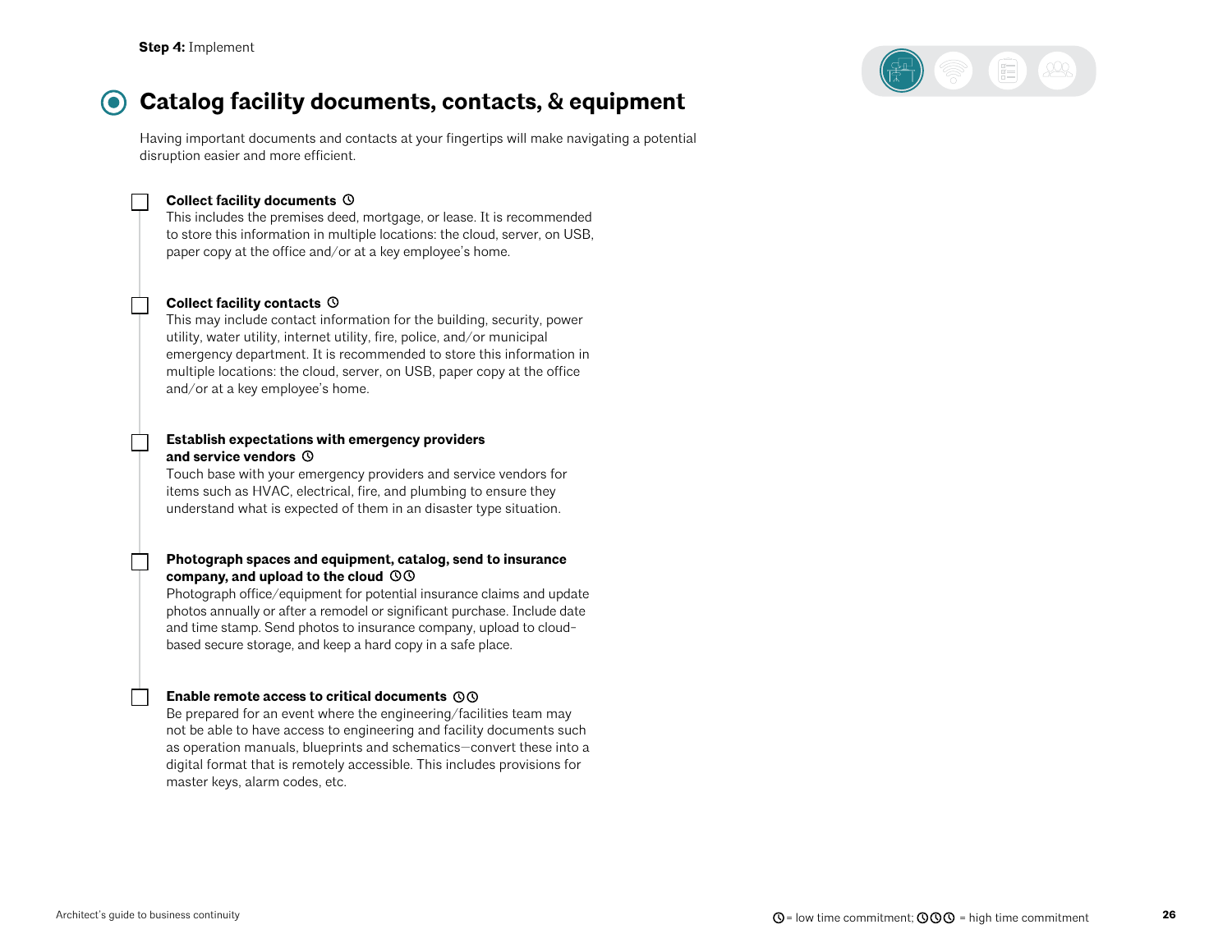**Step 4:** Implement

# Catalog facility documents, contacts, & equipment

Having important documents and contacts at your fingertips will make navigating a potential disruption easier and more efficient.

- [ ] **Collect facility documents** ◷
  This includes the premises deed, mortgage, or lease. It is recommended to store this information in multiple locations: the cloud, server, on USB, paper copy at the office and/or at a key employee's home.

- [ ] **Collect facility contacts** ◷
  This may include contact information for the building, security, power utility, water utility, internet utility, fire, police, and/or municipal emergency department. It is recommended to store this information in multiple locations: the cloud, server, on USB, paper copy at the office and/or at a key employee's home.

- [ ] **Establish expectations with emergency providers and service vendors** ◷
  Touch base with your emergency providers and service vendors for items such as HVAC, electrical, fire, and plumbing to ensure they understand what is expected of them in an disaster type situation.

- [ ] **Photograph spaces and equipment, catalog, send to insurance company, and upload to the cloud** ◷◷
  Photograph office/equipment for potential insurance claims and update photos annually or after a remodel or significant purchase. Include date and time stamp. Send photos to insurance company, upload to cloud-based secure storage, and keep a hard copy in a safe place.

- [ ] **Enable remote access to critical documents** ◷◷
  Be prepared for an event where the engineering/facilities team may not be able to have access to engineering and facility documents such as operation manuals, blueprints and schematics—convert these into a digital format that is remotely accessible. This includes provisions for master keys, alarm codes, etc.

◷ = low time commitment; ◷◷◷ = high time commitment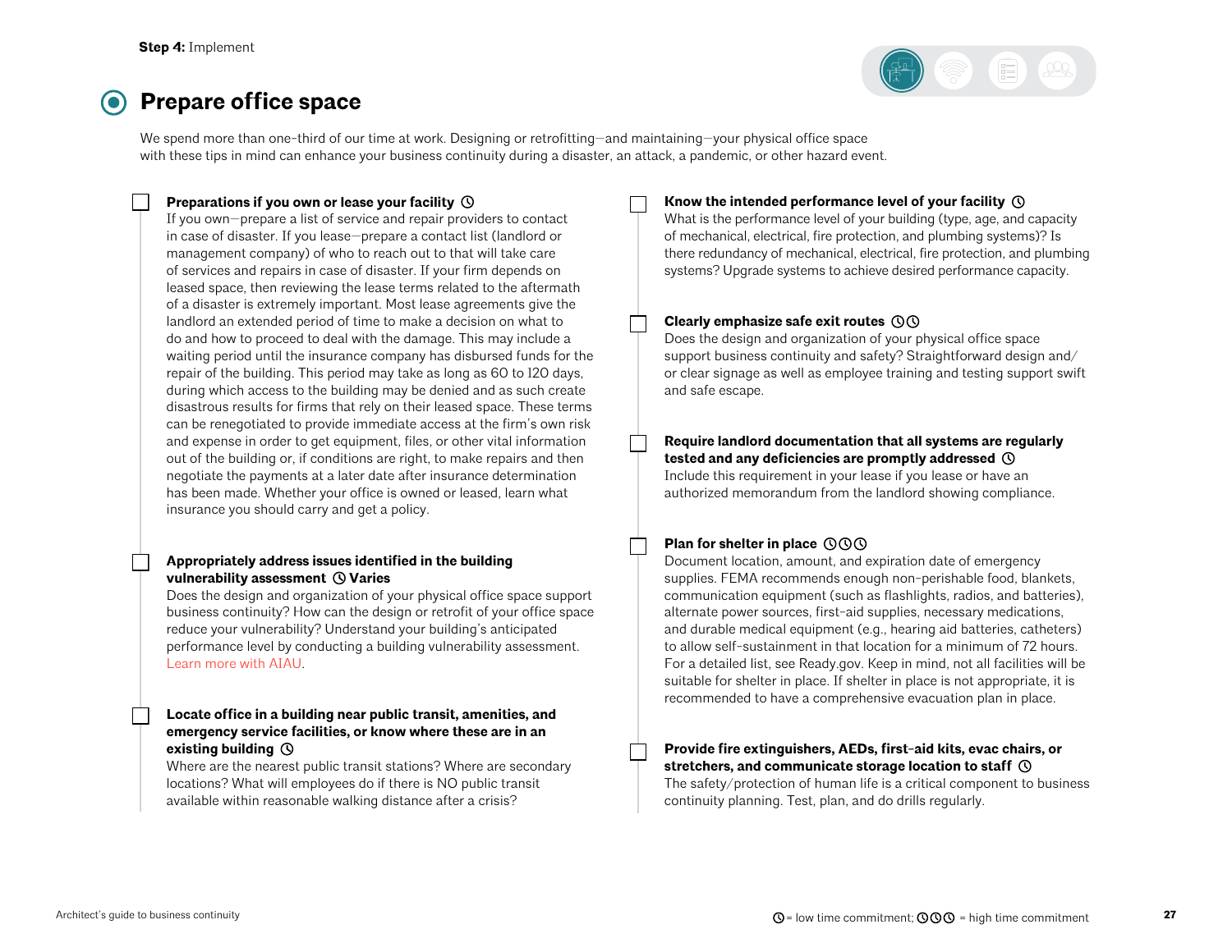# Prepare office space

We spend more than one-third of our time at work. Designing or retrofitting—and maintaining—your physical office space with these tips in mind can enhance your business continuity during a disaster, an attack, a pandemic, or other hazard event.

- [ ] **Preparations if you own or lease your facility** ◷
  If you own—prepare a list of service and repair providers to contact in case of disaster. If you lease—prepare a contact list (landlord or management company) of who to reach out to that will take care of services and repairs in case of disaster. If your firm depends on leased space, then reviewing the lease terms related to the aftermath of a disaster is extremely important. Most lease agreements give the landlord an extended period of time to make a decision on what to do and how to proceed to deal with the damage. This may include a waiting period until the insurance company has disbursed funds for the repair of the building. This period may take as long as 60 to 120 days, during which access to the building may be denied and as such create disastrous results for firms that rely on their leased space. These terms can be renegotiated to provide immediate access at the firm's own risk and expense in order to get equipment, files, or other vital information out of the building or, if conditions are right, to make repairs and then negotiate the payments at a later date after insurance determination has been made. Whether your office is owned or leased, learn what insurance you should carry and get a policy.

- [ ] **Appropriately address issues identified in the building vulnerability assessment** ◷ **Varies**
  Does the design and organization of your physical office space support business continuity? How can the design or retrofit of your office space reduce your vulnerability? Understand your building's anticipated performance level by conducting a building vulnerability assessment. Learn more with AIAU.

- [ ] **Locate office in a building near public transit, amenities, and emergency service facilities, or know where these are in an existing building** ◷
  Where are the nearest public transit stations? Where are secondary locations? What will employees do if there is NO public transit available within reasonable walking distance after a crisis?

- [ ] **Know the intended performance level of your facility** ◷
  What is the performance level of your building (type, age, and capacity of mechanical, electrical, fire protection, and plumbing systems)? Is there redundancy of mechanical, electrical, fire protection, and plumbing systems? Upgrade systems to achieve desired performance capacity.

- [ ] **Clearly emphasize safe exit routes** ◷◷
  Does the design and organization of your physical office space support business continuity and safety? Straightforward design and/or clear signage as well as employee training and testing support swift and safe escape.

- [ ] **Require landlord documentation that all systems are regularly tested and any deficiencies are promptly addressed** ◷
  Include this requirement in your lease if you lease or have an authorized memorandum from the landlord showing compliance.

- [ ] **Plan for shelter in place** ◷◷◷
  Document location, amount, and expiration date of emergency supplies. FEMA recommends enough non-perishable food, blankets, communication equipment (such as flashlights, radios, and batteries), alternate power sources, first-aid supplies, necessary medications, and durable medical equipment (e.g., hearing aid batteries, catheters) to allow self-sustainment in that location for a minimum of 72 hours. For a detailed list, see Ready.gov. Keep in mind, not all facilities will be suitable for shelter in place. If shelter in place is not appropriate, it is recommended to have a comprehensive evacuation plan in place.

- [ ] **Provide fire extinguishers, AEDs, first-aid kits, evac chairs, or stretchers, and communicate storage location to staff** ◷
  The safety/protection of human life is a critical component to business continuity planning. Test, plan, and do drills regularly.

◷ = low time commitment; ◷◷◷ = high time commitment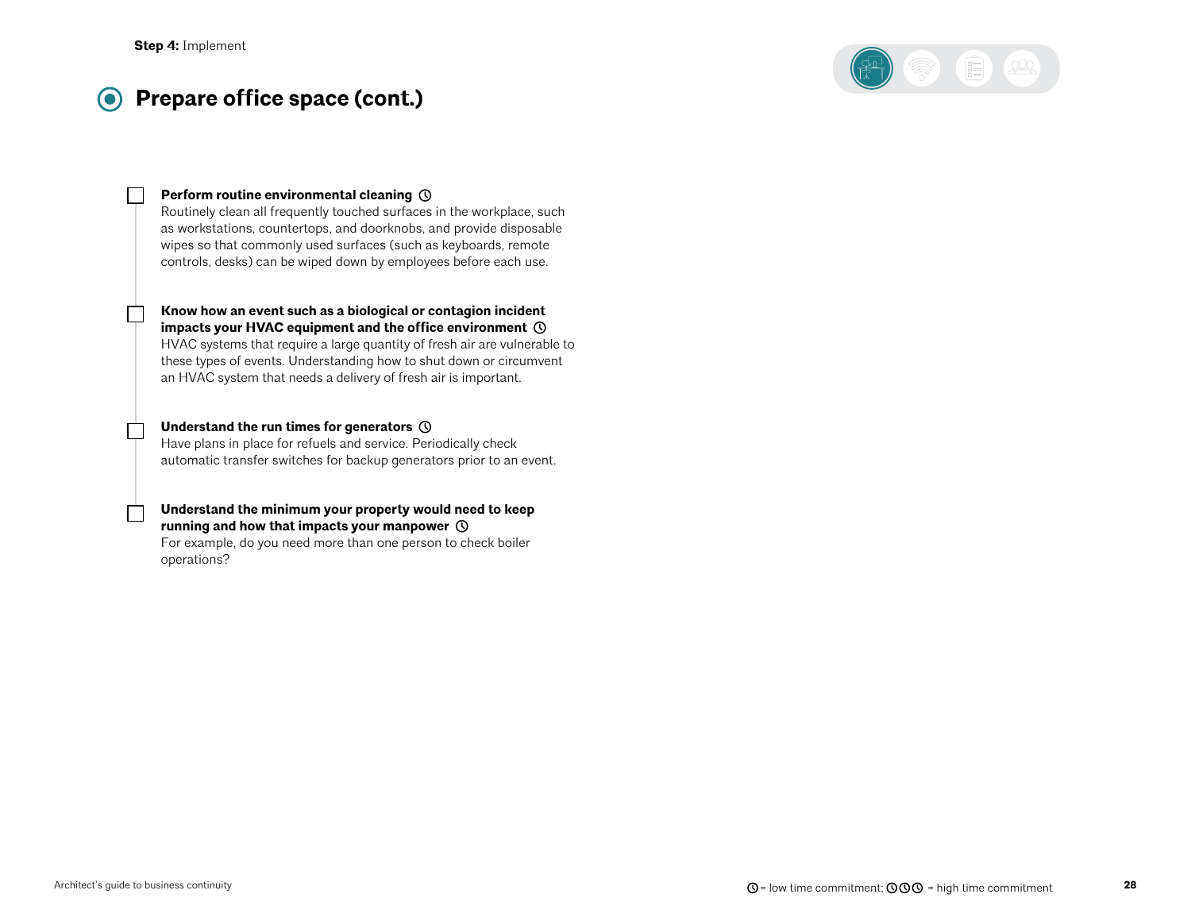**Step 4:** Implement

## Prepare office space (cont.)

- [ ] **Perform routine environmental cleaning** ◷
  Routinely clean all frequently touched surfaces in the workplace, such as workstations, countertops, and doorknobs, and provide disposable wipes so that commonly used surfaces (such as keyboards, remote controls, desks) can be wiped down by employees before each use.

- [ ] **Know how an event such as a biological or contagion incident impacts your HVAC equipment and the office environment** ◷
  HVAC systems that require a large quantity of fresh air are vulnerable to these types of events. Understanding how to shut down or circumvent an HVAC system that needs a delivery of fresh air is important.

- [ ] **Understand the run times for generators** ◷
  Have plans in place for refuels and service. Periodically check automatic transfer switches for backup generators prior to an event.

- [ ] **Understand the minimum your property would need to keep running and how that impacts your manpower** ◷
  For example, do you need more than one person to check boiler operations?

◷ = low time commitment; ◷◷◷ = high time commitment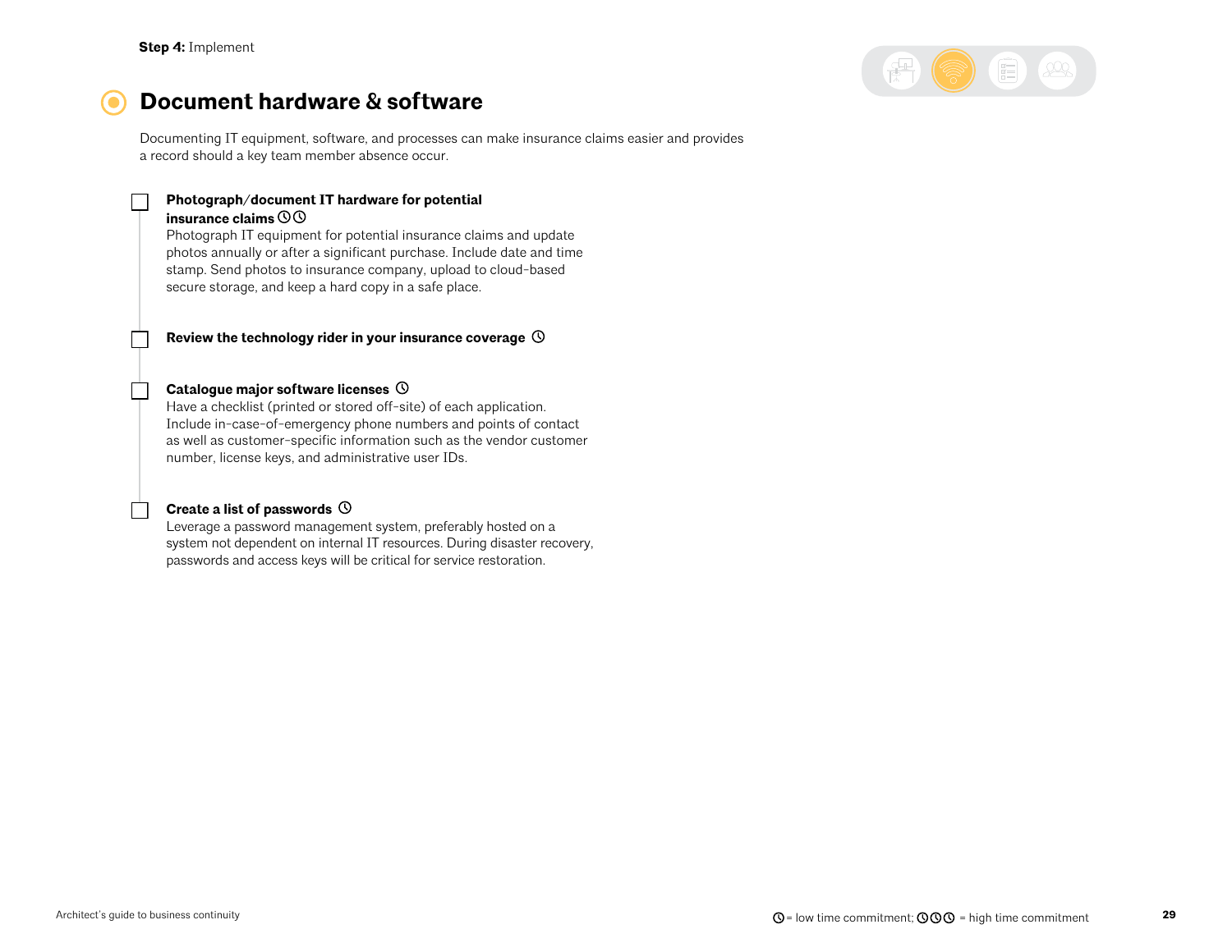**Step 4:** Implement

# Document hardware & software

Documenting IT equipment, software, and processes can make insurance claims easier and provides a record should a key team member absence occur.

- [ ] **Photograph/document IT hardware for potential insurance claims** ◷◷
  Photograph IT equipment for potential insurance claims and update photos annually or after a significant purchase. Include date and time stamp. Send photos to insurance company, upload to cloud-based secure storage, and keep a hard copy in a safe place.

- [ ] **Review the technology rider in your insurance coverage** ◷

- [ ] **Catalogue major software licenses** ◷
  Have a checklist (printed or stored off-site) of each application. Include in-case-of-emergency phone numbers and points of contact as well as customer-specific information such as the vendor customer number, license keys, and administrative user IDs.

- [ ] **Create a list of passwords** ◷
  Leverage a password management system, preferably hosted on a system not dependent on internal IT resources. During disaster recovery, passwords and access keys will be critical for service restoration.

◷ = low time commitment; ◷◷◷ = high time commitment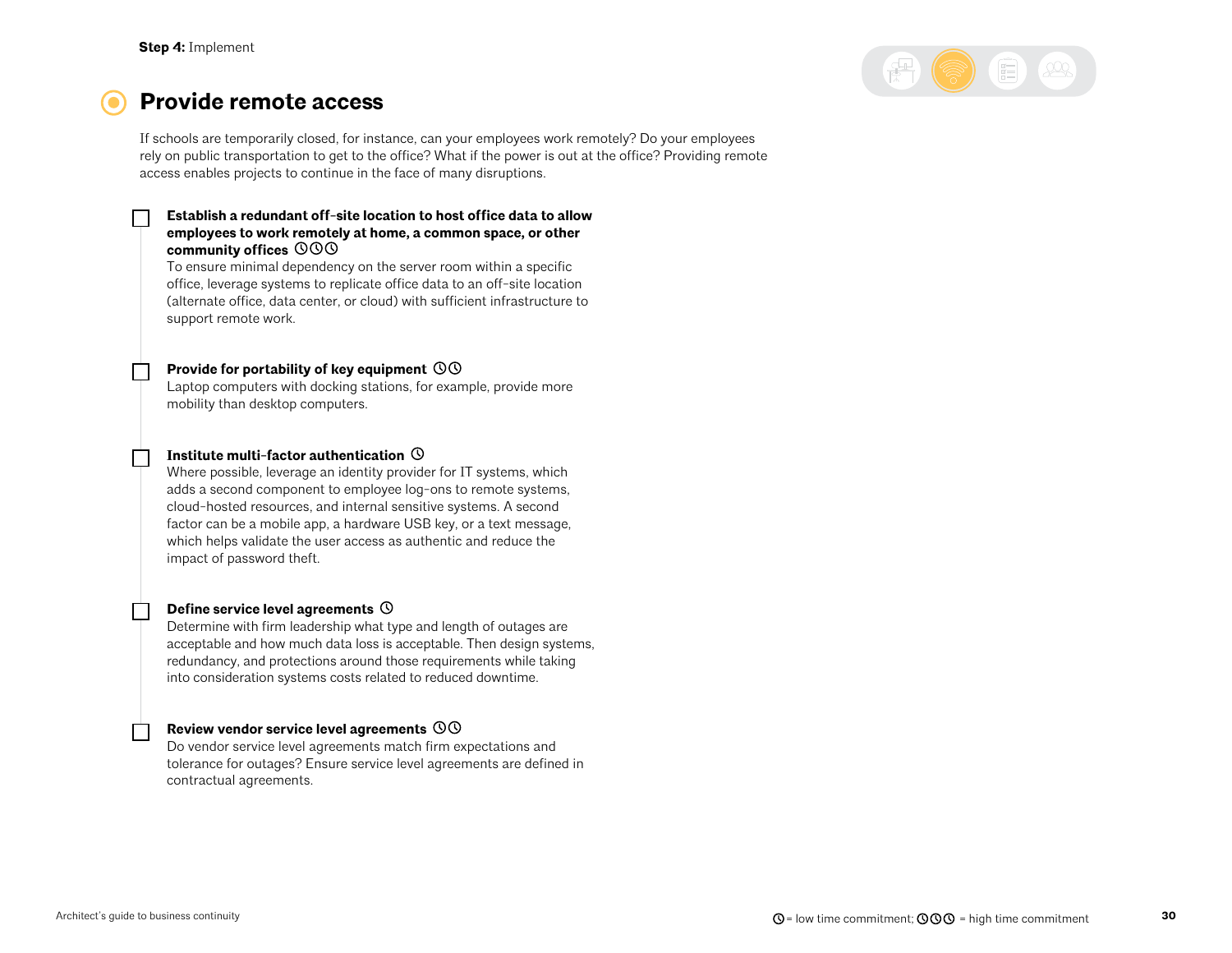**Step 4:** Implement

# Provide remote access

If schools are temporarily closed, for instance, can your employees work remotely? Do your employees rely on public transportation to get to the office? What if the power is out at the office? Providing remote access enables projects to continue in the face of many disruptions.

- [ ] **Establish a redundant off-site location to host office data to allow employees to work remotely at home, a common space, or other community offices** 🕓🕓🕓
  To ensure minimal dependency on the server room within a specific office, leverage systems to replicate office data to an off-site location (alternate office, data center, or cloud) with sufficient infrastructure to support remote work.

- [ ] **Provide for portability of key equipment** 🕓🕓
  Laptop computers with docking stations, for example, provide more mobility than desktop computers.

- [ ] **Institute multi-factor authentication** 🕓
  Where possible, leverage an identity provider for IT systems, which adds a second component to employee log-ons to remote systems, cloud-hosted resources, and internal sensitive systems. A second factor can be a mobile app, a hardware USB key, or a text message, which helps validate the user access as authentic and reduce the impact of password theft.

- [ ] **Define service level agreements** 🕓
  Determine with firm leadership what type and length of outages are acceptable and how much data loss is acceptable. Then design systems, redundancy, and protections around those requirements while taking into consideration systems costs related to reduced downtime.

- [ ] **Review vendor service level agreements** 🕓🕓
  Do vendor service level agreements match firm expectations and tolerance for outages? Ensure service level agreements are defined in contractual agreements.

🕓 = low time commitment; 🕓🕓🕓 = high time commitment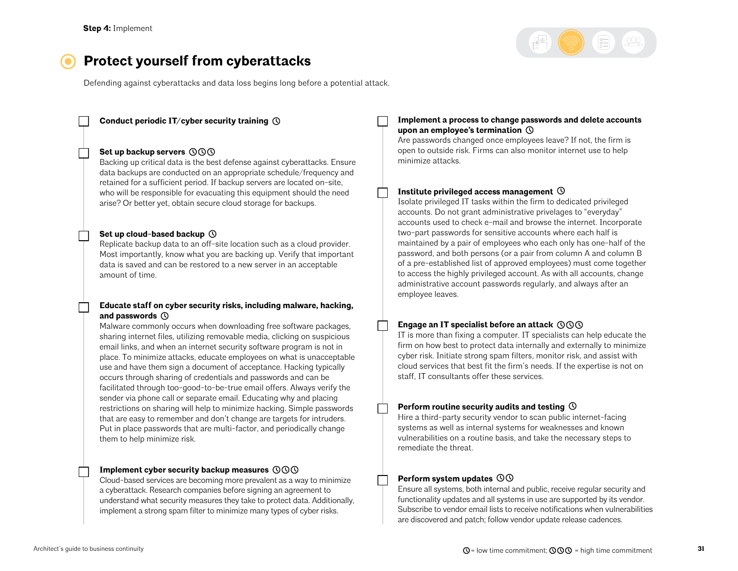Step 4: Implement

# Protect yourself from cyberattacks

Defending against cyberattacks and data loss begins long before a potential attack.

- [ ] **Conduct periodic IT/cyber security training** ◷

- [ ] **Set up backup servers** ◷◷◷
  Backing up critical data is the best defense against cyberattacks. Ensure data backups are conducted on an appropriate schedule/frequency and retained for a sufficient period. If backup servers are located on-site, who will be responsible for evacuating this equipment should the need arise? Or better yet, obtain secure cloud storage for backups.

- [ ] **Set up cloud-based backup** ◷
  Replicate backup data to an off-site location such as a cloud provider. Most importantly, know what you are backing up. Verify that important data is saved and can be restored to a new server in an acceptable amount of time.

- [ ] **Educate staff on cyber security risks, including malware, hacking, and passwords** ◷
  Malware commonly occurs when downloading free software packages, sharing internet files, utilizing removable media, clicking on suspicious email links, and when an internet security software program is not in place. To minimize attacks, educate employees on what is unacceptable use and have them sign a document of acceptance. Hacking typically occurs through sharing of credentials and passwords and can be facilitated through too-good-to-be-true email offers. Always verify the sender via phone call or separate email. Educating why and placing restrictions on sharing will help to minimize hacking. Simple passwords that are easy to remember and don't change are targets for intruders. Put in place passwords that are multi-factor, and periodically change them to help minimize risk.

- [ ] **Implement cyber security backup measures** ◷◷◷
  Cloud-based services are becoming more prevalent as a way to minimize a cyberattack. Research companies before signing an agreement to understand what security measures they take to protect data. Additionally, implement a strong spam filter to minimize many types of cyber risks.

- [ ] **Implement a process to change passwords and delete accounts upon an employee's termination** ◷
  Are passwords changed once employees leave? If not, the firm is open to outside risk. Firms can also monitor internet use to help minimize attacks.

- [ ] **Institute privileged access management** ◷
  Isolate privileged IT tasks within the firm to dedicated privileged accounts. Do not grant administrative privelages to "everyday" accounts used to check e-mail and browse the internet. Incorporate two-part passwords for sensitive accounts where each half is maintained by a pair of employees who each only has one-half of the password, and both persons (or a pair from column A and column B of a pre-established list of approved employees) must come together to access the highly privileged account. As with all accounts, change administrative account passwords regularly, and always after an employee leaves.

- [ ] **Engage an IT specialist before an attack** ◷◷◷
  IT is more than fixing a computer. IT specialists can help educate the firm on how best to protect data internally and externally to minimize cyber risk. Initiate strong spam filters, monitor risk, and assist with cloud services that best fit the firm's needs. If the expertise is not on staff, IT consultants offer these services.

- [ ] **Perform routine security audits and testing** ◷
  Hire a third-party security vendor to scan public internet-facing systems as well as internal systems for weaknesses and known vulnerabilities on a routine basis, and take the necessary steps to remediate the threat.

- [ ] **Perform system updates** ◷◷
  Ensure all systems, both internal and public, receive regular security and functionality updates and all systems in use are supported by its vendor. Subscribe to vendor email lists to receive notifications when vulnerabilities are discovered and patch; follow vendor update release cadences.

◷ = low time commitment; ◷◷◷ = high time commitment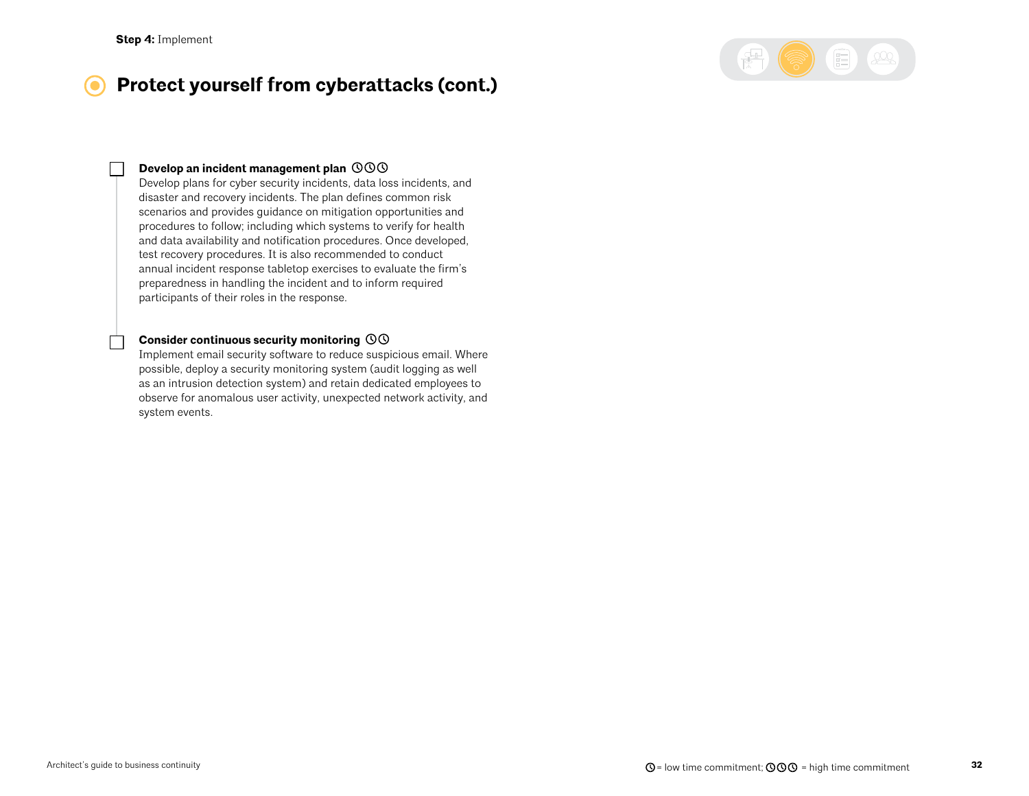**Step 4:** Implement

# Protect yourself from cyberattacks (cont.)

- [ ] **Develop an incident management plan** ◷◷◷
Develop plans for cyber security incidents, data loss incidents, and disaster and recovery incidents. The plan defines common risk scenarios and provides guidance on mitigation opportunities and procedures to follow; including which systems to verify for health and data availability and notification procedures. Once developed, test recovery procedures. It is also recommended to conduct annual incident response tabletop exercises to evaluate the firm's preparedness in handling the incident and to inform required participants of their roles in the response.

- [ ] **Consider continuous security monitoring** ◷◷
Implement email security software to reduce suspicious email. Where possible, deploy a security monitoring system (audit logging as well as an intrusion detection system) and retain dedicated employees to observe for anomalous user activity, unexpected network activity, and system events.

◷ = low time commitment; ◷◷◷ = high time commitment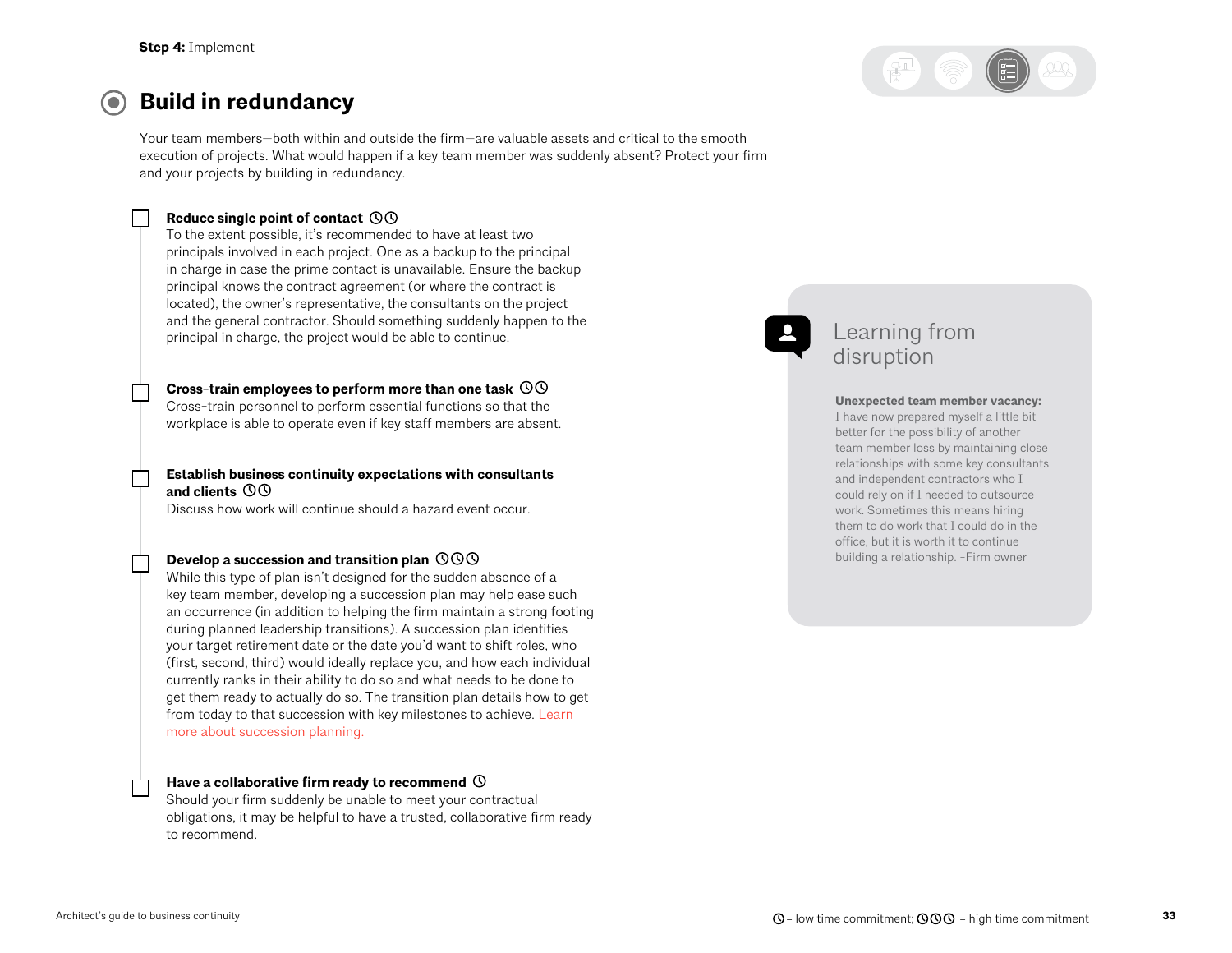Step 4: Implement

# Build in redundancy

Your team members—both within and outside the firm—are valuable assets and critical to the smooth execution of projects. What would happen if a key team member was suddenly absent? Protect your firm and your projects by building in redundancy.

- [ ] **Reduce single point of contact** ◷◷
  To the extent possible, it's recommended to have at least two principals involved in each project. One as a backup to the principal in charge in case the prime contact is unavailable. Ensure the backup principal knows the contract agreement (or where the contract is located), the owner's representative, the consultants on the project and the general contractor. Should something suddenly happen to the principal in charge, the project would be able to continue.

- [ ] **Cross-train employees to perform more than one task** ◷◷
  Cross-train personnel to perform essential functions so that the workplace is able to operate even if key staff members are absent.

- [ ] **Establish business continuity expectations with consultants and clients** ◷◷
  Discuss how work will continue should a hazard event occur.

- [ ] **Develop a succession and transition plan** ◷◷◷
  While this type of plan isn't designed for the sudden absence of a key team member, developing a succession plan may help ease such an occurrence (in addition to helping the firm maintain a strong footing during planned leadership transitions). A succession plan identifies your target retirement date or the date you'd want to shift roles, who (first, second, third) would ideally replace you, and how each individual currently ranks in their ability to do so and what needs to be done to get them ready to actually do so. The transition plan details how to get from today to that succession with key milestones to achieve. Learn more about succession planning.

- [ ] **Have a collaborative firm ready to recommend** ◷
  Should your firm suddenly be unable to meet your contractual obligations, it may be helpful to have a trusted, collaborative firm ready to recommend.

## Learning from disruption

**Unexpected team member vacancy:**
I have now prepared myself a little bit better for the possibility of another team member loss by maintaining close relationships with some key consultants and independent contractors who I could rely on if I needed to outsource work. Sometimes this means hiring them to do work that I could do in the office, but it is worth it to continue building a relationship. -Firm owner

◷ = low time commitment; ◷◷◷ = high time commitment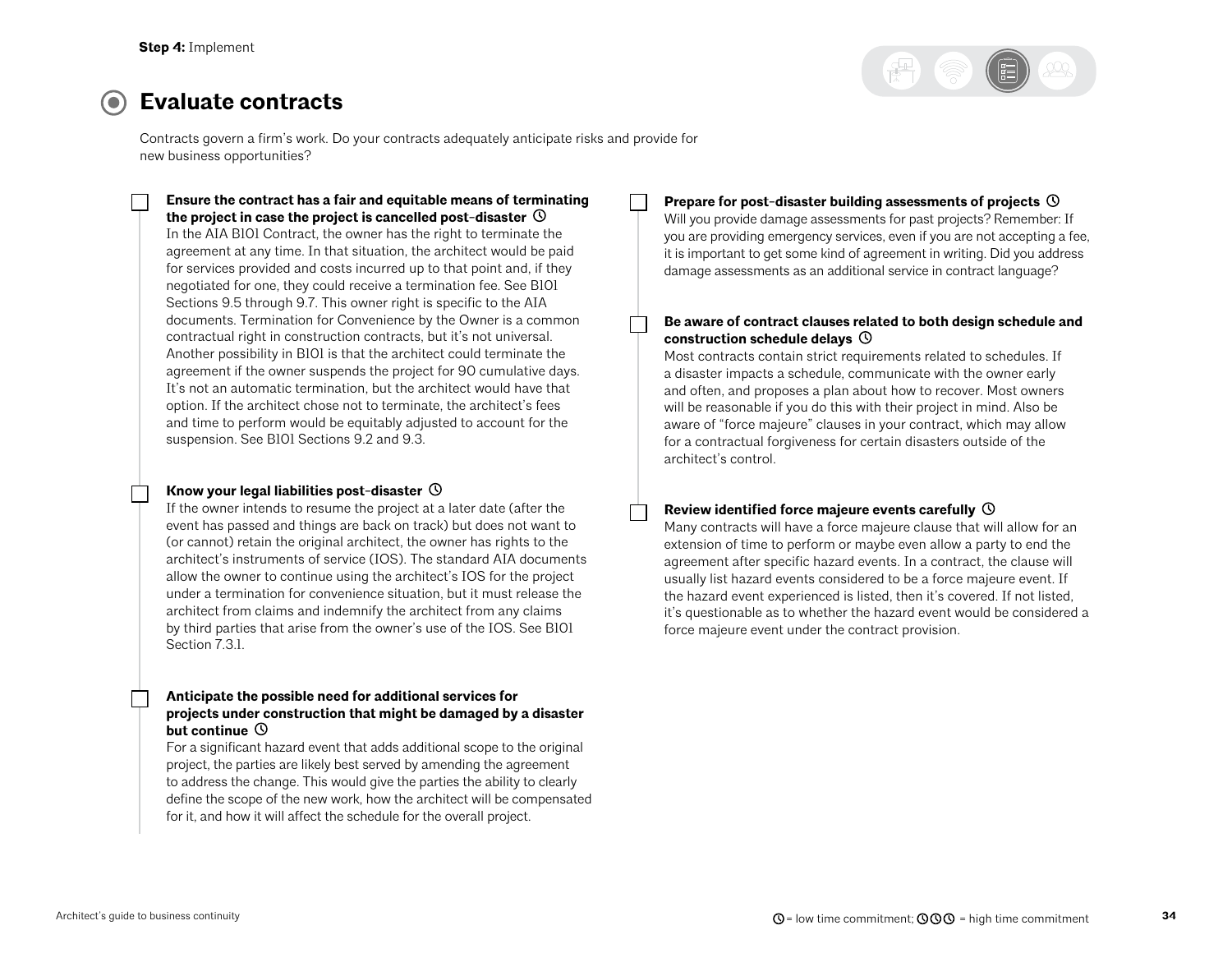## Evaluate contracts

Contracts govern a firm's work. Do your contracts adequately anticipate risks and provide for new business opportunities?

- [ ] **Ensure the contract has a fair and equitable means of terminating the project in case the project is cancelled post-disaster** ◷
  In the AIA B101 Contract, the owner has the right to terminate the agreement at any time. In that situation, the architect would be paid for services provided and costs incurred up to that point and, if they negotiated for one, they could receive a termination fee. See B101 Sections 9.5 through 9.7. This owner right is specific to the AIA documents. Termination for Convenience by the Owner is a common contractual right in construction contracts, but it's not universal. Another possibility in B101 is that the architect could terminate the agreement if the owner suspends the project for 90 cumulative days. It's not an automatic termination, but the architect would have that option. If the architect chose not to terminate, the architect's fees and time to perform would be equitably adjusted to account for the suspension. See B101 Sections 9.2 and 9.3.

- [ ] **Know your legal liabilities post-disaster** ◷
  If the owner intends to resume the project at a later date (after the event has passed and things are back on track) but does not want to (or cannot) retain the original architect, the owner has rights to the architect's instruments of service (IOS). The standard AIA documents allow the owner to continue using the architect's IOS for the project under a termination for convenience situation, but it must release the architect from claims and indemnify the architect from any claims by third parties that arise from the owner's use of the IOS. See B101 Section 7.3.1.

- [ ] **Anticipate the possible need for additional services for projects under construction that might be damaged by a disaster but continue** ◷
  For a significant hazard event that adds additional scope to the original project, the parties are likely best served by amending the agreement to address the change. This would give the parties the ability to clearly define the scope of the new work, how the architect will be compensated for it, and how it will affect the schedule for the overall project.

- [ ] **Prepare for post-disaster building assessments of projects** ◷
  Will you provide damage assessments for past projects? Remember: If you are providing emergency services, even if you are not accepting a fee, it is important to get some kind of agreement in writing. Did you address damage assessments as an additional service in contract language?

- [ ] **Be aware of contract clauses related to both design schedule and construction schedule delays** ◷
  Most contracts contain strict requirements related to schedules. If a disaster impacts a schedule, communicate with the owner early and often, and proposes a plan about how to recover. Most owners will be reasonable if you do this with their project in mind. Also be aware of "force majeure" clauses in your contract, which may allow for a contractual forgiveness for certain disasters outside of the architect's control.

- [ ] **Review identified force majeure events carefully** ◷
  Many contracts will have a force majeure clause that will allow for an extension of time to perform or maybe even allow a party to end the agreement after specific hazard events. In a contract, the clause will usually list hazard events considered to be a force majeure event. If the hazard event experienced is listed, then it's covered. If not listed, it's questionable as to whether the hazard event would be considered a force majeure event under the contract provision.

◷ = low time commitment; ◷◷◷ = high time commitment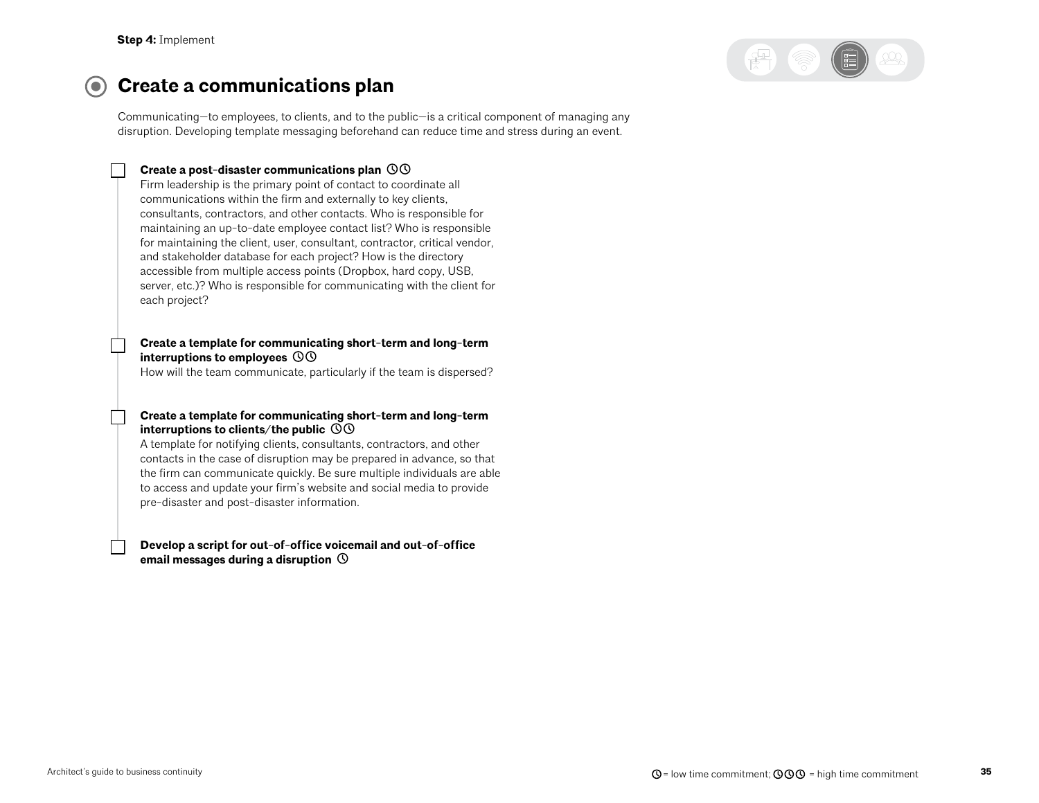Step 4: Implement

# Create a communications plan

Communicating—to employees, to clients, and to the public—is a critical component of managing any disruption. Developing template messaging beforehand can reduce time and stress during an event.

- [ ] **Create a post-disaster communications plan** ◷◷
  Firm leadership is the primary point of contact to coordinate all communications within the firm and externally to key clients, consultants, contractors, and other contacts. Who is responsible for maintaining an up-to-date employee contact list? Who is responsible for maintaining the client, user, consultant, contractor, critical vendor, and stakeholder database for each project? How is the directory accessible from multiple access points (Dropbox, hard copy, USB, server, etc.)? Who is responsible for communicating with the client for each project?

- [ ] **Create a template for communicating short-term and long-term interruptions to employees** ◷◷
  How will the team communicate, particularly if the team is dispersed?

- [ ] **Create a template for communicating short-term and long-term interruptions to clients/the public** ◷◷
  A template for notifying clients, consultants, contractors, and other contacts in the case of disruption may be prepared in advance, so that the firm can communicate quickly. Be sure multiple individuals are able to access and update your firm's website and social media to provide pre-disaster and post-disaster information.

- [ ] **Develop a script for out-of-office voicemail and out-of-office email messages during a disruption** ◷

◷ = low time commitment; ◷◷◷ = high time commitment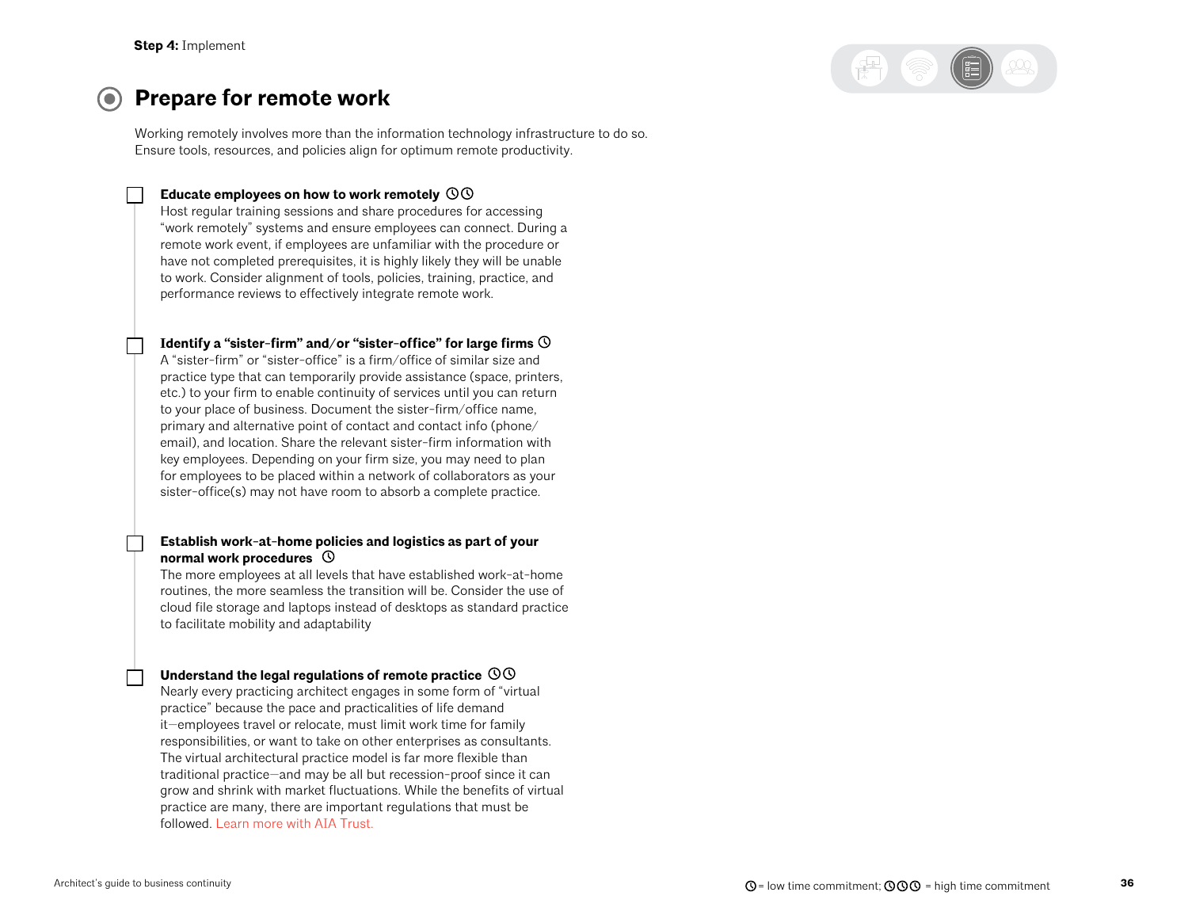Step 4: Implement

# Prepare for remote work

Working remotely involves more than the information technology infrastructure to do so. Ensure tools, resources, and policies align for optimum remote productivity.

- [ ] **Educate employees on how to work remotely** 🕓🕓
  Host regular training sessions and share procedures for accessing "work remotely" systems and ensure employees can connect. During a remote work event, if employees are unfamiliar with the procedure or have not completed prerequisites, it is highly likely they will be unable to work. Consider alignment of tools, policies, training, practice, and performance reviews to effectively integrate remote work.

- [ ] **Identify a "sister-firm" and/or "sister-office" for large firms** 🕓
  A "sister-firm" or "sister-office" is a firm/office of similar size and practice type that can temporarily provide assistance (space, printers, etc.) to your firm to enable continuity of services until you can return to your place of business. Document the sister-firm/office name, primary and alternative point of contact and contact info (phone/email), and location. Share the relevant sister-firm information with key employees. Depending on your firm size, you may need to plan for employees to be placed within a network of collaborators as your sister-office(s) may not have room to absorb a complete practice.

- [ ] **Establish work-at-home policies and logistics as part of your normal work procedures** 🕓
  The more employees at all levels that have established work-at-home routines, the more seamless the transition will be. Consider the use of cloud file storage and laptops instead of desktops as standard practice to facilitate mobility and adaptability

- [ ] **Understand the legal regulations of remote practice** 🕓🕓
  Nearly every practicing architect engages in some form of "virtual practice" because the pace and practicalities of life demand it—employees travel or relocate, must limit work time for family responsibilities, or want to take on other enterprises as consultants. The virtual architectural practice model is far more flexible than traditional practice—and may be all but recession-proof since it can grow and shrink with market fluctuations. While the benefits of virtual practice are many, there are important regulations that must be followed. Learn more with AIA Trust.

🕓 = low time commitment; 🕓🕓🕓 = high time commitment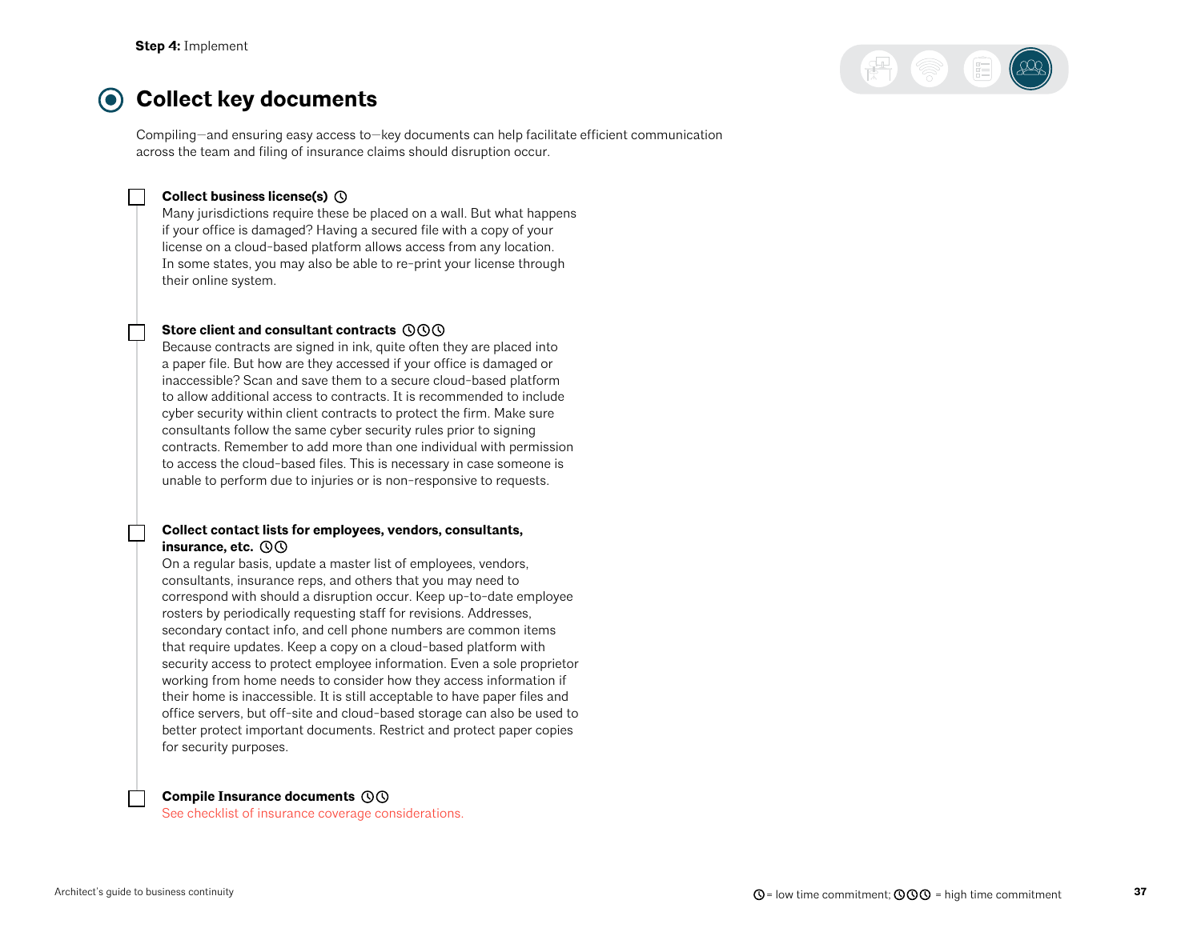**Step 4:** Implement

# Collect key documents

Compiling—and ensuring easy access to—key documents can help facilitate efficient communication across the team and filing of insurance claims should disruption occur.

- [ ] **Collect business license(s)** 🕓
  Many jurisdictions require these be placed on a wall. But what happens if your office is damaged? Having a secured file with a copy of your license on a cloud-based platform allows access from any location. In some states, you may also be able to re-print your license through their online system.

- [ ] **Store client and consultant contracts** 🕓🕓🕓
  Because contracts are signed in ink, quite often they are placed into a paper file. But how are they accessed if your office is damaged or inaccessible? Scan and save them to a secure cloud-based platform to allow additional access to contracts. It is recommended to include cyber security within client contracts to protect the firm. Make sure consultants follow the same cyber security rules prior to signing contracts. Remember to add more than one individual with permission to access the cloud-based files. This is necessary in case someone is unable to perform due to injuries or is non-responsive to requests.

- [ ] **Collect contact lists for employees, vendors, consultants, insurance, etc.** 🕓🕓
  On a regular basis, update a master list of employees, vendors, consultants, insurance reps, and others that you may need to correspond with should a disruption occur. Keep up-to-date employee rosters by periodically requesting staff for revisions. Addresses, secondary contact info, and cell phone numbers are common items that require updates. Keep a copy on a cloud-based platform with security access to protect employee information. Even a sole proprietor working from home needs to consider how they access information if their home is inaccessible. It is still acceptable to have paper files and office servers, but off-site and cloud-based storage can also be used to better protect important documents. Restrict and protect paper copies for security purposes.

- [ ] **Compile Insurance documents** 🕓🕓
  See checklist of insurance coverage considerations.

🕓 = low time commitment; 🕓🕓🕓 = high time commitment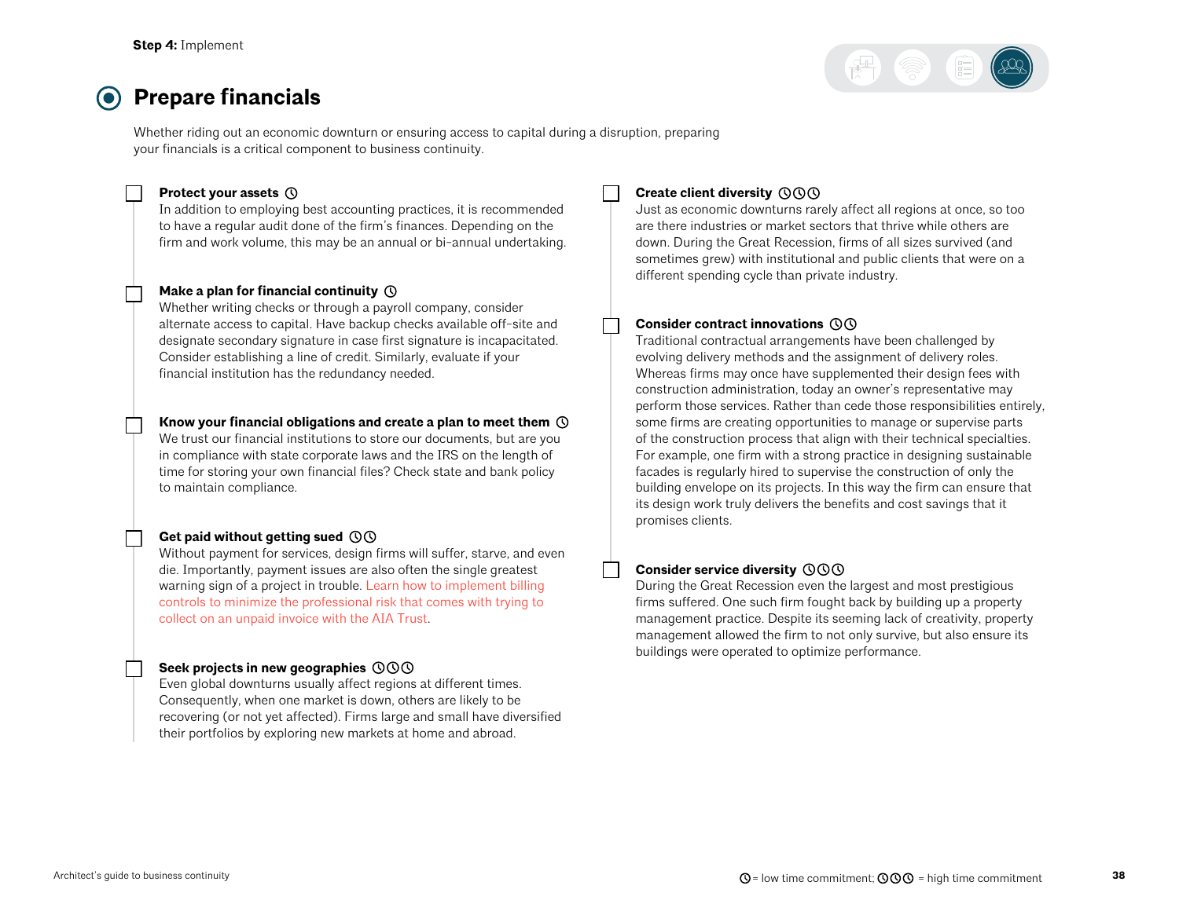**Step 4:** Implement

# Prepare financials

Whether riding out an economic downturn or ensuring access to capital during a disruption, preparing your financials is a critical component to business continuity.

- [ ] **Protect your assets** ◷
  In addition to employing best accounting practices, it is recommended to have a regular audit done of the firm's finances. Depending on the firm and work volume, this may be an annual or bi-annual undertaking.

- [ ] **Make a plan for financial continuity** ◷
  Whether writing checks or through a payroll company, consider alternate access to capital. Have backup checks available off-site and designate secondary signature in case first signature is incapacitated. Consider establishing a line of credit. Similarly, evaluate if your financial institution has the redundancy needed.

- [ ] **Know your financial obligations and create a plan to meet them** ◷
  We trust our financial institutions to store our documents, but are you in compliance with state corporate laws and the IRS on the length of time for storing your own financial files? Check state and bank policy to maintain compliance.

- [ ] **Get paid without getting sued** ◷◷
  Without payment for services, design firms will suffer, starve, and even die. Importantly, payment issues are also often the single greatest warning sign of a project in trouble. Learn how to implement billing controls to minimize the professional risk that comes with trying to collect on an unpaid invoice with the AIA Trust.

- [ ] **Seek projects in new geographies** ◷◷◷
  Even global downturns usually affect regions at different times. Consequently, when one market is down, others are likely to be recovering (or not yet affected). Firms large and small have diversified their portfolios by exploring new markets at home and abroad.

- [ ] **Create client diversity** ◷◷◷
  Just as economic downturns rarely affect all regions at once, so too are there industries or market sectors that thrive while others are down. During the Great Recession, firms of all sizes survived (and sometimes grew) with institutional and public clients that were on a different spending cycle than private industry.

- [ ] **Consider contract innovations** ◷◷
  Traditional contractual arrangements have been challenged by evolving delivery methods and the assignment of delivery roles. Whereas firms may once have supplemented their design fees with construction administration, today an owner's representative may perform those services. Rather than cede those responsibilities entirely, some firms are creating opportunities to manage or supervise parts of the construction process that align with their technical specialties. For example, one firm with a strong practice in designing sustainable facades is regularly hired to supervise the construction of only the building envelope on its projects. In this way the firm can ensure that its design work truly delivers the benefits and cost savings that it promises clients.

- [ ] **Consider service diversity** ◷◷◷
  During the Great Recession even the largest and most prestigious firms suffered. One such firm fought back by building up a property management practice. Despite its seeming lack of creativity, property management allowed the firm to not only survive, but also ensure its buildings were operated to optimize performance.

◷ = low time commitment; ◷◷◷ = high time commitment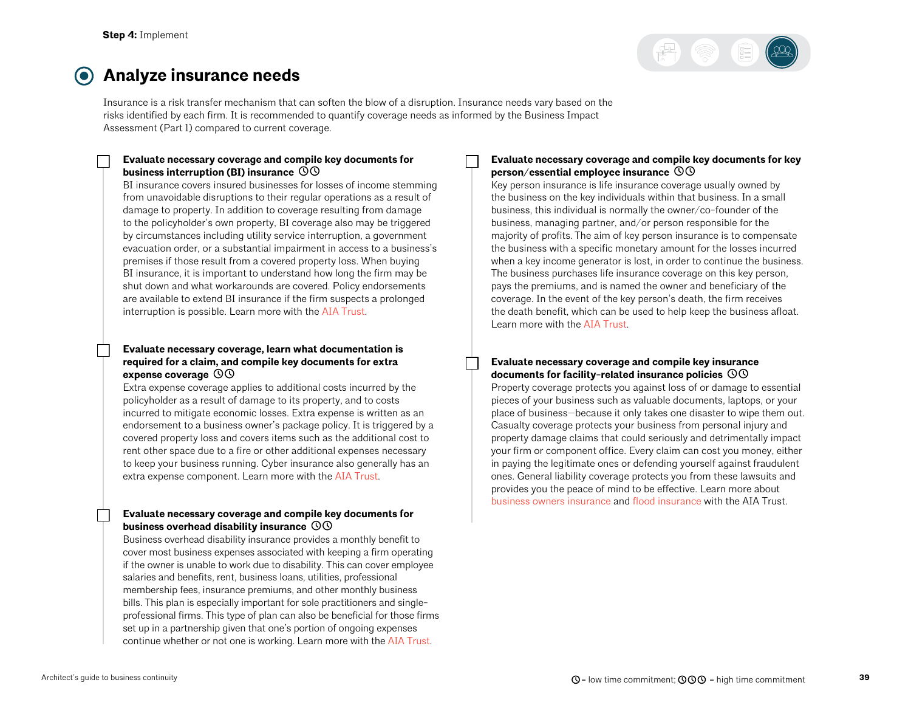Step 4: Implement

# Analyze insurance needs

Insurance is a risk transfer mechanism that can soften the blow of a disruption. Insurance needs vary based on the risks identified by each firm. It is recommended to quantify coverage needs as informed by the Business Impact Assessment (Part 1) compared to current coverage.

- [ ] **Evaluate necessary coverage and compile key documents for business interruption (BI) insurance** ◷◷
  BI insurance covers insured businesses for losses of income stemming from unavoidable disruptions to their regular operations as a result of damage to property. In addition to coverage resulting from damage to the policyholder's own property, BI coverage also may be triggered by circumstances including utility service interruption, a government evacuation order, or a substantial impairment in access to a business's premises if those result from a covered property loss. When buying BI insurance, it is important to understand how long the firm may be shut down and what workarounds are covered. Policy endorsements are available to extend BI insurance if the firm suspects a prolonged interruption is possible. Learn more with the AIA Trust.

- [ ] **Evaluate necessary coverage, learn what documentation is required for a claim, and compile key documents for extra expense coverage** ◷◷
  Extra expense coverage applies to additional costs incurred by the policyholder as a result of damage to its property, and to costs incurred to mitigate economic losses. Extra expense is written as an endorsement to a business owner's package policy. It is triggered by a covered property loss and covers items such as the additional cost to rent other space due to a fire or other additional expenses necessary to keep your business running. Cyber insurance also generally has an extra expense component. Learn more with the AIA Trust.

- [ ] **Evaluate necessary coverage and compile key documents for business overhead disability insurance** ◷◷
  Business overhead disability insurance provides a monthly benefit to cover most business expenses associated with keeping a firm operating if the owner is unable to work due to disability. This can cover employee salaries and benefits, rent, business loans, utilities, professional membership fees, insurance premiums, and other monthly business bills. This plan is especially important for sole practitioners and single-professional firms. This type of plan can also be beneficial for those firms set up in a partnership given that one's portion of ongoing expenses continue whether or not one is working. Learn more with the AIA Trust.

- [ ] **Evaluate necessary coverage and compile key documents for key person/essential employee insurance** ◷◷
  Key person insurance is life insurance coverage usually owned by the business on the key individuals within that business. In a small business, this individual is normally the owner/co-founder of the business, managing partner, and/or person responsible for the majority of profits. The aim of key person insurance is to compensate the business with a specific monetary amount for the losses incurred when a key income generator is lost, in order to continue the business. The business purchases life insurance coverage on this key person, pays the premiums, and is named the owner and beneficiary of the coverage. In the event of the key person's death, the firm receives the death benefit, which can be used to help keep the business afloat. Learn more with the AIA Trust.

- [ ] **Evaluate necessary coverage and compile key insurance documents for facility-related insurance policies** ◷◷
  Property coverage protects you against loss of or damage to essential pieces of your business such as valuable documents, laptops, or your place of business—because it only takes one disaster to wipe them out. Casualty coverage protects your business from personal injury and property damage claims that could seriously and detrimentally impact your firm or component office. Every claim can cost you money, either in paying the legitimate ones or defending yourself against fraudulent ones. General liability coverage protects you from these lawsuits and provides you the peace of mind to be effective. Learn more about business owners insurance and flood insurance with the AIA Trust.

◷ = low time commitment; ◷◷◷ = high time commitment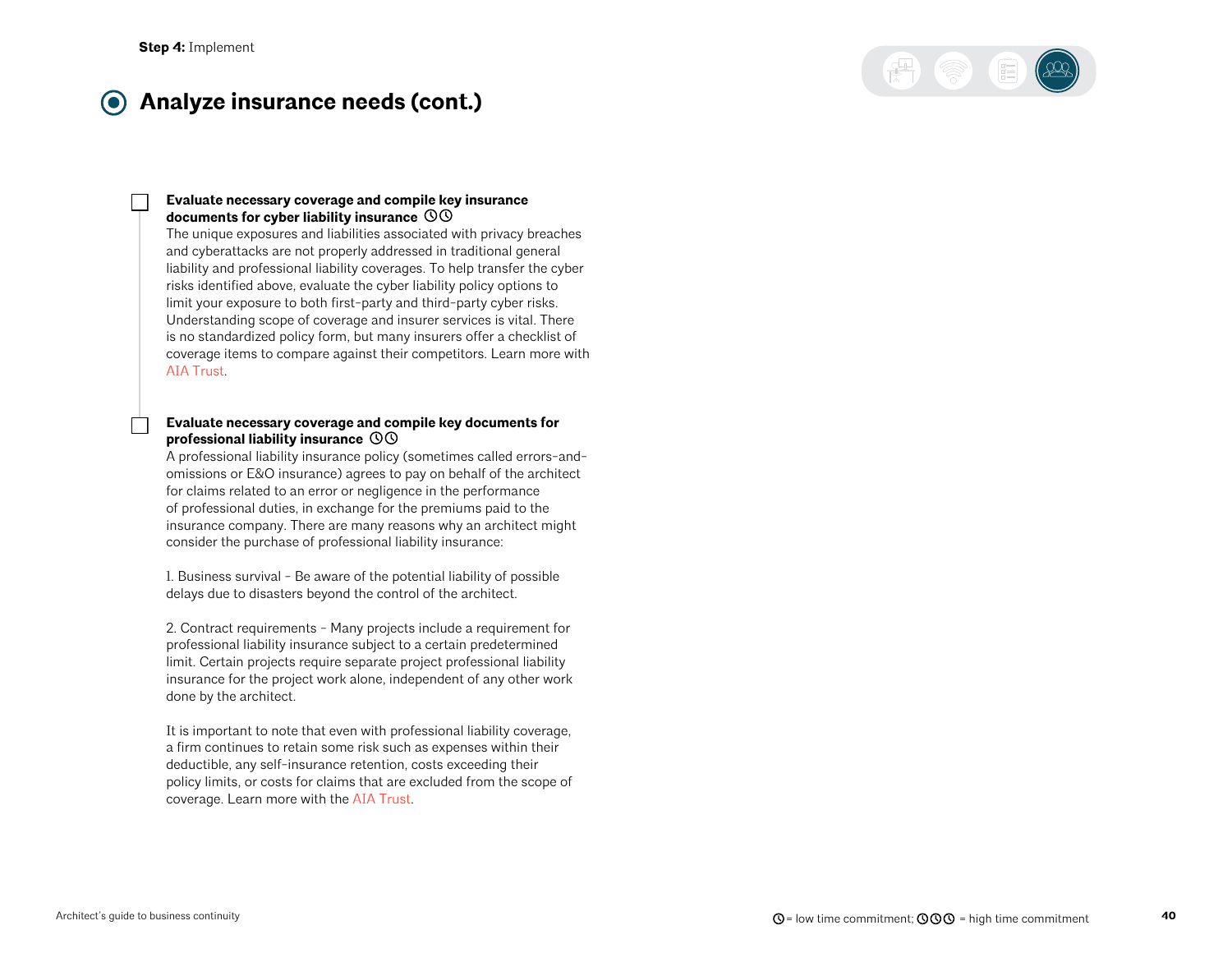**Step 4:** Implement

# Analyze insurance needs (cont.)

- [ ] **Evaluate necessary coverage and compile key insurance documents for cyber liability insurance** 🕔🕔

The unique exposures and liabilities associated with privacy breaches and cyberattacks are not properly addressed in traditional general liability and professional liability coverages. To help transfer the cyber risks identified above, evaluate the cyber liability policy options to limit your exposure to both first-party and third-party cyber risks. Understanding scope of coverage and insurer services is vital. There is no standardized policy form, but many insurers offer a checklist of coverage items to compare against their competitors. Learn more with AIA Trust.

- [ ] **Evaluate necessary coverage and compile key documents for professional liability insurance** 🕔🕔

A professional liability insurance policy (sometimes called errors-and-omissions or E&O insurance) agrees to pay on behalf of the architect for claims related to an error or negligence in the performance of professional duties, in exchange for the premiums paid to the insurance company. There are many reasons why an architect might consider the purchase of professional liability insurance:

1. Business survival - Be aware of the potential liability of possible delays due to disasters beyond the control of the architect.

2. Contract requirements - Many projects include a requirement for professional liability insurance subject to a certain predetermined limit. Certain projects require separate project professional liability insurance for the project work alone, independent of any other work done by the architect.

It is important to note that even with professional liability coverage, a firm continues to retain some risk such as expenses within their deductible, any self-insurance retention, costs exceeding their policy limits, or costs for claims that are excluded from the scope of coverage. Learn more with the AIA Trust.

🕔 = low time commitment; 🕔🕔🕔 = high time commitment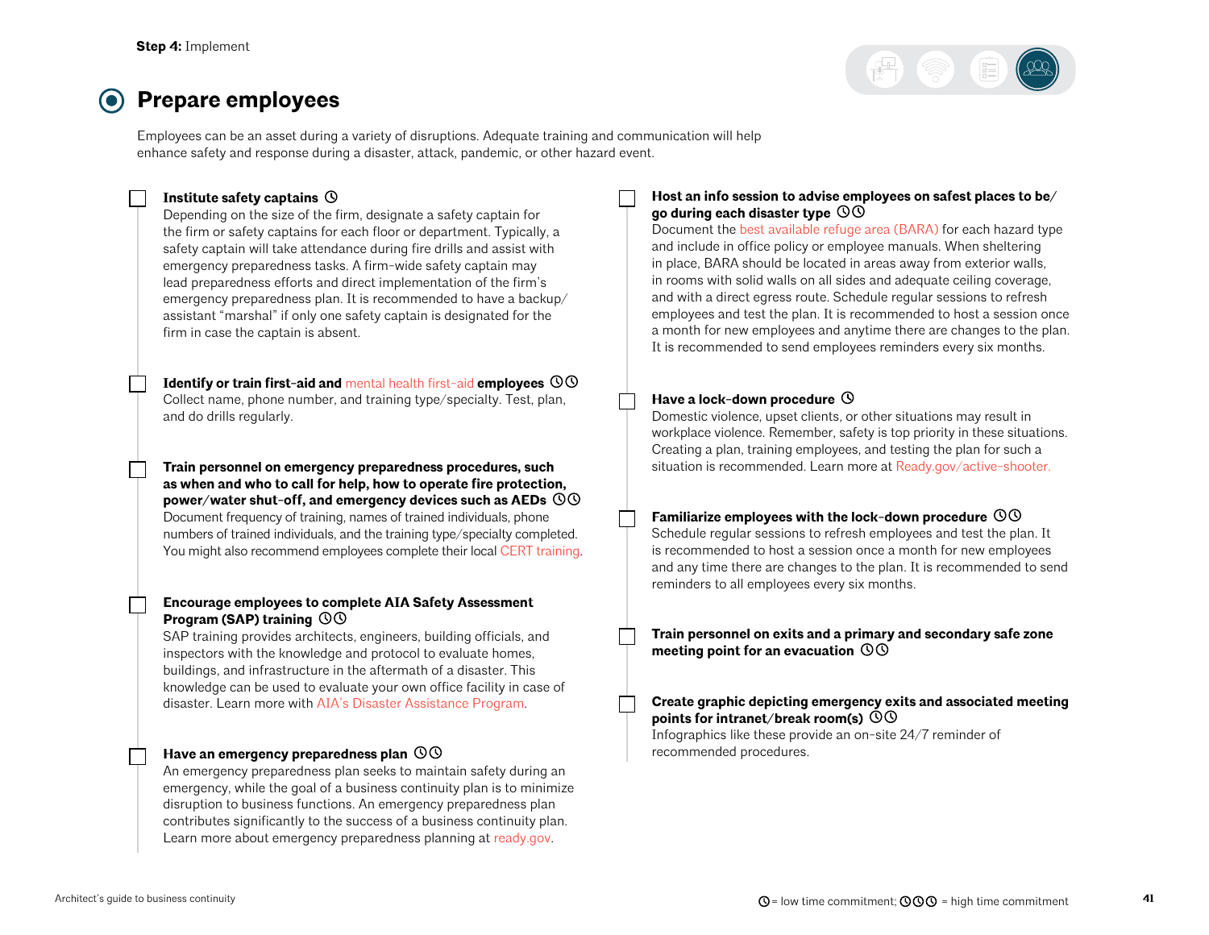Step 4: Implement

# Prepare employees

Employees can be an asset during a variety of disruptions. Adequate training and communication will help enhance safety and response during a disaster, attack, pandemic, or other hazard event.

- [ ] **Institute safety captains** ◷
  Depending on the size of the firm, designate a safety captain for the firm or safety captains for each floor or department. Typically, a safety captain will take attendance during fire drills and assist with emergency preparedness tasks. A firm-wide safety captain may lead preparedness efforts and direct implementation of the firm's emergency preparedness plan. It is recommended to have a backup/assistant "marshal" if only one safety captain is designated for the firm in case the captain is absent.

- [ ] **Identify or train first-aid and** mental health first-aid **employees** ◷◷
  Collect name, phone number, and training type/specialty. Test, plan, and do drills regularly.

- [ ] **Train personnel on emergency preparedness procedures, such as when and who to call for help, how to operate fire protection, power/water shut-off, and emergency devices such as AEDs** ◷◷
  Document frequency of training, names of trained individuals, phone numbers of trained individuals, and the training type/specialty completed. You might also recommend employees complete their local CERT training.

- [ ] **Encourage employees to complete AIA Safety Assessment Program (SAP) training** ◷◷
  SAP training provides architects, engineers, building officials, and inspectors with the knowledge and protocol to evaluate homes, buildings, and infrastructure in the aftermath of a disaster. This knowledge can be used to evaluate your own office facility in case of disaster. Learn more with AIA's Disaster Assistance Program.

- [ ] **Have an emergency preparedness plan** ◷◷
  An emergency preparedness plan seeks to maintain safety during an emergency, while the goal of a business continuity plan is to minimize disruption to business functions. An emergency preparedness plan contributes significantly to the success of a business continuity plan. Learn more about emergency preparedness planning at ready.gov.

- [ ] **Host an info session to advise employees on safest places to be/go during each disaster type** ◷◷
  Document the best available refuge area (BARA) for each hazard type and include in office policy or employee manuals. When sheltering in place, BARA should be located in areas away from exterior walls, in rooms with solid walls on all sides and adequate ceiling coverage, and with a direct egress route. Schedule regular sessions to refresh employees and test the plan. It is recommended to host a session once a month for new employees and anytime there are changes to the plan. It is recommended to send employees reminders every six months.

- [ ] **Have a lock-down procedure** ◷
  Domestic violence, upset clients, or other situations may result in workplace violence. Remember, safety is top priority in these situations. Creating a plan, training employees, and testing the plan for such a situation is recommended. Learn more at Ready.gov/active-shooter.

- [ ] **Familiarize employees with the lock-down procedure** ◷◷
  Schedule regular sessions to refresh employees and test the plan. It is recommended to host a session once a month for new employees and any time there are changes to the plan. It is recommended to send reminders to all employees every six months.

- [ ] **Train personnel on exits and a primary and secondary safe zone meeting point for an evacuation** ◷◷

- [ ] **Create graphic depicting emergency exits and associated meeting points for intranet/break room(s)** ◷◷
  Infographics like these provide an on-site 24/7 reminder of recommended procedures.

◷ = low time commitment; ◷◷◷ = high time commitment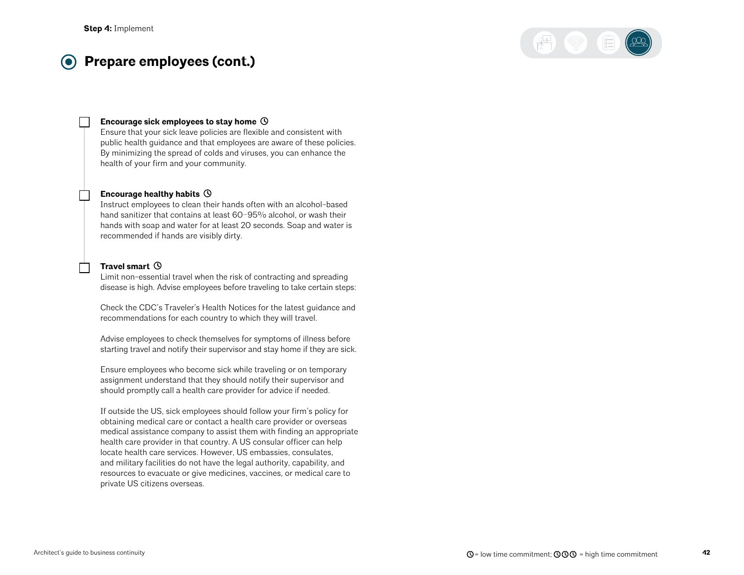Step 4: Implement

# Prepare employees (cont.)

- [ ] **Encouraage sick employees to stay home** ◷
Ensure that your sick leave policies are flexible and consistent with public health guidance and that employees are aware of these policies. By minimizing the spread of colds and viruses, you can enhance the health of your firm and your community.

- [ ] **Encourage healthy habits** ◷
Instruct employees to clean their hands often with an alcohol-based hand sanitizer that contains at least 60–95% alcohol, or wash their hands with soap and water for at least 20 seconds. Soap and water is recommended if hands are visibly dirty.

- [ ] **Travel smart** ◷
Limit non-essential travel when the risk of contracting and spreading disease is high. Advise employees before traveling to take certain steps:

  Check the CDC's Traveler's Health Notices for the latest guidance and recommendations for each country to which they will travel.

  Advise employees to check themselves for symptoms of illness before starting travel and notify their supervisor and stay home if they are sick.

  Ensure employees who become sick while traveling or on temporary assignment understand that they should notify their supervisor and should promptly call a health care provider for advice if needed.

  If outside the US, sick employees should follow your firm's policy for obtaining medical care or contact a health care provider or overseas medical assistance company to assist them with finding an appropriate health care provider in that country. A US consular officer can help locate health care services. However, US embassies, consulates, and military facilities do not have the legal authority, capability, and resources to evacuate or give medicines, vaccines, or medical care to private US citizens overseas.

◷ = low time commitment; ◷◷◷ = high time commitment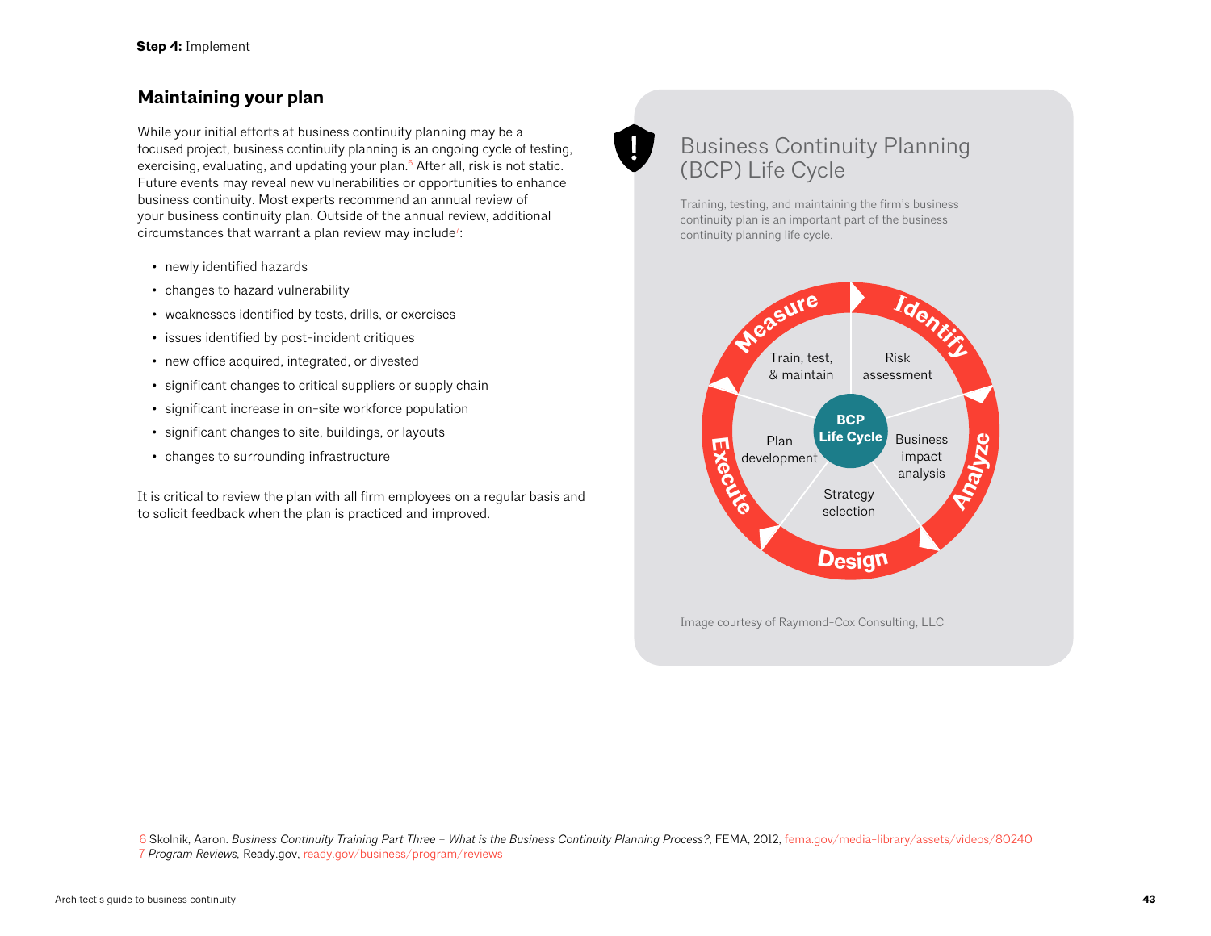## Maintaining your plan

While your initial efforts at business continuity planning may be a focused project, business continuity planning is an ongoing cycle of testing, exercising, evaluating, and updating your plan.[6] After all, risk is not static. Future events may reveal new vulnerabilities or opportunities to enhance business continuity. Most experts recommend an annual review of your business continuity plan. Outside of the annual review, additional circumstances that warrant a plan review may include[7]:

- newly identified hazards
- changes to hazard vulnerability
- weaknesses identified by tests, drills, or exercises
- issues identified by post-incident critiques
- new office acquired, integrated, or divested
- significant changes to critical suppliers or supply chain
- significant increase in on-site workforce population
- significant changes to site, buildings, or layouts
- changes to surrounding infrastructure

It is critical to review the plan with all firm employees on a regular basis and to solicit feedback when the plan is practiced and improved.

### Business Continuity Planning (BCP) Life Cycle

Training, testing, and maintaining the firm's business continuity plan is an important part of the business continuity planning life cycle.

BCP Life Cycle: Identify – Risk assessment; Analyze – Business impact analysis; Design – Strategy selection; Execute – Plan development; Measure – Train, test, & maintain

Image courtesy of Raymond-Cox Consulting, LLC

6 Skolnik, Aaron. *Business Continuity Training Part Three – What is the Business Continuity Planning Process?*, FEMA, 2012, fema.gov/media-library/assets/videos/80240
7 *Program Reviews,* Ready.gov, ready.gov/business/program/reviews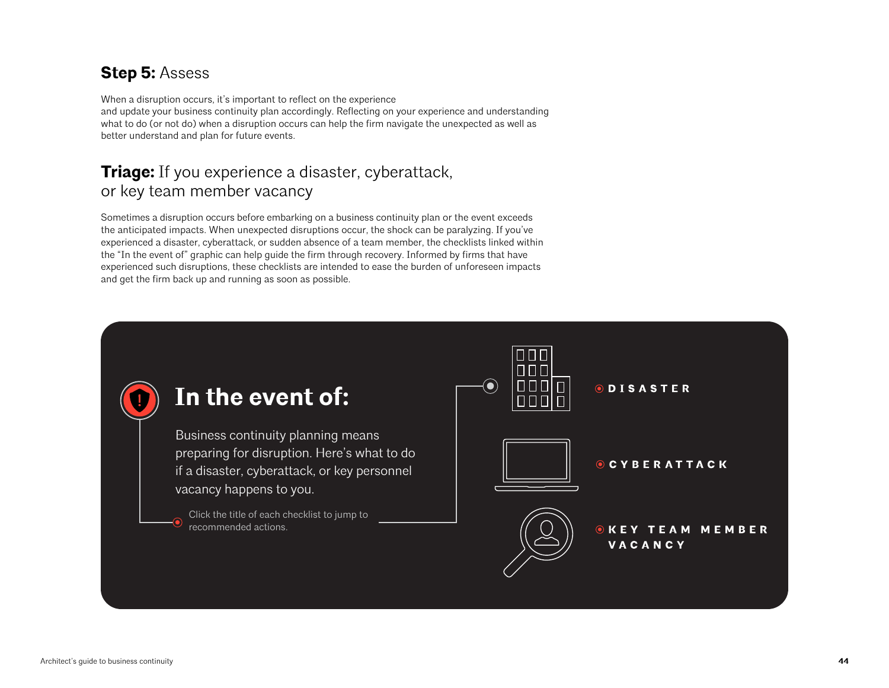## **Step 5:** Assess

When a disruption occurs, it's important to reflect on the experience and update your business continuity plan accordingly. Reflecting on your experience and understanding what to do (or not do) when a disruption occurs can help the firm navigate the unexpected as well as better understand and plan for future events.

## **Triage:** If you experience a disaster, cyberattack, or key team member vacancy

Sometimes a disruption occurs before embarking on a business continuity plan or the event exceeds the anticipated impacts. When unexpected disruptions occur, the shock can be paralyzing. If you've experienced a disaster, cyberattack, or sudden absence of a team member, the checklists linked within the "In the event of" graphic can help guide the firm through recovery. Informed by firms that have experienced such disruptions, these checklists are intended to ease the burden of unforeseen impacts and get the firm back up and running as soon as possible.

### In the event of:

Business continuity planning means preparing for disruption. Here's what to do if a disaster, cyberattack, or key personnel vacancy happens to you.

Click the title of each checklist to jump to recommended actions.

- DISASTER
- CYBERATTACK
- KEY TEAM MEMBER VACANCY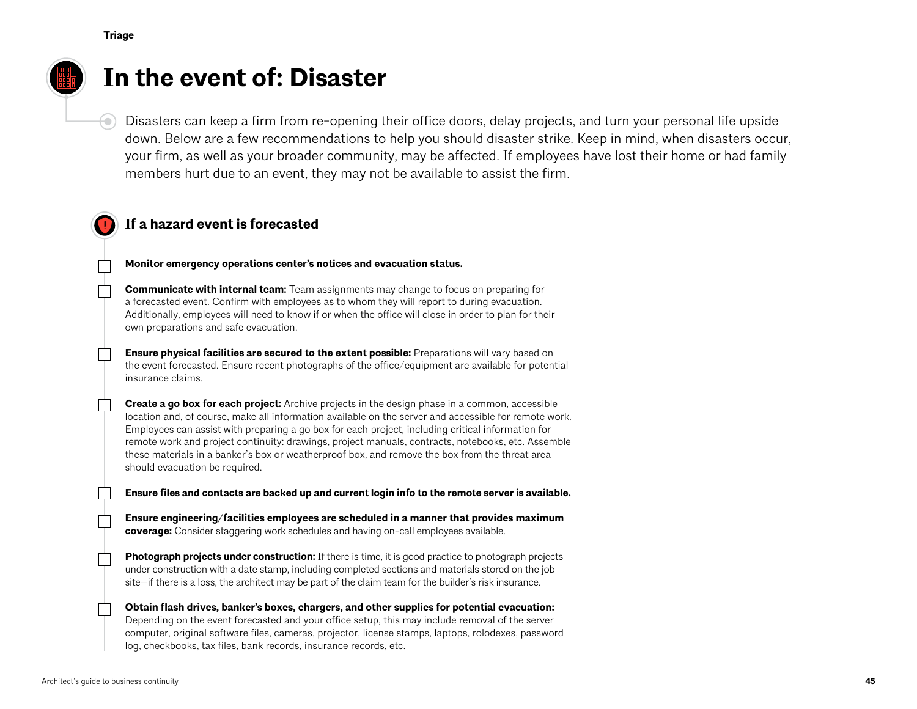Triage

# In the event of: Disaster

Disasters can keep a firm from re-opening their office doors, delay projects, and turn your personal life upside down. Below are a few recommendations to help you should disaster strike. Keep in mind, when disasters occur, your firm, as well as your broader community, may be affected. If employees have lost their home or had family members hurt due to an event, they may not be available to assist the firm.

## If a hazard event is forecasted

- [ ] **Monitor emergency operations center's notices and evacuation status.**
- [ ] **Communicate with internal team:** Team assignments may change to focus on preparing for a forecasted event. Confirm with employees as to whom they will report to during evacuation. Additionally, employees will need to know if or when the office will close in order to plan for their own preparations and safe evacuation.
- [ ] **Ensure physical facilities are secured to the extent possible:** Preparations will vary based on the event forecasted. Ensure recent photographs of the office/equipment are available for potential insurance claims.
- [ ] **Create a go box for each project:** Archive projects in the design phase in a common, accessible location and, of course, make all information available on the server and accessible for remote work. Employees can assist with preparing a go box for each project, including critical information for remote work and project continuity: drawings, project manuals, contracts, notebooks, etc. Assemble these materials in a banker's box or weatherproof box, and remove the box from the threat area should evacuation be required.
- [ ] **Ensure files and contacts are backed up and current login info to the remote server is available.**
- [ ] **Ensure engineering/facilities employees are scheduled in a manner that provides maximum coverage:** Consider staggering work schedules and having on-call employees available.
- [ ] **Photograph projects under construction:** If there is time, it is good practice to photograph projects under construction with a date stamp, including completed sections and materials stored on the job site—if there is a loss, the architect may be part of the claim team for the builder's risk insurance.
- [ ] **Obtain flash drives, banker's boxes, chargers, and other supplies for potential evacuation:** Depending on the event forecasted and your office setup, this may include removal of the server computer, original software files, cameras, projector, license stamps, laptops, rolodexes, password log, checkbooks, tax files, bank records, insurance records, etc.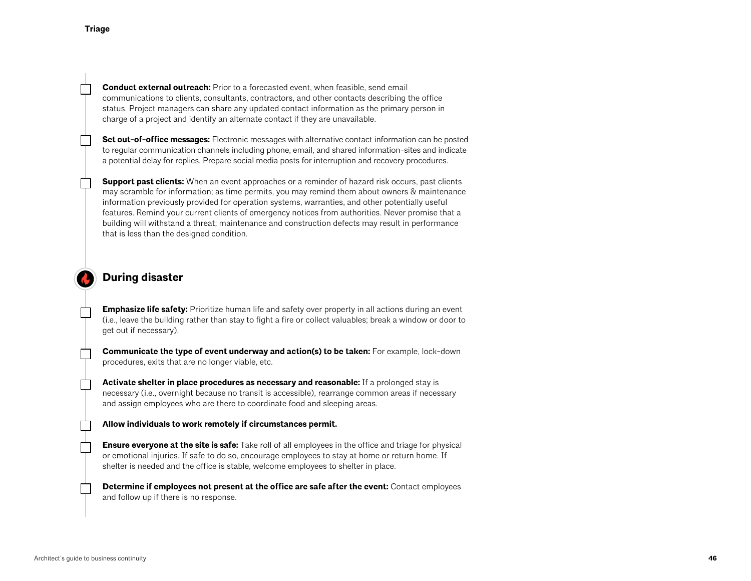**Triage**

- [ ] **Conduct external outreach:** Prior to a forecasted event, when feasible, send email communications to clients, consultants, contractors, and other contacts describing the office status. Project managers can share any updated contact information as the primary person in charge of a project and identify an alternate contact if they are unavailable.

- [ ] **Set out-of-office messages:** Electronic messages with alternative contact information can be posted to regular communication channels including phone, email, and shared information-sites and indicate a potential delay for replies. Prepare social media posts for interruption and recovery procedures.

- [ ] **Support past clients:** When an event approaches or a reminder of hazard risk occurs, past clients may scramble for information; as time permits, you may remind them about owners & maintenance information previously provided for operation systems, warranties, and other potentially useful features. Remind your current clients of emergency notices from authorities. Never promise that a building will withstand a threat; maintenance and construction defects may result in performance that is less than the designed condition.

## During disaster

- [ ] **Emphasize life safety:** Prioritize human life and safety over property in all actions during an event (i.e., leave the building rather than stay to fight a fire or collect valuables; break a window or door to get out if necessary).

- [ ] **Communicate the type of event underway and action(s) to be taken:** For example, lock-down procedures, exits that are no longer viable, etc.

- [ ] **Activate shelter in place procedures as necessary and reasonable:** If a prolonged stay is necessary (i.e., overnight because no transit is accessible), rearrange common areas if necessary and assign employees who are there to coordinate food and sleeping areas.

- [ ] **Allow individuals to work remotely if circumstances permit.**

- [ ] **Ensure everyone at the site is safe:** Take roll of all employees in the office and triage for physical or emotional injuries. If safe to do so, encourage employees to stay at home or return home. If shelter is needed and the office is stable, welcome employees to shelter in place.

- [ ] **Determine if employees not present at the office are safe after the event:** Contact employees and follow up if there is no response.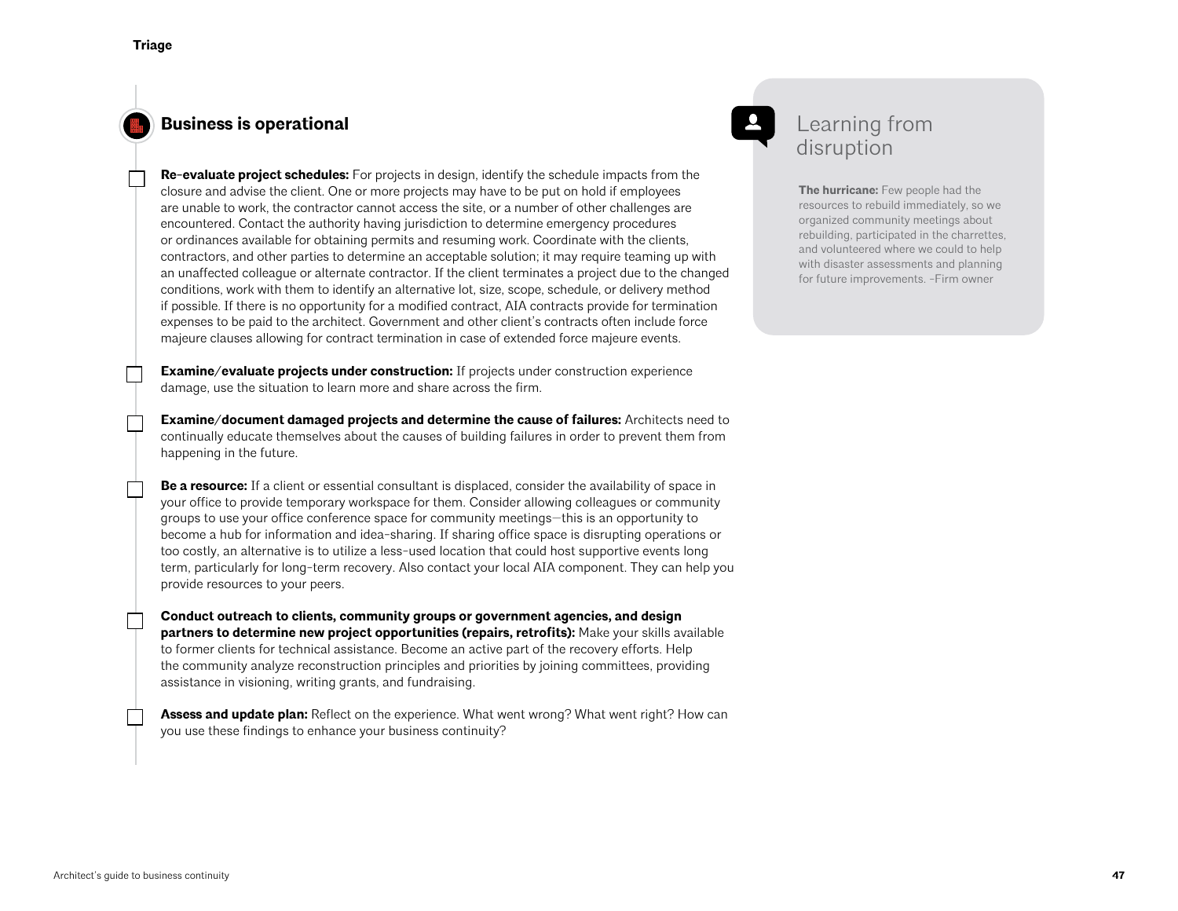## Business is operational

- [ ] **Re-evaluate project schedules:** For projects in design, identify the schedule impacts from the closure and advise the client. One or more projects may have to be put on hold if employees are unable to work, the contractor cannot access the site, or a number of other challenges are encountered. Contact the authority having jurisdiction to determine emergency procedures or ordinances available for obtaining permits and resuming work. Coordinate with the clients, contractors, and other parties to determine an acceptable solution; it may require teaming up with an unaffected colleague or alternate contractor. If the client terminates a project due to the changed conditions, work with them to identify an alternative lot, size, scope, schedule, or delivery method if possible. If there is no opportunity for a modified contract, AIA contracts provide for termination expenses to be paid to the architect. Government and other client's contracts often include force majeure clauses allowing for contract termination in case of extended force majeure events.

- [ ] **Examine/evaluate projects under construction:** If projects under construction experience damage, use the situation to learn more and share across the firm.

- [ ] **Examine/document damaged projects and determine the cause of failures:** Architects need to continually educate themselves about the causes of building failures in order to prevent them from happening in the future.

- [ ] **Be a resource:** If a client or essential consultant is displaced, consider the availability of space in your office to provide temporary workspace for them. Consider allowing colleagues or community groups to use your office conference space for community meetings—this is an opportunity to become a hub for information and idea-sharing. If sharing office space is disrupting operations or too costly, an alternative is to utilize a less-used location that could host supportive events long term, particularly for long-term recovery. Also contact your local AIA component. They can help you provide resources to your peers.

- [ ] **Conduct outreach to clients, community groups or government agencies, and design partners to determine new project opportunities (repairs, retrofits):** Make your skills available to former clients for technical assistance. Become an active part of the recovery efforts. Help the community analyze reconstruction principles and priorities by joining committees, providing assistance in visioning, writing grants, and fundraising.

- [ ] **Assess and update plan:** Reflect on the experience. What went wrong? What went right? How can you use these findings to enhance your business continuity?

### Learning from disruption

**The hurricane:** Few people had the resources to rebuild immediately, so we organized community meetings about rebuilding, participated in the charrettes, and volunteered where we could to help with disaster assessments and planning for future improvements. –Firm owner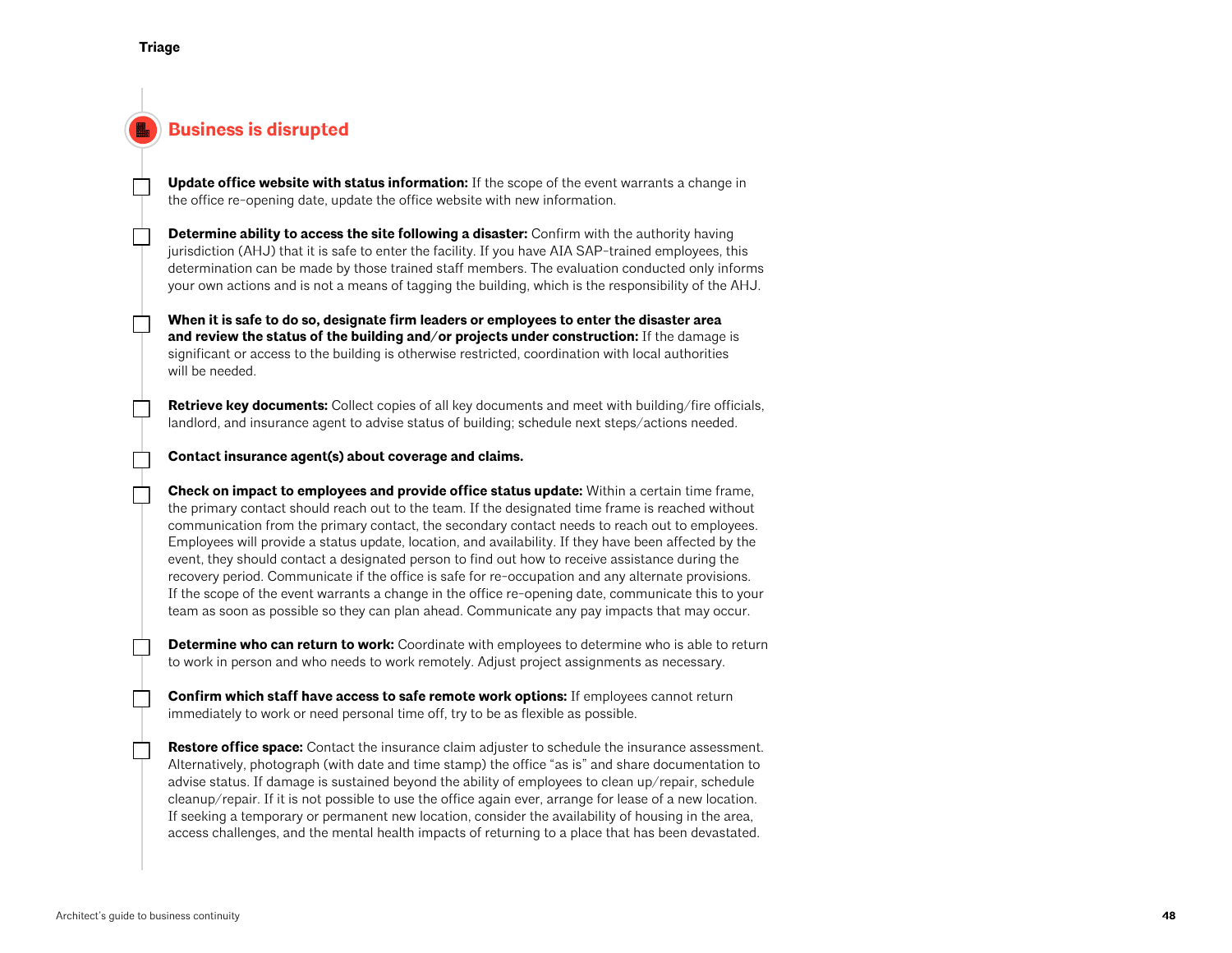Triage

## Business is disrupted

- [ ] **Update office website with status information:** If the scope of the event warrants a change in the office re-opening date, update the office website with new information.

- [ ] **Determine ability to access the site following a disaster:** Confirm with the authority having jurisdiction (AHJ) that it is safe to enter the facility. If you have AIA SAP-trained employees, this determination can be made by those trained staff members. The evaluation conducted only informs your own actions and is not a means of tagging the building, which is the responsibility of the AHJ.

- [ ] **When it is safe to do so, designate firm leaders or employees to enter the disaster area and review the status of the building and/or projects under construction:** If the damage is significant or access to the building is otherwise restricted, coordination with local authorities will be needed.

- [ ] **Retrieve key documents:** Collect copies of all key documents and meet with building/fire officials, landlord, and insurance agent to advise status of building; schedule next steps/actions needed.

- [ ] **Contact insurance agent(s) about coverage and claims.**

- [ ] **Check on impact to employees and provide office status update:** Within a certain time frame, the primary contact should reach out to the team. If the designated time frame is reached without communication from the primary contact, the secondary contact needs to reach out to employees. Employees will provide a status update, location, and availability. If they have been affected by the event, they should contact a designated person to find out how to receive assistance during the recovery period. Communicate if the office is safe for re-occupation and any alternate provisions. If the scope of the event warrants a change in the office re-opening date, communicate this to your team as soon as possible so they can plan ahead. Communicate any pay impacts that may occur.

- [ ] **Determine who can return to work:** Coordinate with employees to determine who is able to return to work in person and who needs to work remotely. Adjust project assignments as necessary.

- [ ] **Confirm which staff have access to safe remote work options:** If employees cannot return immediately to work or need personal time off, try to be as flexible as possible.

- [ ] **Restore office space:** Contact the insurance claim adjuster to schedule the insurance assessment. Alternatively, photograph (with date and time stamp) the office "as is" and share documentation to advise status. If damage is sustained beyond the ability of employees to clean up/repair, schedule cleanup/repair. If it is not possible to use the office again ever, arrange for lease of a new location. If seeking a temporary or permanent new location, consider the availability of housing in the area, access challenges, and the mental health impacts of returning to a place that has been devastated.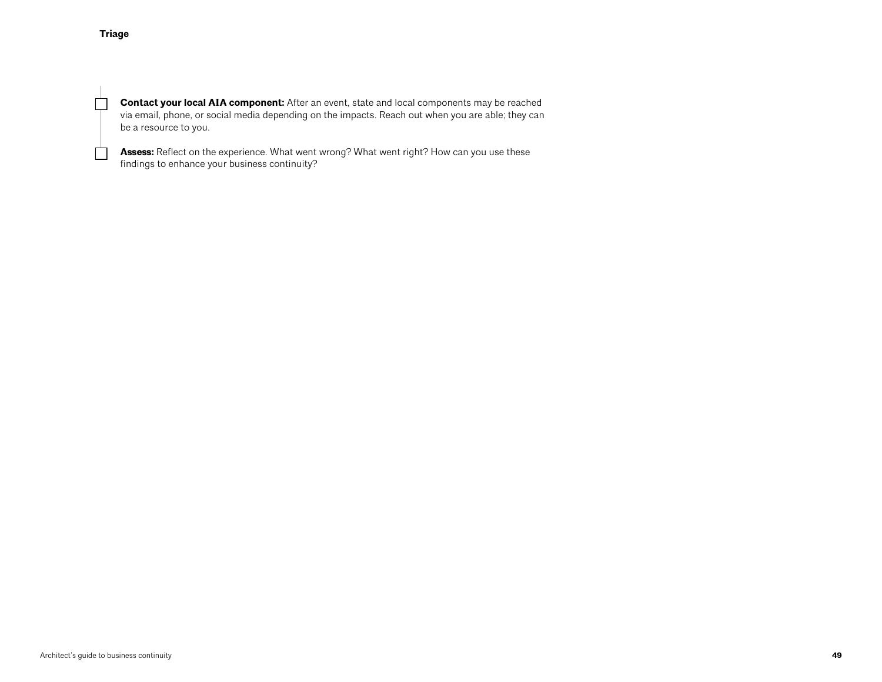**Triage**

- [ ] **Contact your local AIA component:** After an event, state and local components may be reached via email, phone, or social media depending on the impacts. Reach out when you are able; they can be a resource to you.

- [ ] **Assess:** Reflect on the experience. What went wrong? What went right? How can you use these findings to enhance your business continuity?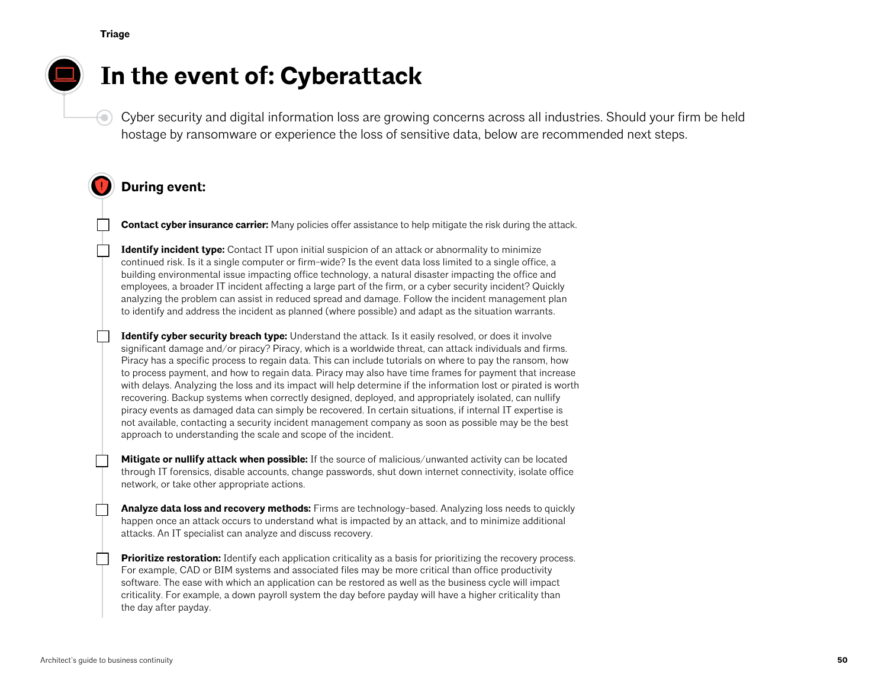# In the event of: Cyberattack

Cyber security and digital information loss are growing concerns across all industries. Should your firm be held hostage by ransomware or experience the loss of sensitive data, below are recommended next steps.

## During event:

- [ ] **Contact cyber insurance carrier:** Many policies offer assistance to help mitigate the risk during the attack.

- [ ] **Identify incident type:** Contact IT upon initial suspicion of an attack or abnormality to minimize continued risk. Is it a single computer or firm-wide? Is the event data loss limited to a single office, a building environmental issue impacting office technology, a natural disaster impacting the office and employees, a broader IT incident affecting a large part of the firm, or a cyber security incident? Quickly analyzing the problem can assist in reduced spread and damage. Follow the incident management plan to identify and address the incident as planned (where possible) and adapt as the situation warrants.

- [ ] **Identify cyber security breach type:** Understand the attack. Is it easily resolved, or does it involve significant damage and/or piracy? Piracy, which is a worldwide threat, can attack individuals and firms. Piracy has a specific process to regain data. This can include tutorials on where to pay the ransom, how to process payment, and how to regain data. Piracy may also have time frames for payment that increase with delays. Analyzing the loss and its impact will help determine if the information lost or pirated is worth recovering. Backup systems when correctly designed, deployed, and appropriately isolated, can nullify piracy events as damaged data can simply be recovered. In certain situations, if internal IT expertise is not available, contacting a security incident management company as soon as possible may be the best approach to understanding the scale and scope of the incident.

- [ ] **Mitigate or nullify attack when possible:** If the source of malicious/unwanted activity can be located through IT forensics, disable accounts, change passwords, shut down internet connectivity, isolate office network, or take other appropriate actions.

- [ ] **Analyze data loss and recovery methods:** Firms are technology-based. Analyzing loss needs to quickly happen once an attack occurs to understand what is impacted by an attack, and to minimize additional attacks. An IT specialist can analyze and discuss recovery.

- [ ] **Prioritize restoration:** Identify each application criticality as a basis for prioritizing the recovery process. For example, CAD or BIM systems and associated files may be more critical than office productivity software. The ease with which an application can be restored as well as the business cycle will impact criticality. For example, a down payroll system the day before payday will have a higher criticality than the day after payday.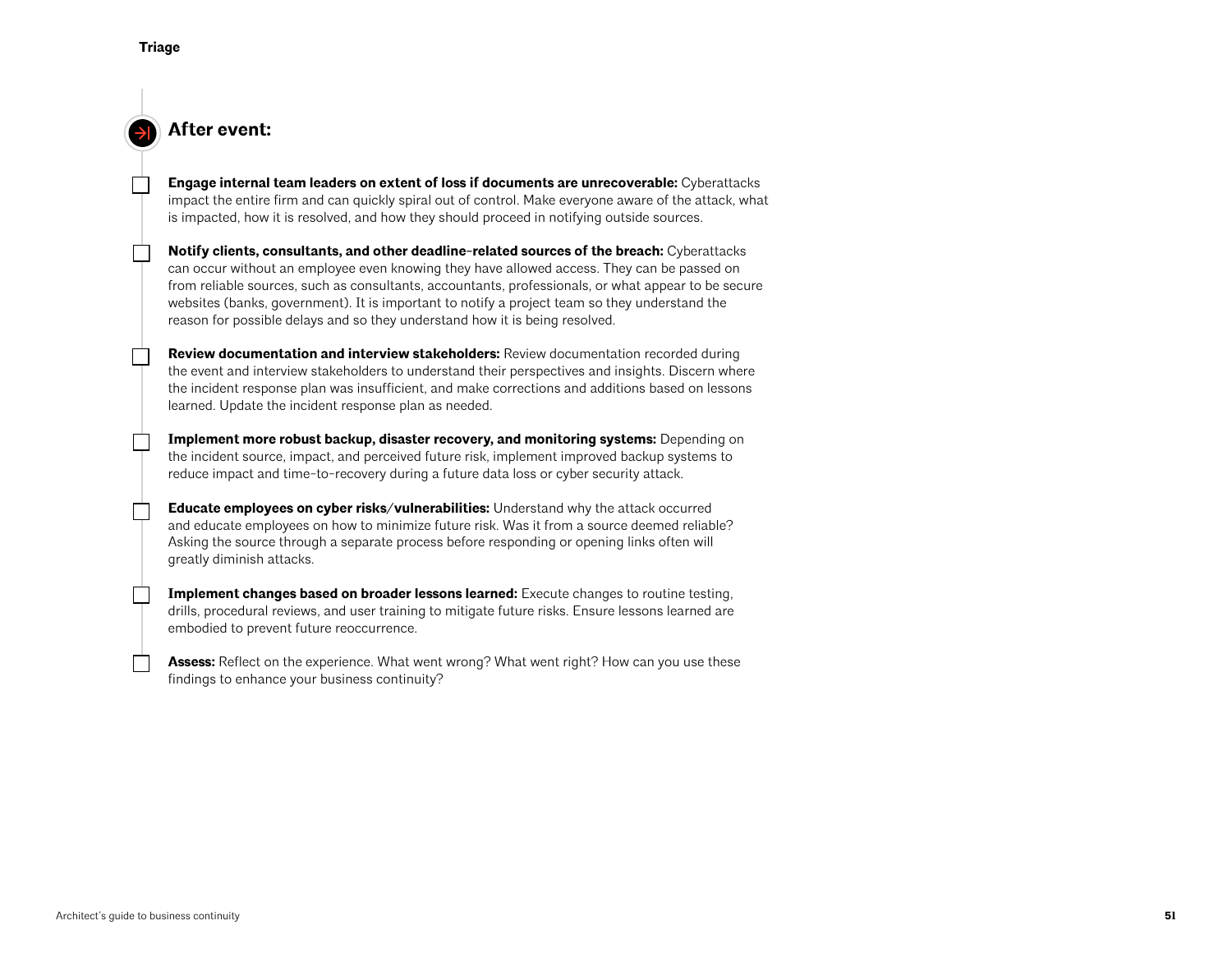**Triage**

## After event:

- [ ] **Engage internal team leaders on extent of loss if documents are unrecoverable:** Cyberattacks impact the entire firm and can quickly spiral out of control. Make everyone aware of the attack, what is impacted, how it is resolved, and how they should proceed in notifying outside sources.

- [ ] **Notify clients, consultants, and other deadline-related sources of the breach:** Cyberattacks can occur without an employee even knowing they have allowed access. They can be passed on from reliable sources, such as consultants, accountants, professionals, or what appear to be secure websites (banks, government). It is important to notify a project team so they understand the reason for possible delays and so they understand how it is being resolved.

- [ ] **Review documentation and interview stakeholders:** Review documentation recorded during the event and interview stakeholders to understand their perspectives and insights. Discern where the incident response plan was insufficient, and make corrections and additions based on lessons learned. Update the incident response plan as needed.

- [ ] **Implement more robust backup, disaster recovery, and monitoring systems:** Depending on the incident source, impact, and perceived future risk, implement improved backup systems to reduce impact and time-to-recovery during a future data loss or cyber security attack.

- [ ] **Educate employees on cyber risks/vulnerabilities:** Understand why the attack occurred and educate employees on how to minimize future risk. Was it from a source deemed reliable? Asking the source through a separate process before responding or opening links often will greatly diminish attacks.

- [ ] **Implement changes based on broader lessons learned:** Execute changes to routine testing, drills, procedural reviews, and user training to mitigate future risks. Ensure lessons learned are embodied to prevent future reoccurrence.

- [ ] **Assess:** Reflect on the experience. What went wrong? What went right? How can you use these findings to enhance your business continuity?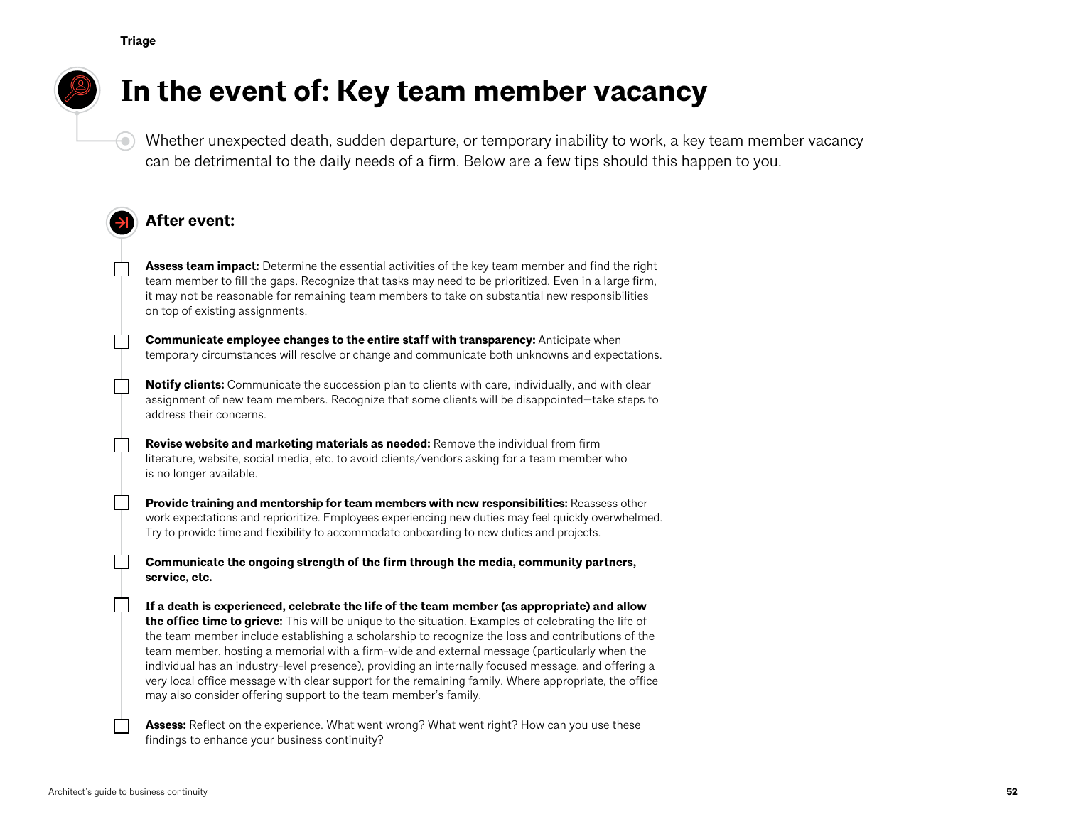Triage

# In the event of: Key team member vacancy

Whether unexpected death, sudden departure, or temporary inability to work, a key team member vacancy can be detrimental to the daily needs of a firm. Below are a few tips should this happen to you.

## After event:

- [ ] **Assess team impact:** Determine the essential activities of the key team member and find the right team member to fill the gaps. Recognize that tasks may need to be prioritized. Even in a large firm, it may not be reasonable for remaining team members to take on substantial new responsibilities on top of existing assignments.
- [ ] **Communicate employee changes to the entire staff with transparency:** Anticipate when temporary circumstances will resolve or change and communicate both unknowns and expectations.
- [ ] **Notify clients:** Communicate the succession plan to clients with care, individually, and with clear assignment of new team members. Recognize that some clients will be disappointed—take steps to address their concerns.
- [ ] **Revise website and marketing materials as needed:** Remove the individual from firm literature, website, social media, etc. to avoid clients/vendors asking for a team member who is no longer available.
- [ ] **Provide training and mentorship for team members with new responsibilities:** Reassess other work expectations and reprioritize. Employees experiencing new duties may feel quickly overwhelmed. Try to provide time and flexibility to accommodate onboarding to new duties and projects.
- [ ] **Communicate the ongoing strength of the firm through the media, community partners, service, etc.**
- [ ] **If a death is experienced, celebrate the life of the team member (as appropriate) and allow the office time to grieve:** This will be unique to the situation. Examples of celebrating the life of the team member include establishing a scholarship to recognize the loss and contributions of the team member, hosting a memorial with a firm-wide and external message (particularly when the individual has an industry-level presence), providing an internally focused message, and offering a very local office message with clear support for the remaining family. Where appropriate, the office may also consider offering support to the team member's family.
- [ ] **Assess:** Reflect on the experience. What went wrong? What went right? How can you use these findings to enhance your business continuity?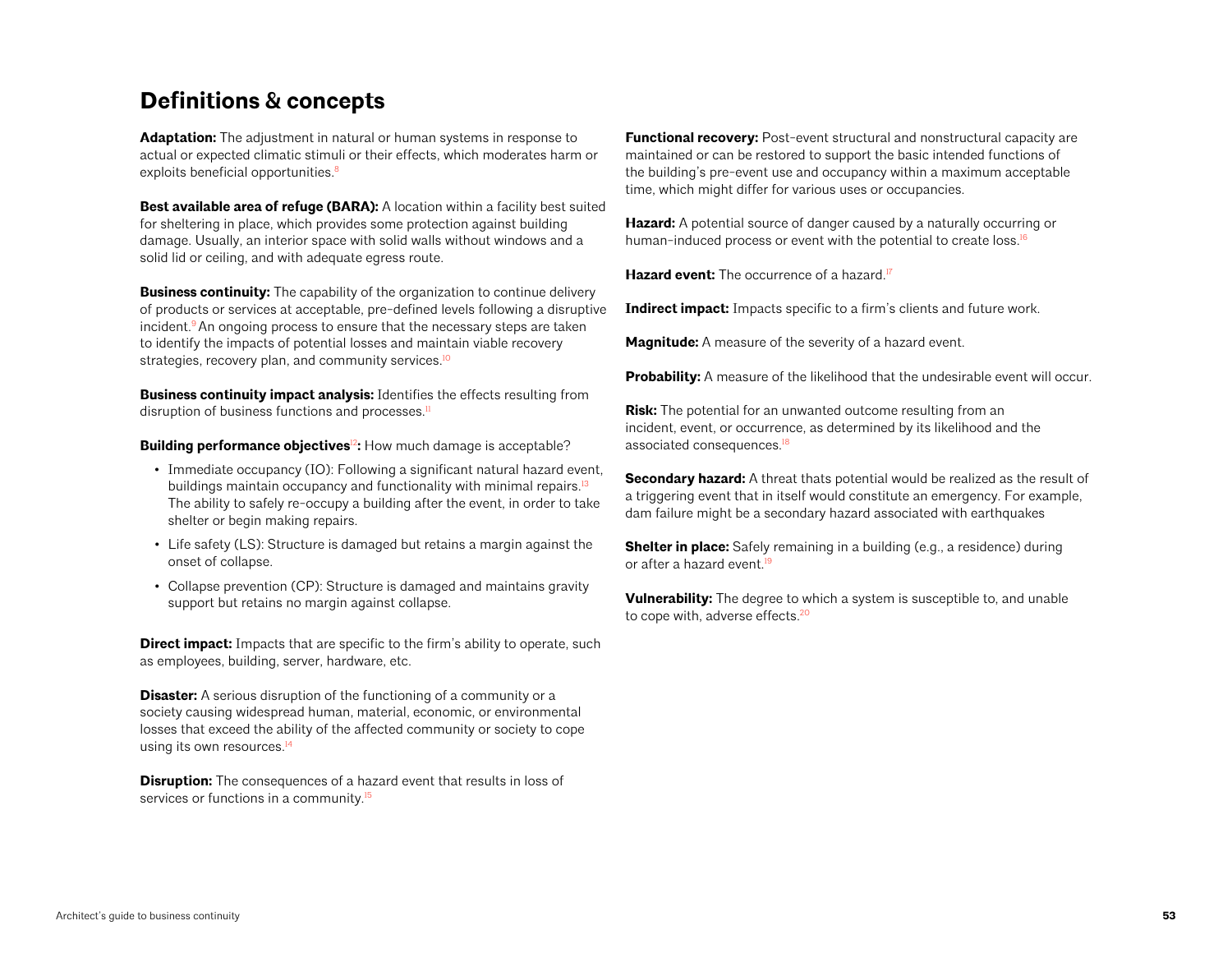## Definitions & concepts

**Adaptation:** The adjustment in natural or human systems in response to actual or expected climatic stimuli or their effects, which moderates harm or exploits beneficial opportunities.[8]

**Best available area of refuge (BARA):** A location within a facility best suited for sheltering in place, which provides some protection against building damage. Usually, an interior space with solid walls without windows and a solid lid or ceiling, and with adequate egress route.

**Business continuity:** The capability of the organization to continue delivery of products or services at acceptable, pre-defined levels following a disruptive incident.[9] An ongoing process to ensure that the necessary steps are taken to identify the impacts of potential losses and maintain viable recovery strategies, recovery plan, and community services.[10]

**Business continuity impact analysis:** Identifies the effects resulting from disruption of business functions and processes.[11]

**Building performance objectives**[12]**:** How much damage is acceptable?

- Immediate occupancy (IO): Following a significant natural hazard event, buildings maintain occupancy and functionality with minimal repairs.[13] The ability to safely re-occupy a building after the event, in order to take shelter or begin making repairs.
- Life safety (LS): Structure is damaged but retains a margin against the onset of collapse.
- Collapse prevention (CP): Structure is damaged and maintains gravity support but retains no margin against collapse.

**Direct impact:** Impacts that are specific to the firm's ability to operate, such as employees, building, server, hardware, etc.

**Disaster:** A serious disruption of the functioning of a community or a society causing widespread human, material, economic, or environmental losses that exceed the ability of the affected community or society to cope using its own resources.[14]

**Disruption:** The consequences of a hazard event that results in loss of services or functions in a community.[15]

**Functional recovery:** Post-event structural and nonstructural capacity are maintained or can be restored to support the basic intended functions of the building's pre-event use and occupancy within a maximum acceptable time, which might differ for various uses or occupancies.

**Hazard:** A potential source of danger caused by a naturally occurring or human-induced process or event with the potential to create loss.[16]

**Hazard event:** The occurrence of a hazard.[17]

**Indirect impact:** Impacts specific to a firm's clients and future work.

**Magnitude:** A measure of the severity of a hazard event.

**Probability:** A measure of the likelihood that the undesirable event will occur.

**Risk:** The potential for an unwanted outcome resulting from an incident, event, or occurrence, as determined by its likelihood and the associated consequences.[18]

**Secondary hazard:** A threat thats potential would be realized as the result of a triggering event that in itself would constitute an emergency. For example, dam failure might be a secondary hazard associated with earthquakes

**Shelter in place:** Safely remaining in a building (e.g., a residence) during or after a hazard event.[19]

**Vulnerability:** The degree to which a system is susceptible to, and unable to cope with, adverse effects.[20]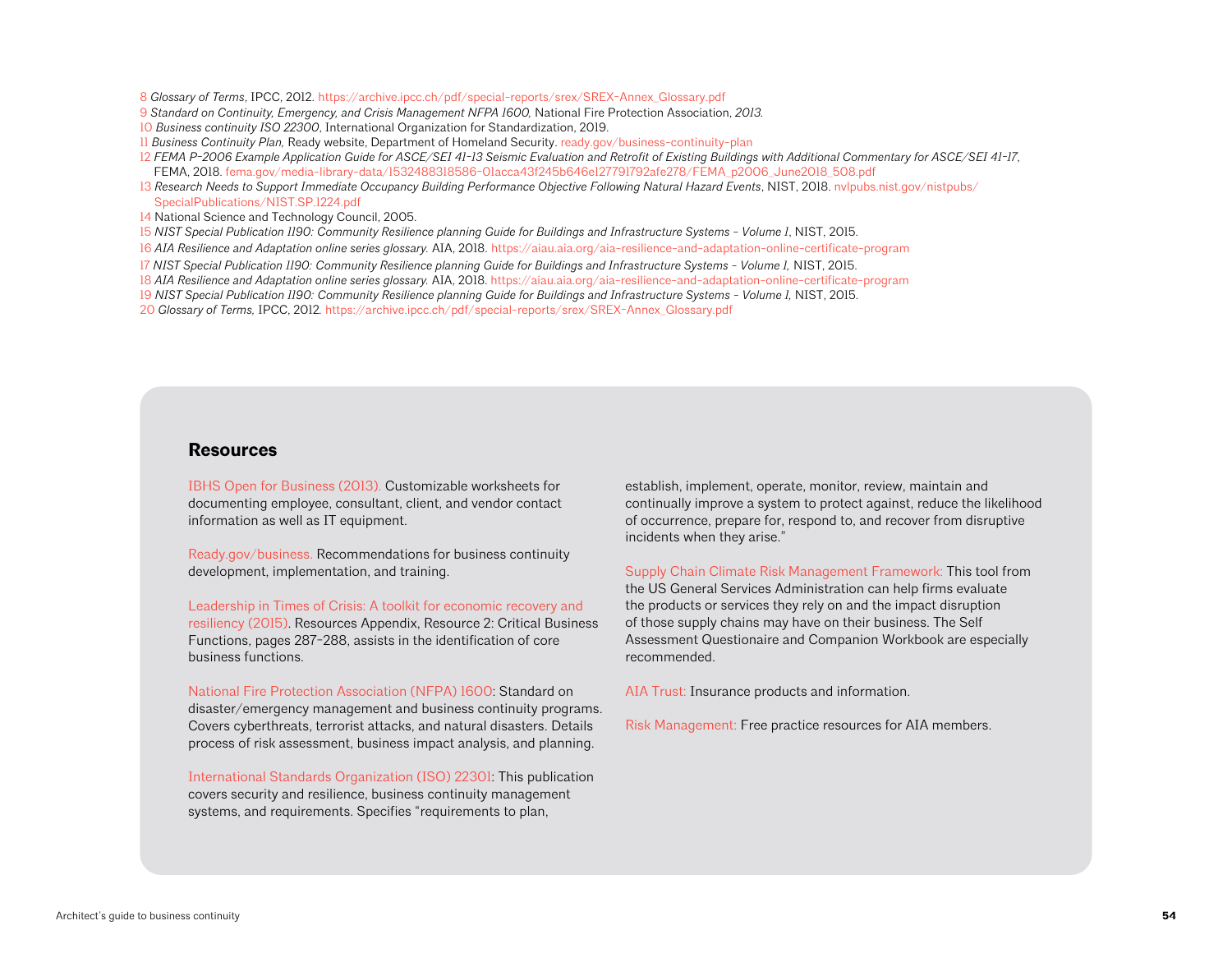8 *Glossary of Terms*, IPCC, 2012. https://archive.ipcc.ch/pdf/special-reports/srex/SREX-Annex_Glossary.pdf

9 *Standard on Continuity, Emergency, and Crisis Management NFPA 1600,* National Fire Protection Association, *2013.*

10 *Business continuity ISO 22300*, International Organization for Standardization, 2019.

11 *Business Continuity Plan,* Ready website, Department of Homeland Security. ready.gov/business-continuity-plan

12 *FEMA P-2006 Example Application Guide for ASCE/SEI 41-13 Seismic Evaluation and Retrofit of Existing Buildings with Additional Commentary for ASCE/SEI 41-17*, FEMA, 2018. fema.gov/media-library-data/1532488318586-01acca43f245b646e127791792afe278/FEMA_p2006_June2018_508.pdf

13 *Research Needs to Support Immediate Occupancy Building Performance Objective Following Natural Hazard Events*, NIST, 2018. nvlpubs.nist.gov/nistpubs/SpecialPublications/NIST.SP.1224.pdf

14 National Science and Technology Council, 2005.

15 *NIST Special Publication 1190: Community Resilience planning Guide for Buildings and Infrastructure Systems - Volume 1*, NIST, 2015.

16 *AIA Resilience and Adaptation online series glossary.* AIA, 2018. https://aiau.aia.org/aia-resilience-and-adaptation-online-certificate-program

17 *NIST Special Publication 1190: Community Resilience planning Guide for Buildings and Infrastructure Systems - Volume 1,* NIST, 2015.

18 *AIA Resilience and Adaptation online series glossary.* AIA, 2018. https://aiau.aia.org/aia-resilience-and-adaptation-online-certificate-program

19 *NIST Special Publication 1190: Community Resilience planning Guide for Buildings and Infrastructure Systems - Volume 1,* NIST, 2015.

20 *Glossary of Terms,* IPCC, 2012. https://archive.ipcc.ch/pdf/special-reports/srex/SREX-Annex_Glossary.pdf

## Resources

IBHS Open for Business (2013). Customizable worksheets for documenting employee, consultant, client, and vendor contact information as well as IT equipment.

Ready.gov/business. Recommendations for business continuity development, implementation, and training.

Leadership in Times of Crisis: A toolkit for economic recovery and resiliency (2015). Resources Appendix, Resource 2: Critical Business Functions, pages 287-288, assists in the identification of core business functions.

National Fire Protection Association (NFPA) 1600: Standard on disaster/emergency management and business continuity programs. Covers cyberthreats, terrorist attacks, and natural disasters. Details process of risk assessment, business impact analysis, and planning.

International Standards Organization (ISO) 22301: This publication covers security and resilience, business continuity management systems, and requirements. Specifies "requirements to plan, establish, implement, operate, monitor, review, maintain and continually improve a system to protect against, reduce the likelihood of occurrence, prepare for, respond to, and recover from disruptive incidents when they arise."

Supply Chain Climate Risk Management Framework: This tool from the US General Services Administration can help firms evaluate the products or services they rely on and the impact disruption of those supply chains may have on their business. The Self Assessment Questionaire and Companion Workbook are especially recommended.

AIA Trust: Insurance products and information.

Risk Management: Free practice resources for AIA members.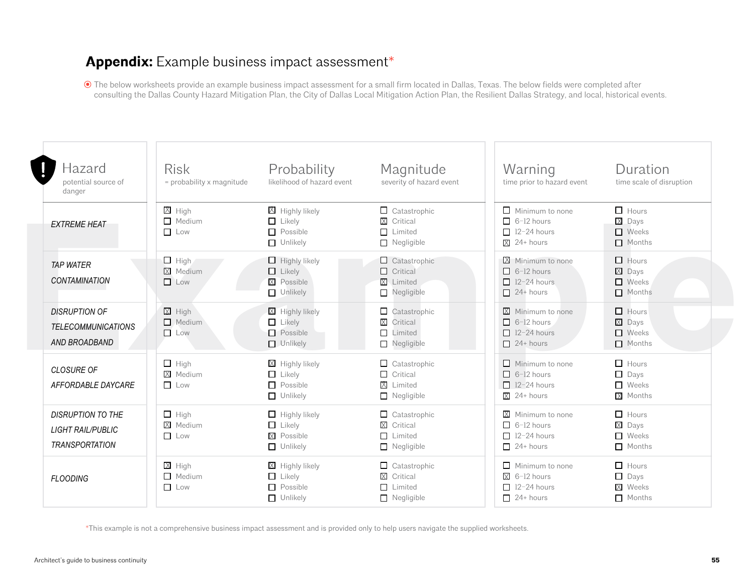# **Appendix:** Example business impact assessment*

The below worksheets provide an example business impact assessment for a small firm located in Dallas, Texas. The below fields were completed after consulting the Dallas County Hazard Mitigation Plan, the City of Dallas Local Mitigation Action Plan, the Resilient Dallas Strategy, and local, historical events.

| Hazard<br>potential source of danger | Risk<br>= probability x magnitude | Probability<br>likelihood of hazard event | Magnitude<br>severity of hazard event | Warning<br>time prior to hazard event | Duration<br>time scale of disruption |
|---|---|---|---|---|---|
| *EXTREME HEAT* | ☒ High<br>☐ Medium<br>☐ Low | ☒ Highly likely<br>☐ Likely<br>☐ Possible<br>☐ Unlikely | ☐ Catastrophic<br>☒ Critical<br>☐ Limited<br>☐ Negligible | ☐ Minimum to none<br>☐ 6–12 hours<br>☐ 12–24 hours<br>☒ 24+ hours | ☐ Hours<br>☒ Days<br>☐ Weeks<br>☐ Months |
| *TAP WATER CONTAMINATION* | ☐ High<br>☒ Medium<br>☐ Low | ☐ Highly likely<br>☐ Likely<br>☒ Possible<br>☐ Unlikely | ☐ Catastrophic<br>☐ Critical<br>☒ Limited<br>☐ Negligible | ☒ Minimum to none<br>☐ 6–12 hours<br>☐ 12–24 hours<br>☐ 24+ hours | ☐ Hours<br>☒ Days<br>☐ Weeks<br>☐ Months |
| *DISRUPTION OF TELECOMMUNICATIONS AND BROADBAND* | ☒ High<br>☐ Medium<br>☐ Low | ☒ Highly likely<br>☐ Likely<br>☐ Possible<br>☐ Unlikely | ☐ Catastrophic<br>☒ Critical<br>☐ Limited<br>☐ Negligible | ☒ Minimum to none<br>☐ 6–12 hours<br>☐ 12–24 hours<br>☐ 24+ hours | ☐ Hours<br>☒ Days<br>☐ Weeks<br>☐ Months |
| *CLOSURE OF AFFORDABLE DAYCARE* | ☐ High<br>☒ Medium<br>☐ Low | ☒ Highly likely<br>☐ Likely<br>☐ Possible<br>☐ Unlikely | ☐ Catastrophic<br>☐ Critical<br>☒ Limited<br>☐ Negligible | ☐ Minimum to none<br>☐ 6–12 hours<br>☐ 12–24 hours<br>☒ 24+ hours | ☐ Hours<br>☐ Days<br>☐ Weeks<br>☒ Months |
| *DISRUPTION TO THE LIGHT RAIL/PUBLIC TRANSPORTATION* | ☐ High<br>☒ Medium<br>☐ Low | ☐ Highly likely<br>☐ Likely<br>☒ Possible<br>☐ Unlikely | ☐ Catastrophic<br>☒ Critical<br>☐ Limited<br>☐ Negligible | ☒ Minimum to none<br>☐ 6–12 hours<br>☐ 12–24 hours<br>☐ 24+ hours | ☐ Hours<br>☒ Days<br>☐ Weeks<br>☐ Months |
| *FLOODING* | ☒ High<br>☐ Medium<br>☐ Low | ☒ Highly likely<br>☐ Likely<br>☐ Possible<br>☐ Unlikely | ☐ Catastrophic<br>☒ Critical<br>☐ Limited<br>☐ Negligible | ☐ Minimum to none<br>☒ 6–12 hours<br>☐ 12–24 hours<br>☐ 24+ hours | ☐ Hours<br>☐ Days<br>☒ Weeks<br>☐ Months |

*This example is not a comprehensive business impact assessment and is provided only to help users navigate the supplied worksheets.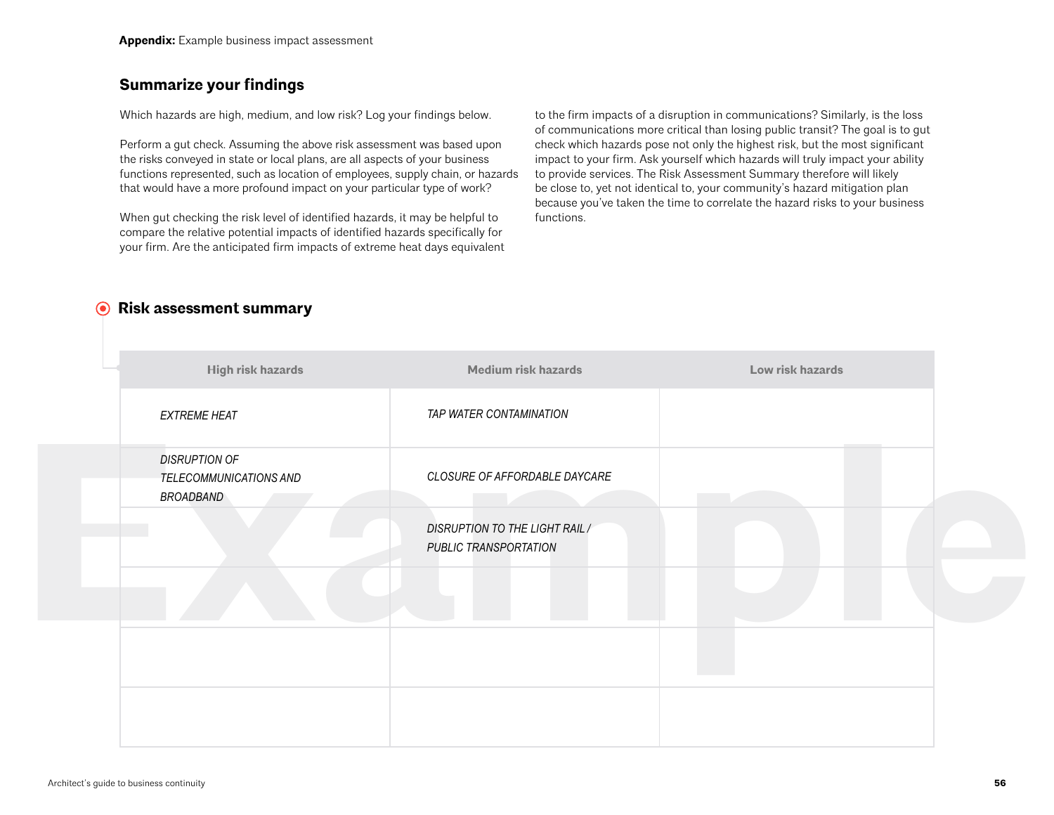## Summarize your findings

Which hazards are high, medium, and low risk? Log your findings below.

Perform a gut check. Assuming the above risk assessment was based upon the risks conveyed in state or local plans, are all aspects of your business functions represented, such as location of employees, supply chain, or hazards that would have a more profound impact on your particular type of work?

When gut checking the risk level of identified hazards, it may be helpful to compare the relative potential impacts of identified hazards specifically for your firm. Are the anticipated firm impacts of extreme heat days equivalent to the firm impacts of a disruption in communications? Similarly, is the loss of communications more critical than losing public transit? The goal is to gut check which hazards pose not only the highest risk, but the most significant impact to your firm. Ask yourself which hazards will truly impact your ability to provide services. The Risk Assessment Summary therefore will likely be close to, yet not identical to, your community's hazard mitigation plan because you've taken the time to correlate the hazard risks to your business functions.

### Risk assessment summary

| High risk hazards | Medium risk hazards | Low risk hazards |
|---|---|---|
| *EXTREME HEAT* | *TAP WATER CONTAMINATION* | |
| *DISRUPTION OF TELECOMMUNICATIONS AND BROADBAND* | *CLOSURE OF AFFORDABLE DAYCARE* | |
| | *DISRUPTION TO THE LIGHT RAIL / PUBLIC TRANSPORTATION* | |
| | | |
| | | |
| | | |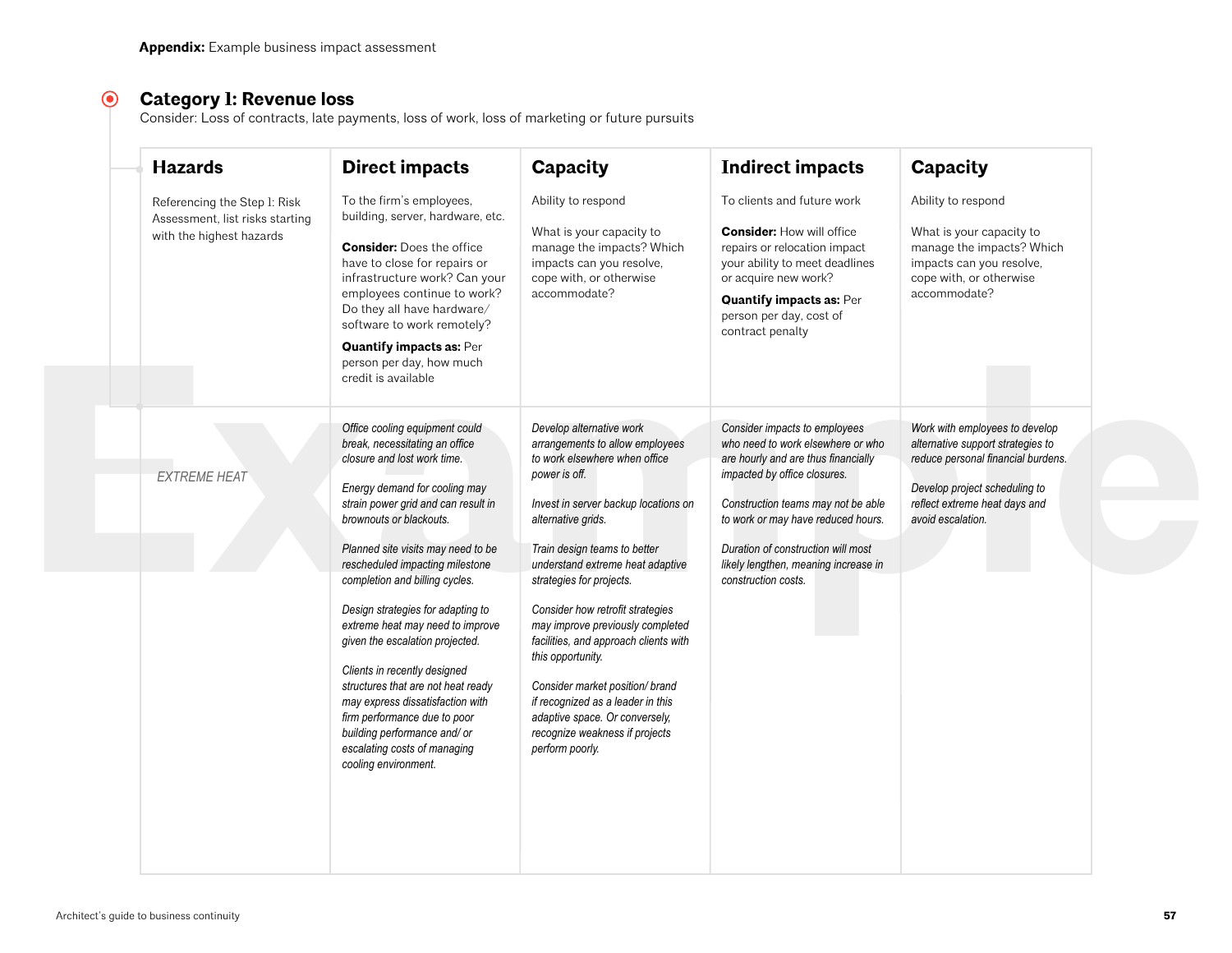**Appendix:** Example business impact assessment

## Category 1: Revenue loss

Consider: Loss of contracts, late payments, loss of work, loss of marketing or future pursuits

| Hazards | Direct impacts | Capacity | Indirect impacts | Capacity |
|---|---|---|---|---|
| Referencing the Step 1: Risk Assessment, list risks starting with the highest hazards | To the firm's employees, building, server, hardware, etc.<br><br>**Consider:** Does the office have to close for repairs or infrastructure work? Can your employees continue to work? Do they all have hardware/software to work remotely?<br><br>**Quantify impacts as:** Per person per day, how much credit is available | Ability to respond<br><br>What is your capacity to manage the impacts? Which impacts can you resolve, cope with, or otherwise accommodate? | To clients and future work<br><br>**Consider:** How will office repairs or relocation impact your ability to meet deadlines or acquire new work?<br><br>**Quantify impacts as:** Per person per day, cost of contract penalty | Ability to respond<br><br>What is your capacity to manage the impacts? Which impacts can you resolve, cope with, or otherwise accommodate? |
| *EXTREME HEAT* | *Office cooling equipment could break, necessitating an office closure and lost work time.*<br><br>*Energy demand for cooling may strain power grid and can result in brownouts or blackouts.*<br><br>*Planned site visits may need to be rescheduled impacting milestone completion and billing cycles.*<br><br>*Design strategies for adapting to extreme heat may need to improve given the escalation projected.*<br><br>*Clients in recently designed structures that are not heat ready may express dissatisfaction with firm performance due to poor building performance and/ or escalating costs of managing cooling environment.* | *Develop alternative work arrangements to allow employees to work elsewhere when office power is off.*<br><br>*Invest in server backup locations on alternative grids.*<br><br>*Train design teams to better understand extreme heat adaptive strategies for projects.*<br><br>*Consider how retrofit strategies may improve previously completed facilities, and approach clients with this opportunity.*<br><br>*Consider market position/ brand if recognized as a leader in this adaptive space. Or conversely, recognize weakness if projects perform poorly.* | *Consider impacts to employees who need to work elsewhere or who are hourly and are thus financially impacted by office closures.*<br><br>*Construction teams may not be able to work or may have reduced hours.*<br><br>*Duration of construction will most likely lengthen, meaning increase in construction costs.* | *Work with employees to develop alternative support strategies to reduce personal financial burdens.*<br><br>*Develop project scheduling to reflect extreme heat days and avoid escalation.* |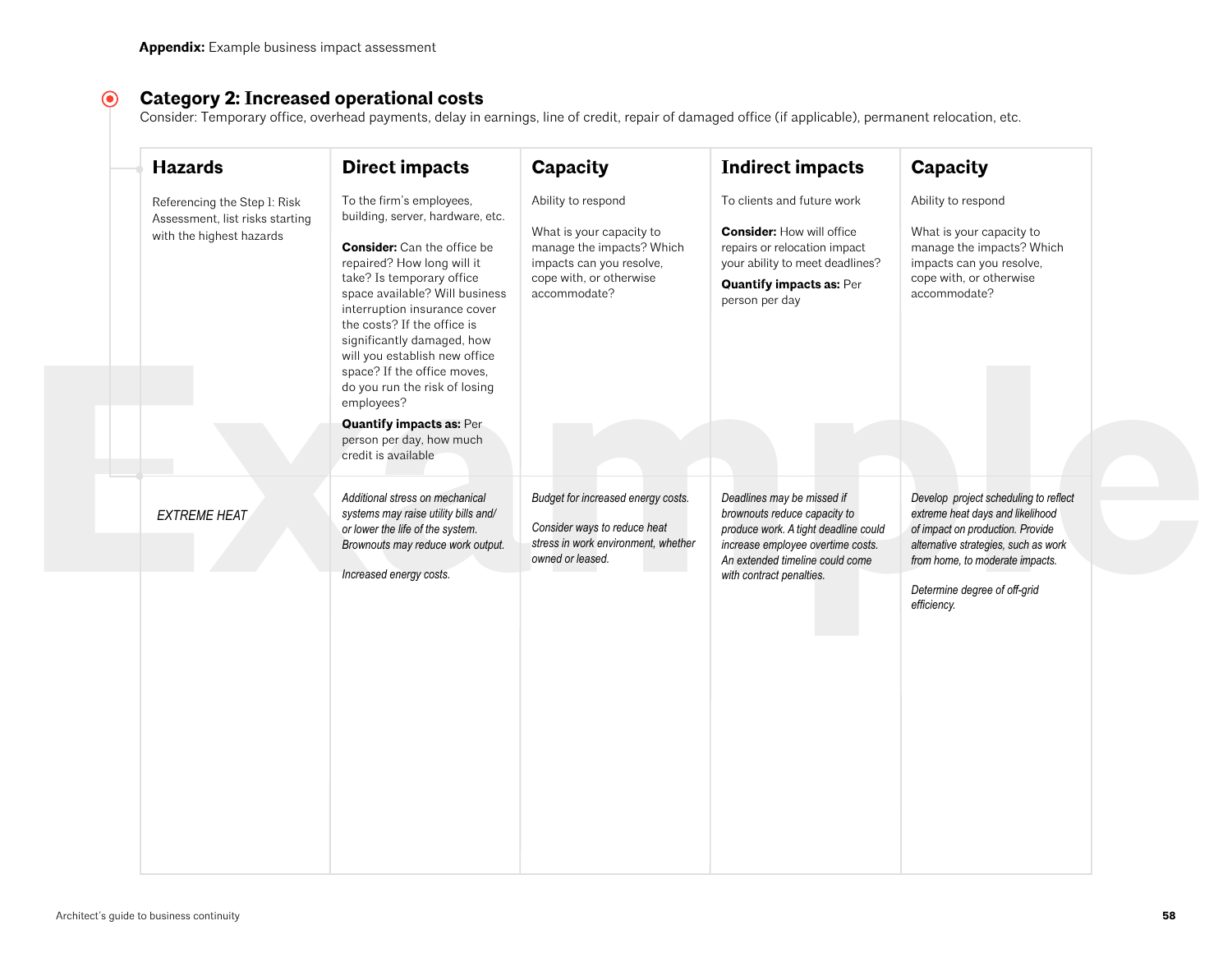**Appendix:** Example business impact assessment

## Category 2: Increased operational costs

Consider: Temporary office, overhead payments, delay in earnings, line of credit, repair of damaged office (if applicable), permanent relocation, etc.

| Hazards | Direct impacts | Capacity | Indirect impacts | Capacity |
|---|---|---|---|---|
| Referencing the Step 1: Risk Assessment, list risks starting with the highest hazards | To the firm's employees, building, server, hardware, etc.<br><br>**Consider:** Can the office be repaired? How long will it take? Is temporary office space available? Will business interruption insurance cover the costs? If the office is significantly damaged, how will you establish new office space? If the office moves, do you run the risk of losing employees?<br><br>**Quantify impacts as:** Per person per day, how much credit is available | Ability to respond<br><br>What is your capacity to manage the impacts? Which impacts can you resolve, cope with, or otherwise accommodate? | To clients and future work<br><br>**Consider:** How will office repairs or relocation impact your ability to meet deadlines?<br><br>**Quantify impacts as:** Per person per day | Ability to respond<br><br>What is your capacity to manage the impacts? Which impacts can you resolve, cope with, or otherwise accommodate? |
| *EXTREME HEAT* | *Additional stress on mechanical systems may raise utility bills and/or lower the life of the system. Brownouts may reduce work output.*<br><br>*Increased energy costs.* | *Budget for increased energy costs.*<br><br>*Consider ways to reduce heat stress in work environment, whether owned or leased.* | *Deadlines may be missed if brownouts reduce capacity to produce work. A tight deadline could increase employee overtime costs. An extended timeline could come with contract penalties.* | *Develop project scheduling to reflect extreme heat days and likelihood of impact on production. Provide alternative strategies, such as work from home, to moderate impacts.*<br><br>*Determine degree of off-grid efficiency.* |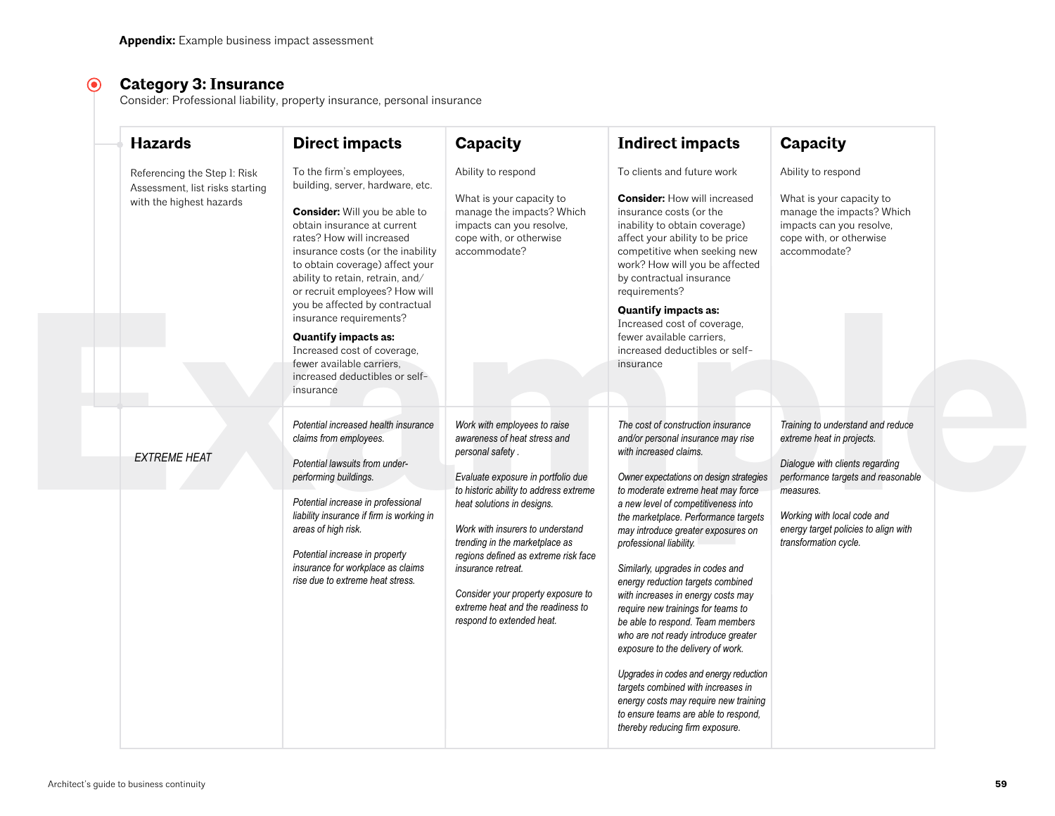**Appendix:** Example business impact assessment

## Category 3: Insurance

Consider: Professional liability, property insurance, personal insurance

| Hazards | Direct impacts | Capacity | Indirect impacts | Capacity |
|---|---|---|---|---|
| Referencing the Step 1: Risk Assessment, list risks starting with the highest hazards | To the firm's employees, building, server, hardware, etc.<br><br>**Consider:** Will you be able to obtain insurance at current rates? How will increased insurance costs (or the inability to obtain coverage) affect your ability to retain, retrain, and/or recruit employees? How will you be affected by contractual insurance requirements?<br><br>**Quantify impacts as:** Increased cost of coverage, fewer available carriers, increased deductibles or self-insurance | Ability to respond<br><br>What is your capacity to manage the impacts? Which impacts can you resolve, cope with, or otherwise accommodate? | To clients and future work<br><br>**Consider:** How will increased insurance costs (or the inability to obtain coverage) affect your ability to be price competitive when seeking new work? How will you be affected by contractual insurance requirements?<br><br>**Quantify impacts as:** Increased cost of coverage, fewer available carriers, increased deductibles or self-insurance | Ability to respond<br><br>What is your capacity to manage the impacts? Which impacts can you resolve, cope with, or otherwise accommodate? |
| *EXTREME HEAT* | *Potential increased health insurance claims from employees.*<br><br>*Potential lawsuits from under-performing buildings.*<br><br>*Potential increase in professional liability insurance if firm is working in areas of high risk.*<br><br>*Potential increase in property insurance for workplace as claims rise due to extreme heat stress.* | *Work with employees to raise awareness of heat stress and personal safety .*<br><br>*Evaluate exposure in portfolio due to historic ability to address extreme heat solutions in designs.*<br><br>*Work with insurers to understand trending in the marketplace as regions defined as extreme risk face insurance retreat.*<br><br>*Consider your property exposure to extreme heat and the readiness to respond to extended heat.* | *The cost of construction insurance and/or personal insurance may rise with increased claims.*<br><br>*Owner expectations on design strategies to moderate extreme heat may force a new level of competitiveness into the marketplace. Performance targets may introduce greater exposures on professional liability.*<br><br>*Similarly, upgrades in codes and energy reduction targets combined with increases in energy costs may require new trainings for teams to be able to respond. Team members who are not ready introduce greater exposure to the delivery of work.*<br><br>*Upgrades in codes and energy reduction targets combined with increases in energy costs may require new training to ensure teams are able to respond, thereby reducing firm exposure.* | *Training to understand and reduce extreme heat in projects.*<br><br>*Dialogue with clients regarding performance targets and reasonable measures.*<br><br>*Working with local code and energy target policies to align with transformation cycle.* |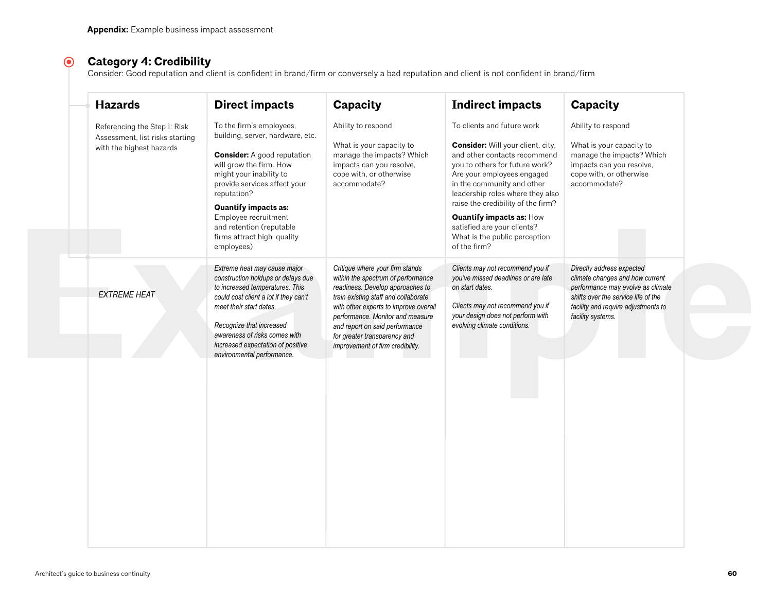**Appendix:** Example business impact assessment

## Category 4: Credibility

Consider: Good reputation and client is confident in brand/firm or conversely a bad reputation and client is not confident in brand/firm

| **Hazards** | **Direct impacts** | **Capacity** | **Indirect impacts** | **Capacity** |
|---|---|---|---|---|
| Referencing the Step 1: Risk Assessment, list risks starting with the highest hazards | To the firm's employees, building, server, hardware, etc.<br><br>**Consider:** A good reputation will grow the firm. How might your inability to provide services affect your reputation?<br><br>**Quantify impacts as:** Employee recruitment and retention (reputable firms attract high-quality employees) | Ability to respond<br><br>What is your capacity to manage the impacts? Which impacts can you resolve, cope with, or otherwise accommodate? | To clients and future work<br><br>**Consider:** Will your client, city, and other contacts recommend you to others for future work? Are your employees engaged in the community and other leadership roles where they also raise the credibility of the firm?<br><br>**Quantify impacts as:** How satisfied are your clients? What is the public perception of the firm? | Ability to respond<br><br>What is your capacity to manage the impacts? Which impacts can you resolve, cope with, or otherwise accommodate? |
| *EXTREME HEAT* | *Extreme heat may cause major construction holdups or delays due to increased temperatures. This could cost client a lot if they can't meet their start dates.*<br><br>*Recognize that increased awareness of risks comes with increased expectation of positive environmental performance.* | *Critique where your firm stands within the spectrum of performance readiness. Develop approaches to train existing staff and collaborate with other experts to improve overall performance. Monitor and measure and report on said performance for greater transparency and improvement of firm credibility.* | *Clients may not recommend you if you've missed deadlines or are late on start dates.*<br><br>*Clients may not recommend you if your design does not perform with evolving climate conditions.* | *Directly address expected climate changes and how current performance may evolve as climate shifts over the service life of the facility and require adjustments to facility systems.* |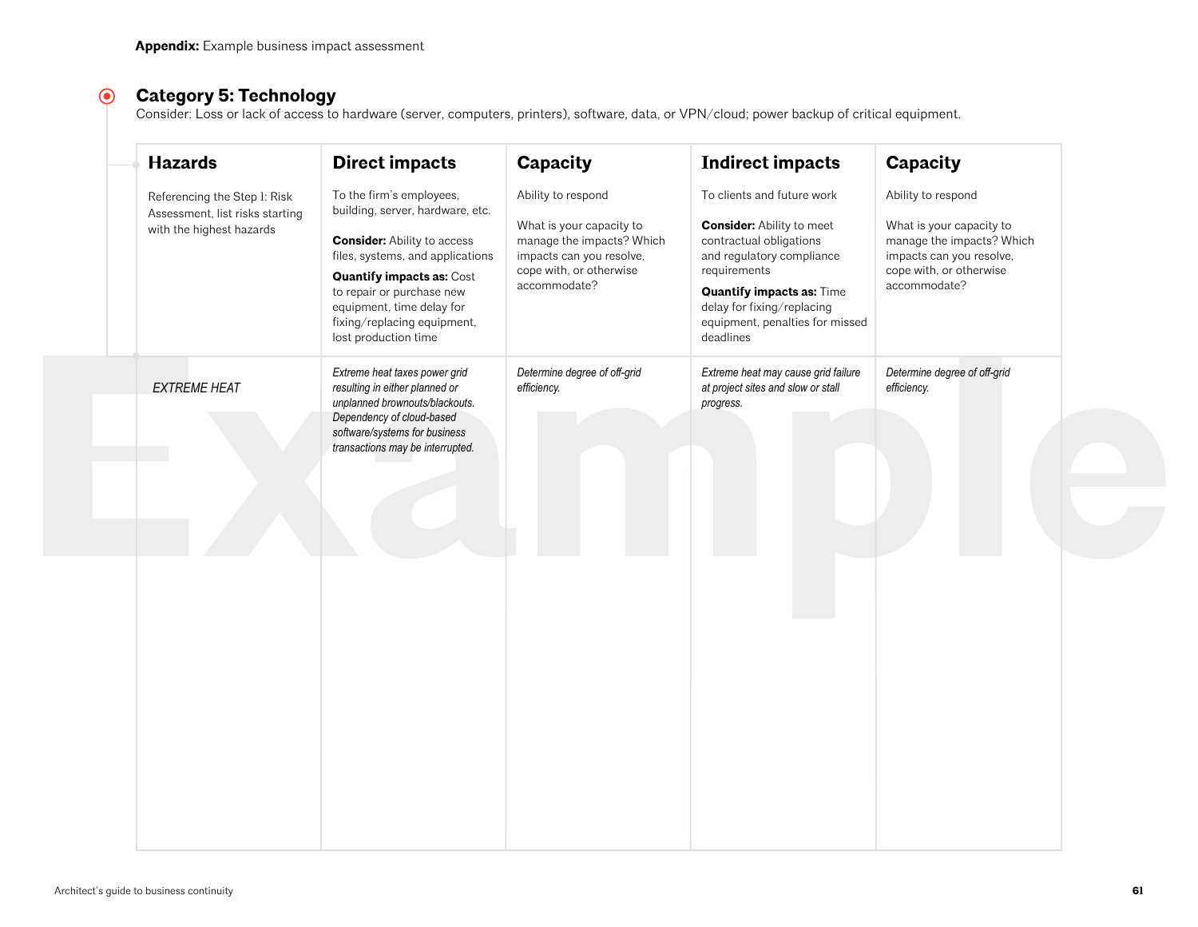**Appendix:** Example business impact assessment

## Category 5: Technology

Consider: Loss or lack of access to hardware (server, computers, printers), software, data, or VPN/cloud; power backup of critical equipment.

| Hazards | Direct impacts | Capacity | Indirect impacts | Capacity |
|---|---|---|---|---|
| Referencing the Step 1: Risk Assessment, list risks starting with the highest hazards | To the firm's employees, building, server, hardware, etc.<br><br>**Consider:** Ability to access files, systems, and applications<br><br>**Quantify impacts as:** Cost to repair or purchase new equipment, time delay for fixing/replacing equipment, lost production time | Ability to respond<br><br>What is your capacity to manage the impacts? Which impacts can you resolve, cope with, or otherwise accommodate? | To clients and future work<br><br>**Consider:** Ability to meet contractual obligations and regulatory compliance requirements<br><br>**Quantify impacts as:** Time delay for fixing/replacing equipment, penalties for missed deadlines | Ability to respond<br><br>What is your capacity to manage the impacts? Which impacts can you resolve, cope with, or otherwise accommodate? |
| *EXTREME HEAT* | *Extreme heat taxes power grid resulting in either planned or unplanned brownouts/blackouts. Dependency of cloud-based software/systems for business transactions may be interrupted.* | *Determine degree of off-grid efficiency.* | *Extreme heat may cause grid failure at project sites and slow or stall progress.* | *Determine degree of off-grid efficiency.* |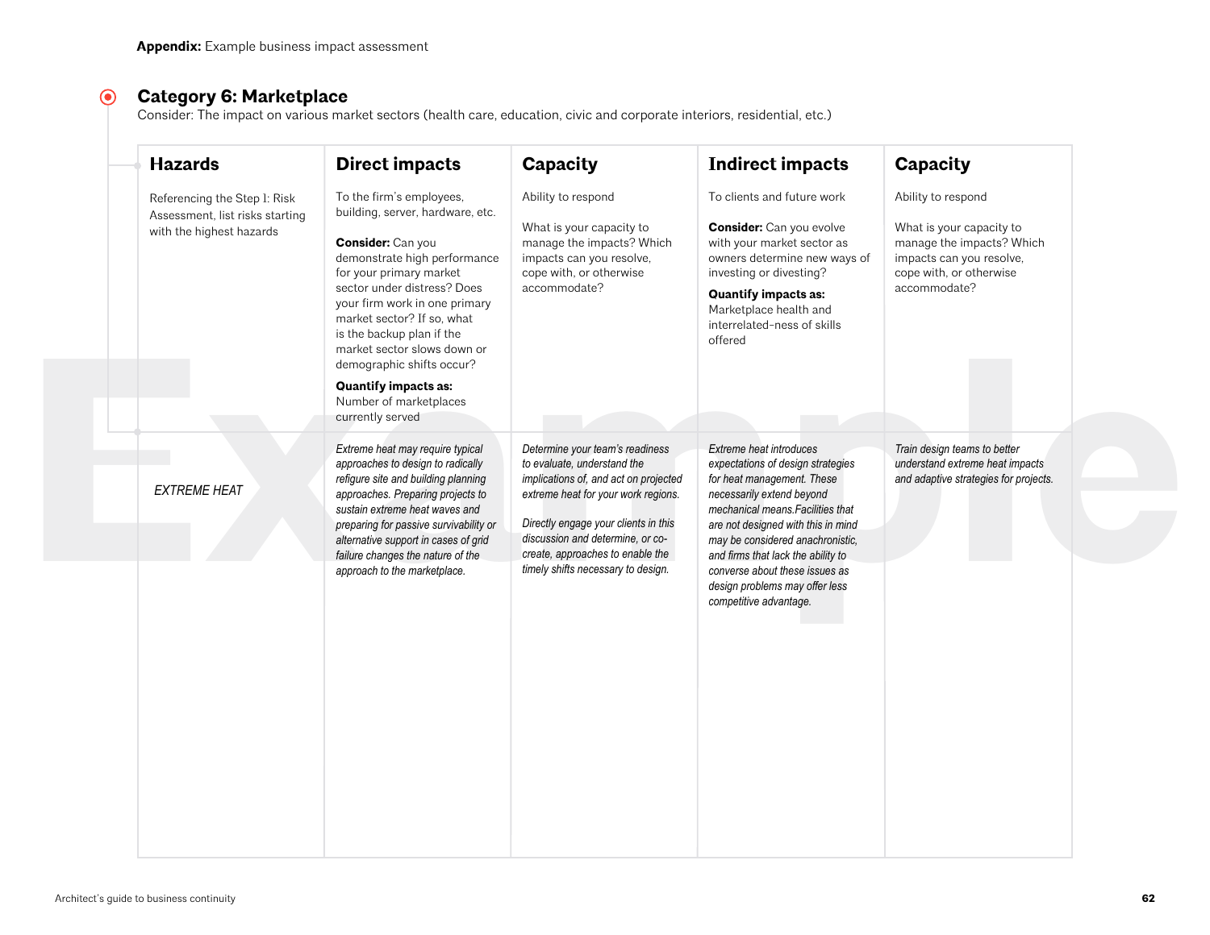**Appendix:** Example business impact assessment

## Category 6: Marketplace

Consider: The impact on various market sectors (health care, education, civic and corporate interiors, residential, etc.)

| Hazards | Direct impacts | Capacity | Indirect impacts | Capacity |
|---|---|---|---|---|
| Referencing the Step 1: Risk Assessment, list risks starting with the highest hazards | To the firm's employees, building, server, hardware, etc.<br><br>**Consider:** Can you demonstrate high performance for your primary market sector under distress? Does your firm work in one primary market sector? If so, what is the backup plan if the market sector slows down or demographic shifts occur?<br><br>**Quantify impacts as:** Number of marketplaces currently served | Ability to respond<br><br>What is your capacity to manage the impacts? Which impacts can you resolve, cope with, or otherwise accommodate? | To clients and future work<br><br>**Consider:** Can you evolve with your market sector as owners determine new ways of investing or divesting?<br><br>**Quantify impacts as:** Marketplace health and interrelated-ness of skills offered | Ability to respond<br><br>What is your capacity to manage the impacts? Which impacts can you resolve, cope with, or otherwise accommodate? |
| *EXTREME HEAT* | *Extreme heat may require typical approaches to design to radically refigure site and building planning approaches. Preparing projects to sustain extreme heat waves and preparing for passive survivability or alternative support in cases of grid failure changes the nature of the approach to the marketplace.* | *Determine your team's readiness to evaluate, understand the implications of, and act on projected extreme heat for your work regions.*<br><br>*Directly engage your clients in this discussion and determine, or co-create, approaches to enable the timely shifts necessary to design.* | *Extreme heat introduces expectations of design strategies for heat management. These necessarily extend beyond mechanical means.Facilities that are not designed with this in mind may be considered anachronistic, and firms that lack the ability to converse about these issues as design problems may offer less competitive advantage.* | *Train design teams to better understand extreme heat impacts and adaptive strategies for projects.* |